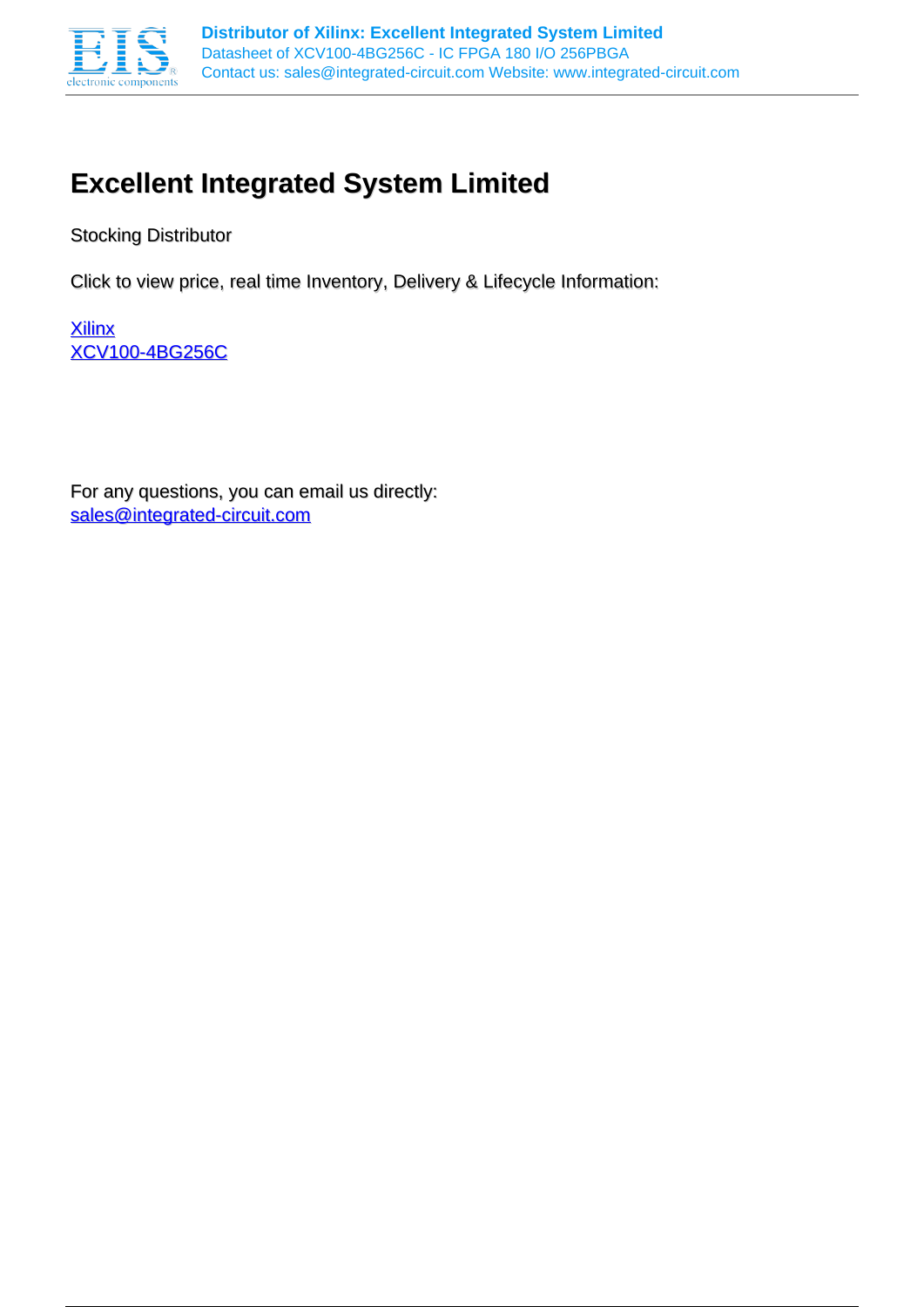# Excellent Integrated System Limited

Stocking Distributor

Click to view price, real time Inventory, Delivery & Lifecycle Information:

[Xilinx](#)
[XCV100-4BG256C](#)

For any questions, you can email us directly:
[sales@integrated-circuit.com](mailto:sales@integrated-circuit.com)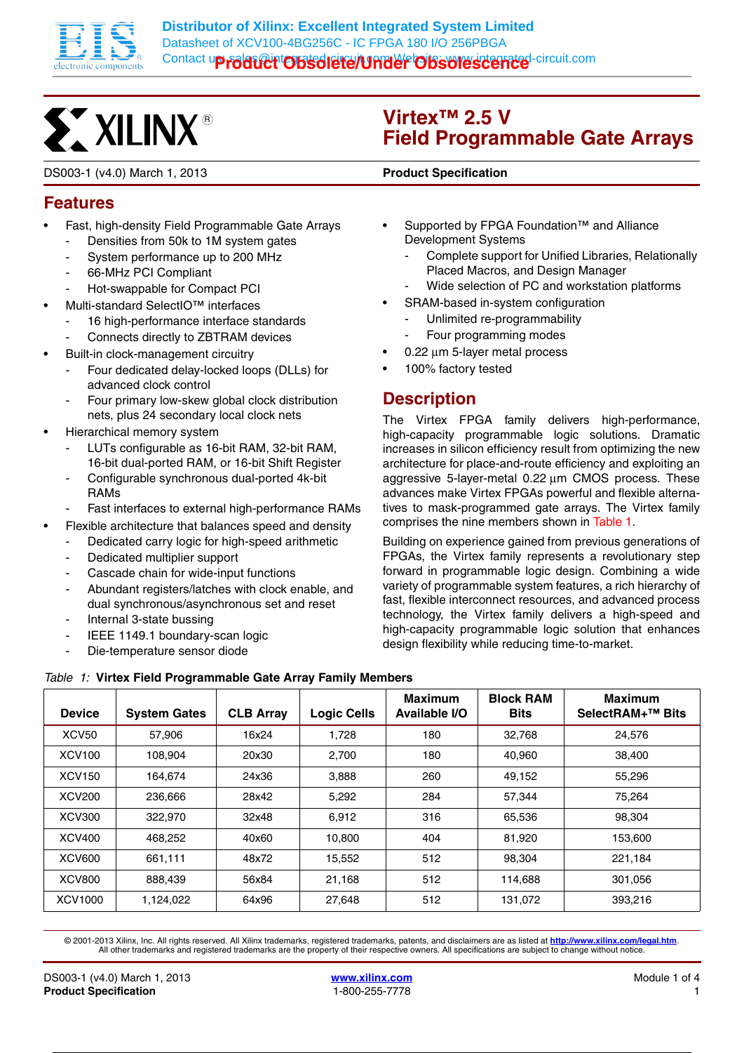# Virtex™ 2.5 V Field Programmable Gate Arrays

DS003-1 (v4.0) March 1, 2013 **Product Specification**

## Features

- Fast, high-density Field Programmable Gate Arrays
  - Densities from 50k to 1M system gates
  - System performance up to 200 MHz
  - 66-MHz PCI Compliant
  - Hot-swappable for Compact PCI
- Multi-standard SelectIO™ interfaces
  - 16 high-performance interface standards
  - Connects directly to ZBTRAM devices
- Built-in clock-management circuitry
  - Four dedicated delay-locked loops (DLLs) for advanced clock control
  - Four primary low-skew global clock distribution nets, plus 24 secondary local clock nets
- Hierarchical memory system
  - LUTs configurable as 16-bit RAM, 32-bit RAM, 16-bit dual-ported RAM, or 16-bit Shift Register
  - Configurable synchronous dual-ported 4k-bit RAMs
  - Fast interfaces to external high-performance RAMs
- Flexible architecture that balances speed and density
  - Dedicated carry logic for high-speed arithmetic
  - Dedicated multiplier support
  - Cascade chain for wide-input functions
  - Abundant registers/latches with clock enable, and dual synchronous/asynchronous set and reset
  - Internal 3-state bussing
  - IEEE 1149.1 boundary-scan logic
  - Die-temperature sensor diode
- Supported by FPGA Foundation™ and Alliance Development Systems
  - Complete support for Unified Libraries, Relationally Placed Macros, and Design Manager
  - Wide selection of PC and workstation platforms
- SRAM-based in-system configuration
  - Unlimited re-programmability
  - Four programming modes
- 0.22 µm 5-layer metal process
- 100% factory tested

## Description

The Virtex FPGA family delivers high-performance, high-capacity programmable logic solutions. Dramatic increases in silicon efficiency result from optimizing the new architecture for place-and-route efficiency and exploiting an aggressive 5-layer-metal 0.22 µm CMOS process. These advances make Virtex FPGAs powerful and flexible alternatives to mask-programmed gate arrays. The Virtex family comprises the nine members shown in Table 1.

Building on experience gained from previous generations of FPGAs, the Virtex family represents a revolutionary step forward in programmable logic design. Combining a wide variety of programmable system features, a rich hierarchy of fast, flexible interconnect resources, and advanced process technology, the Virtex family delivers a high-speed and high-capacity programmable logic solution that enhances design flexibility while reducing time-to-market.

*Table 1:* **Virtex Field Programmable Gate Array Family Members**

| Device | System Gates | CLB Array | Logic Cells | Maximum Available I/O | Block RAM Bits | Maximum SelectRAM+™ Bits |
|---|---|---|---|---|---|---|
| XCV50 | 57,906 | 16x24 | 1,728 | 180 | 32,768 | 24,576 |
| XCV100 | 108,904 | 20x30 | 2,700 | 180 | 40,960 | 38,400 |
| XCV150 | 164,674 | 24x36 | 3,888 | 260 | 49,152 | 55,296 |
| XCV200 | 236,666 | 28x42 | 5,292 | 284 | 57,344 | 75,264 |
| XCV300 | 322,970 | 32x48 | 6,912 | 316 | 65,536 | 98,304 |
| XCV400 | 468,252 | 40x60 | 10,800 | 404 | 81,920 | 153,600 |
| XCV600 | 661,111 | 48x72 | 15,552 | 512 | 98,304 | 221,184 |
| XCV800 | 888,439 | 56x84 | 21,168 | 512 | 114,688 | 301,056 |
| XCV1000 | 1,124,022 | 64x96 | 27,648 | 512 | 131,072 | 393,216 |

© 2001-2013 Xilinx, Inc. All rights reserved. All Xilinx trademarks, registered trademarks, patents, and disclaimers are as listed at http://www.xilinx.com/legal.htm. All other trademarks and registered trademarks are the property of their respective owners. All specifications are subject to change without notice.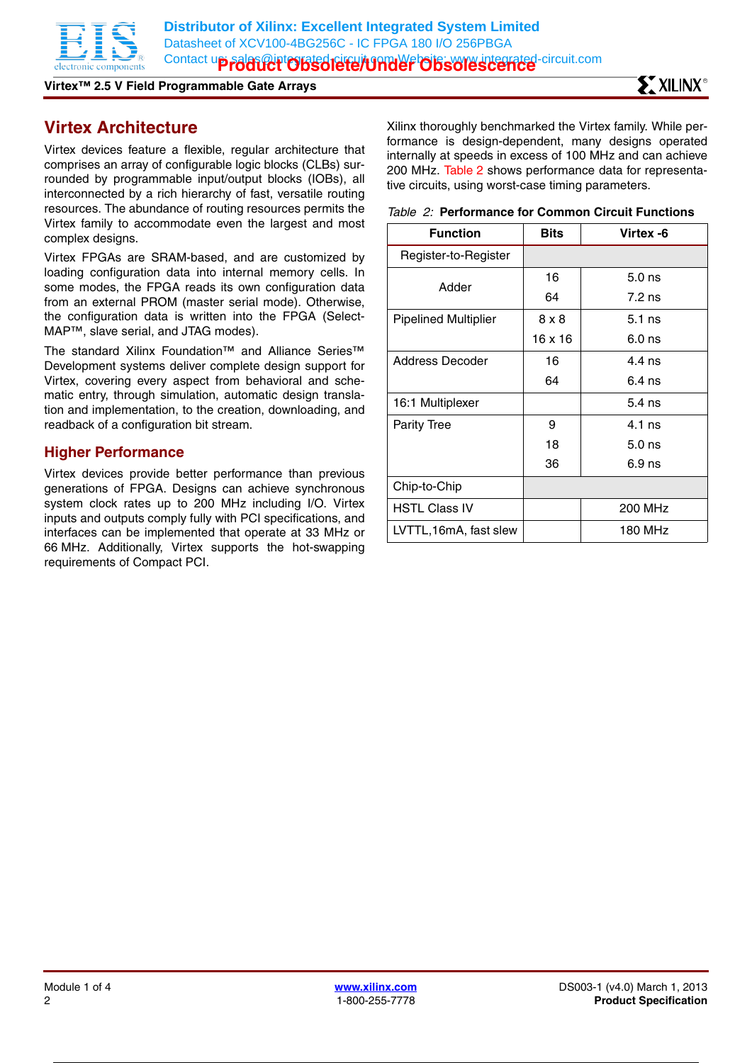## Virtex Architecture

Virtex devices feature a flexible, regular architecture that comprises an array of configurable logic blocks (CLBs) surrounded by programmable input/output blocks (IOBs), all interconnected by a rich hierarchy of fast, versatile routing resources. The abundance of routing resources permits the Virtex family to accommodate even the largest and most complex designs.

Virtex FPGAs are SRAM-based, and are customized by loading configuration data into internal memory cells. In some modes, the FPGA reads its own configuration data from an external PROM (master serial mode). Otherwise, the configuration data is written into the FPGA (SelectMAP™, slave serial, and JTAG modes).

The standard Xilinx Foundation™ and Alliance Series™ Development systems deliver complete design support for Virtex, covering every aspect from behavioral and schematic entry, through simulation, automatic design translation and implementation, to the creation, downloading, and readback of a configuration bit stream.

### Higher Performance

Virtex devices provide better performance than previous generations of FPGA. Designs can achieve synchronous system clock rates up to 200 MHz including I/O. Virtex inputs and outputs comply fully with PCI specifications, and interfaces can be implemented that operate at 33 MHz or 66 MHz. Additionally, Virtex supports the hot-swapping requirements of Compact PCI.

Xilinx thoroughly benchmarked the Virtex family. While performance is design-dependent, many designs operated internally at speeds in excess of 100 MHz and can achieve 200 MHz. Table 2 shows performance data for representative circuits, using worst-case timing parameters.

*Table 2:* **Performance for Common Circuit Functions**

| Function | Bits | Virtex -6 |
|---|---|---|
| Register-to-Register | | |
| Adder | 16 | 5.0 ns |
| | 64 | 7.2 ns |
| Pipelined Multiplier | 8 x 8 | 5.1 ns |
| | 16 x 16 | 6.0 ns |
| Address Decoder | 16 | 4.4 ns |
| | 64 | 6.4 ns |
| 16:1 Multiplexer | | 5.4 ns |
| Parity Tree | 9 | 4.1 ns |
| | 18 | 5.0 ns |
| | 36 | 6.9 ns |
| Chip-to-Chip | | |
| HSTL Class IV | | 200 MHz |
| LVTTL,16mA, fast slew | | 180 MHz |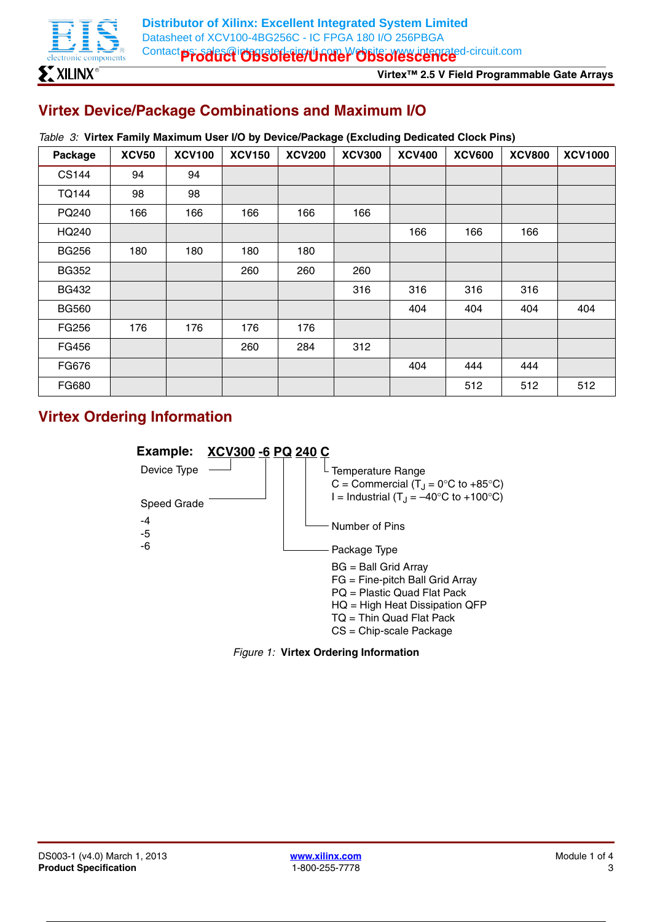## Virtex Device/Package Combinations and Maximum I/O

*Table 3:* **Virtex Family Maximum User I/O by Device/Package (Excluding Dedicated Clock Pins)**

| Package | XCV50 | XCV100 | XCV150 | XCV200 | XCV300 | XCV400 | XCV600 | XCV800 | XCV1000 |
|---|---|---|---|---|---|---|---|---|---|
| CS144 | 94 | 94 | | | | | | | |
| TQ144 | 98 | 98 | | | | | | | |
| PQ240 | 166 | 166 | 166 | 166 | 166 | | | | |
| HQ240 | | | | | | 166 | 166 | 166 | |
| BG256 | 180 | 180 | 180 | 180 | | | | | |
| BG352 | | | 260 | 260 | 260 | | | | |
| BG432 | | | | | 316 | 316 | 316 | 316 | |
| BG560 | | | | | | 404 | 404 | 404 | 404 |
| FG256 | 176 | 176 | 176 | 176 | | | | | |
| FG456 | | | 260 | 284 | 312 | | | | |
| FG676 | | | | | | 404 | 444 | 444 | |
| FG680 | | | | | | | 512 | 512 | 512 |

## Virtex Ordering Information

**Example: XCV300 -6 PQ 240 C**

- Device Type: XCV300
- Speed Grade: -6
  - -4
  - -5
  - -6
- Package Type: PQ
  - BG = Ball Grid Array
  - FG = Fine-pitch Ball Grid Array
  - PQ = Plastic Quad Flat Pack
  - HQ = High Heat Dissipation QFP
  - TQ = Thin Quad Flat Pack
  - CS = Chip-scale Package
- Number of Pins: 240
- Temperature Range: C
  - C = Commercial ($T_J$ = 0°C to +85°C)
  - I = Industrial ($T_J$ = –40°C to +100°C)

*Figure 1:* **Virtex Ordering Information**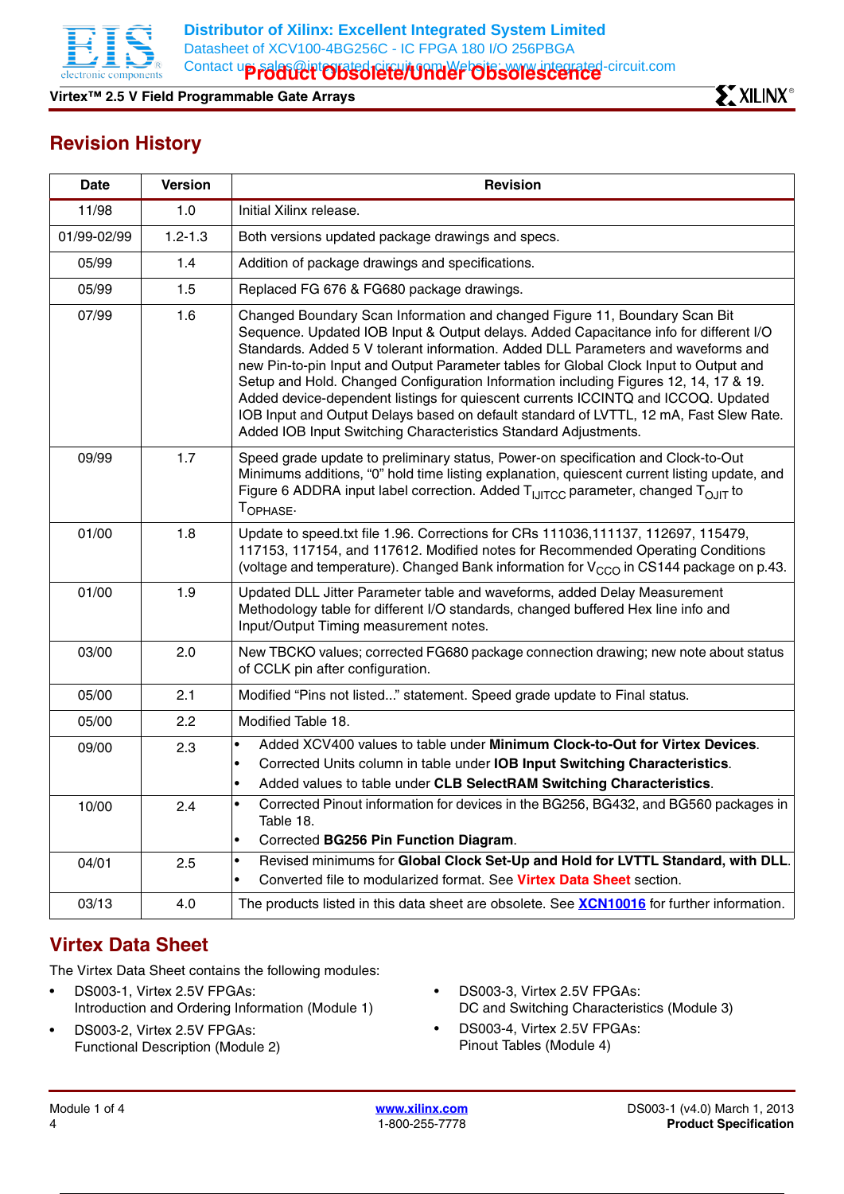## Revision History

| Date | Version | Revision |
|---|---|---|
| 11/98 | 1.0 | Initial Xilinx release. |
| 01/99-02/99 | 1.2-1.3 | Both versions updated package drawings and specs. |
| 05/99 | 1.4 | Addition of package drawings and specifications. |
| 05/99 | 1.5 | Replaced FG 676 & FG680 package drawings. |
| 07/99 | 1.6 | Changed Boundary Scan Information and changed Figure 11, Boundary Scan Bit Sequence. Updated IOB Input & Output delays. Added Capacitance info for different I/O Standards. Added 5 V tolerant information. Added DLL Parameters and waveforms and new Pin-to-pin Input and Output Parameter tables for Global Clock Input to Output and Setup and Hold. Changed Configuration Information including Figures 12, 14, 17 & 19. Added device-dependent listings for quiescent currents ICCINTQ and ICCOQ. Updated IOB Input and Output Delays based on default standard of LVTTL, 12 mA, Fast Slew Rate. Added IOB Input Switching Characteristics Standard Adjustments. |
| 09/99 | 1.7 | Speed grade update to preliminary status, Power-on specification and Clock-to-Out Minimums additions, "0" hold time listing explanation, quiescent current listing update, and Figure 6 ADDRA input label correction. Added $T_{IJITCC}$ parameter, changed $T_{OJIT}$ to $T_{OPHASE}$. |
| 01/00 | 1.8 | Update to speed.txt file 1.96. Corrections for CRs 111036,111137, 112697, 115479, 117153, 117154, and 117612. Modified notes for Recommended Operating Conditions (voltage and temperature). Changed Bank information for $V_{CCO}$ in CS144 package on p.43. |
| 01/00 | 1.9 | Updated DLL Jitter Parameter table and waveforms, added Delay Measurement Methodology table for different I/O standards, changed buffered Hex line info and Input/Output Timing measurement notes. |
| 03/00 | 2.0 | New TBCKO values; corrected FG680 package connection drawing; new note about status of CCLK pin after configuration. |
| 05/00 | 2.1 | Modified "Pins not listed..." statement. Speed grade update to Final status. |
| 05/00 | 2.2 | Modified Table 18. |
| 09/00 | 2.3 | • Added XCV400 values to table under **Minimum Clock-to-Out for Virtex Devices**. • Corrected Units column in table under **IOB Input Switching Characteristics**. • Added values to table under **CLB SelectRAM Switching Characteristics**. |
| 10/00 | 2.4 | • Corrected Pinout information for devices in the BG256, BG432, and BG560 packages in Table 18. • Corrected **BG256 Pin Function Diagram**. |
| 04/01 | 2.5 | • Revised minimums for **Global Clock Set-Up and Hold for LVTTL Standard, with DLL**. • Converted file to modularized format. See **Virtex Data Sheet** section. |
| 03/13 | 4.0 | The products listed in this data sheet are obsolete. See **XCN10016** for further information. |

## Virtex Data Sheet

The Virtex Data Sheet contains the following modules:

- DS003-1, Virtex 2.5V FPGAs:
  Introduction and Ordering Information (Module 1)
- DS003-2, Virtex 2.5V FPGAs:
  Functional Description (Module 2)
- DS003-3, Virtex 2.5V FPGAs:
  DC and Switching Characteristics (Module 3)
- DS003-4, Virtex 2.5V FPGAs:
  Pinout Tables (Module 4)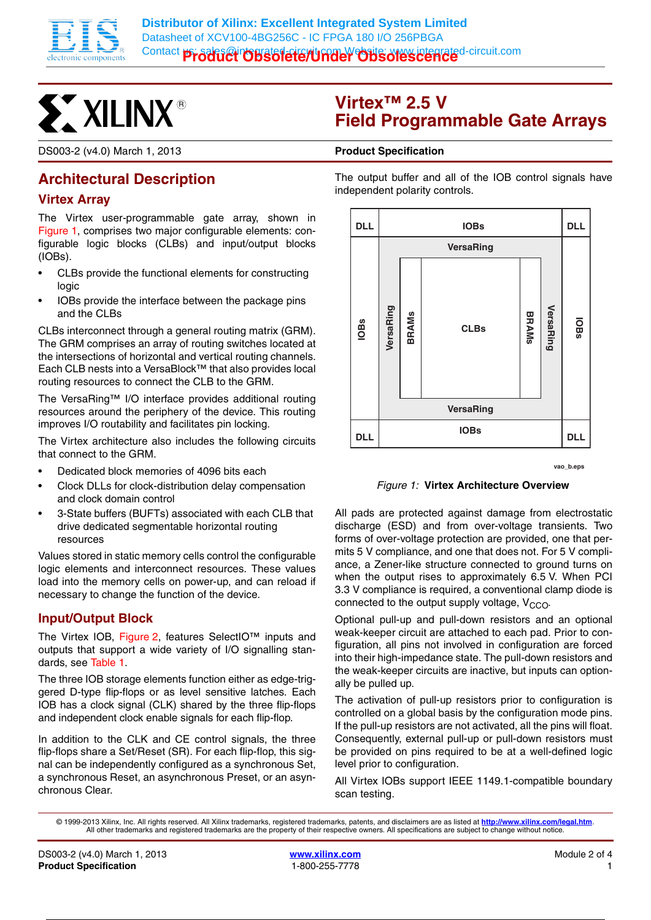# Virtex™ 2.5 V Field Programmable Gate Arrays

DS003-2 (v4.0) March 1, 2013 **Product Specification**

## Architectural Description

### Virtex Array

The Virtex user-programmable gate array, shown in Figure 1, comprises two major configurable elements: configurable logic blocks (CLBs) and input/output blocks (IOBs).

- CLBs provide the functional elements for constructing logic
- IOBs provide the interface between the package pins and the CLBs

CLBs interconnect through a general routing matrix (GRM). The GRM comprises an array of routing switches located at the intersections of horizontal and vertical routing channels. Each CLB nests into a VersaBlock™ that also provides local routing resources to connect the CLB to the GRM.

The VersaRing™ I/O interface provides additional routing resources around the periphery of the device. This routing improves I/O routability and facilitates pin locking.

The Virtex architecture also includes the following circuits that connect to the GRM.

- Dedicated block memories of 4096 bits each
- Clock DLLs for clock-distribution delay compensation and clock domain control
- 3-State buffers (BUFTs) associated with each CLB that drive dedicated segmentable horizontal routing resources

Values stored in static memory cells control the configurable logic elements and interconnect resources. These values load into the memory cells on power-up, and can reload if necessary to change the function of the device.

### Input/Output Block

The Virtex IOB, Figure 2, features SelectIO™ inputs and outputs that support a wide variety of I/O signalling standards, see Table 1.

The three IOB storage elements function either as edge-triggered D-type flip-flops or as level sensitive latches. Each IOB has a clock signal (CLK) shared by the three flip-flops and independent clock enable signals for each flip-flop.

In addition to the CLK and CE control signals, the three flip-flops share a Set/Reset (SR). For each flip-flop, this signal can be independently configured as a synchronous Set, a synchronous Reset, an asynchronous Preset, or an asynchronous Clear.

The output buffer and all of the IOB control signals have independent polarity controls.

DLL | IOBs | DLL
IOBs | VersaRing | BRAMs | CLBs | BRAMs | VersaRing | IOBs
DLL | IOBs | DLL

vao_b.eps

*Figure 1:* **Virtex Architecture Overview**

All pads are protected against damage from electrostatic discharge (ESD) and from over-voltage transients. Two forms of over-voltage protection are provided, one that permits 5 V compliance, and one that does not. For 5 V compliance, a Zener-like structure connected to ground turns on when the output rises to approximately 6.5 V. When PCI 3.3 V compliance is required, a conventional clamp diode is connected to the output supply voltage, $V_{CCO}$.

Optional pull-up and pull-down resistors and an optional weak-keeper circuit are attached to each pad. Prior to configuration, all pins not involved in configuration are forced into their high-impedance state. The pull-down resistors and the weak-keeper circuits are inactive, but inputs can optionally be pulled up.

The activation of pull-up resistors prior to configuration is controlled on a global basis by the configuration mode pins. If the pull-up resistors are not activated, all the pins will float. Consequently, external pull-up or pull-down resistors must be provided on pins required to be at a well-defined logic level prior to configuration.

All Virtex IOBs support IEEE 1149.1-compatible boundary scan testing.

© 1999-2013 Xilinx, Inc. All rights reserved. All Xilinx trademarks, registered trademarks, patents, and disclaimers are as listed at http://www.xilinx.com/legal.htm. All other trademarks and registered trademarks are the property of their respective owners. All specifications are subject to change without notice.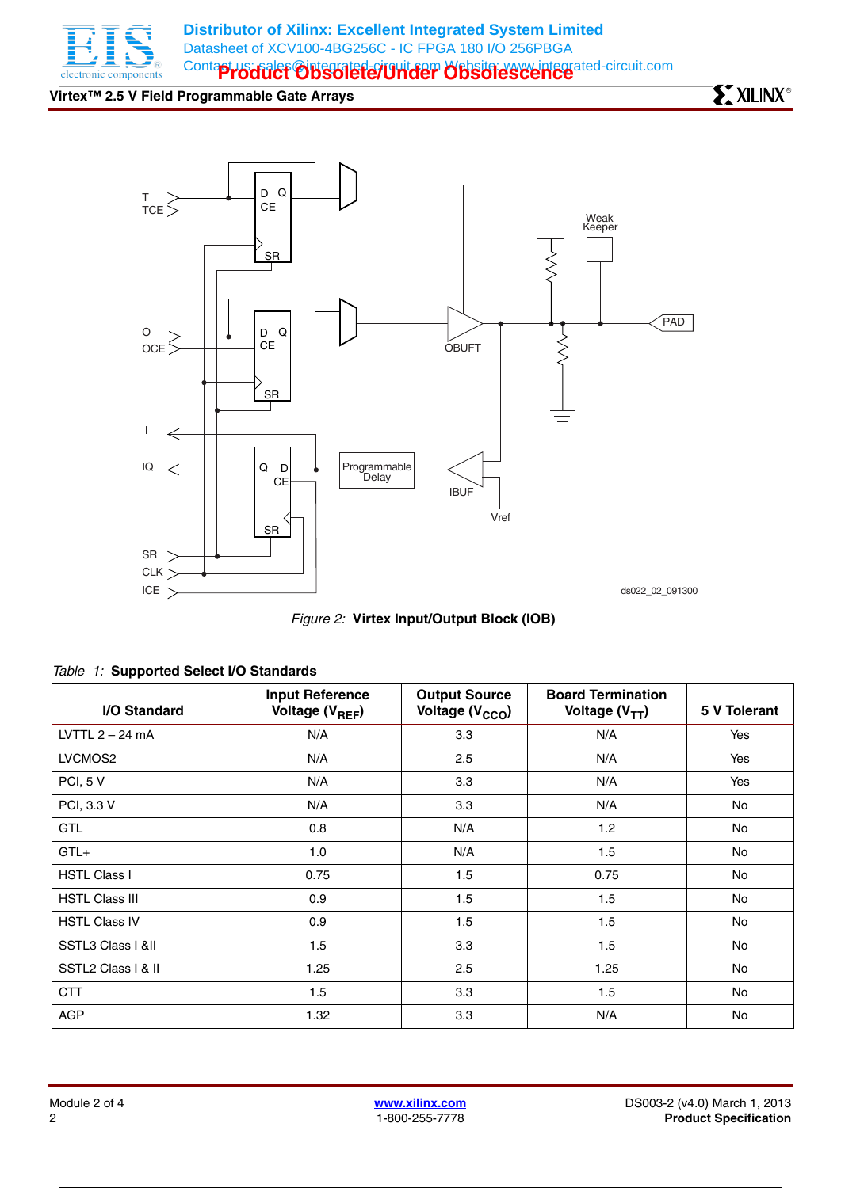Figure 2: **Virtex Input/Output Block (IOB)**

*Table 1:* **Supported Select I/O Standards**

| I/O Standard | Input Reference Voltage ($V_{REF}$) | Output Source Voltage ($V_{CCO}$) | Board Termination Voltage ($V_{TT}$) | 5 V Tolerant |
|---|---|---|---|---|
| LVTTL 2 – 24 mA | N/A | 3.3 | N/A | Yes |
| LVCMOS2 | N/A | 2.5 | N/A | Yes |
| PCI, 5 V | N/A | 3.3 | N/A | Yes |
| PCI, 3.3 V | N/A | 3.3 | N/A | No |
| GTL | 0.8 | N/A | 1.2 | No |
| GTL+ | 1.0 | N/A | 1.5 | No |
| HSTL Class I | 0.75 | 1.5 | 0.75 | No |
| HSTL Class III | 0.9 | 1.5 | 1.5 | No |
| HSTL Class IV | 0.9 | 1.5 | 1.5 | No |
| SSTL3 Class I &II | 1.5 | 3.3 | 1.5 | No |
| SSTL2 Class I & II | 1.25 | 2.5 | 1.25 | No |
| CTT | 1.5 | 3.3 | 1.5 | No |
| AGP | 1.32 | 3.3 | N/A | No |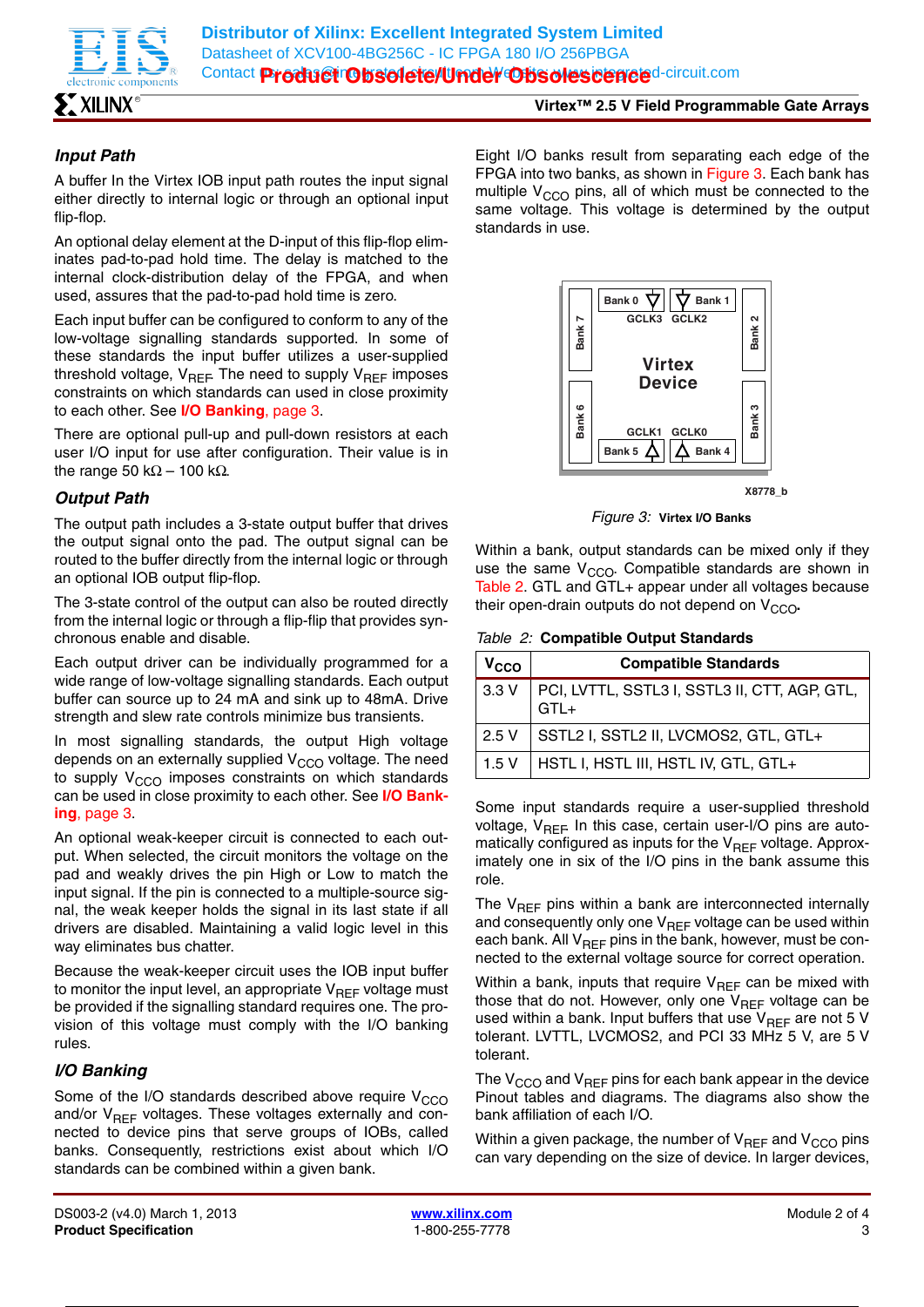### Input Path

A buffer In the Virtex IOB input path routes the input signal either directly to internal logic or through an optional input flip-flop.

An optional delay element at the D-input of this flip-flop eliminates pad-to-pad hold time. The delay is matched to the internal clock-distribution delay of the FPGA, and when used, assures that the pad-to-pad hold time is zero.

Each input buffer can be configured to conform to any of the low-voltage signalling standards supported. In some of these standards the input buffer utilizes a user-supplied threshold voltage, $V_{REF}$. The need to supply $V_{REF}$ imposes constraints on which standards can used in close proximity to each other. See **I/O Banking**, page 3.

There are optional pull-up and pull-down resistors at each user I/O input for use after configuration. Their value is in the range 50 kΩ – 100 kΩ.

### Output Path

The output path includes a 3-state output buffer that drives the output signal onto the pad. The output signal can be routed to the buffer directly from the internal logic or through an optional IOB output flip-flop.

The 3-state control of the output can also be routed directly from the internal logic or through a flip-flip that provides synchronous enable and disable.

Each output driver can be individually programmed for a wide range of low-voltage signalling standards. Each output buffer can source up to 24 mA and sink up to 48mA. Drive strength and slew rate controls minimize bus transients.

In most signalling standards, the output High voltage depends on an externally supplied $V_{CCO}$ voltage. The need to supply $V_{CCO}$ imposes constraints on which standards can be used in close proximity to each other. See **I/O Banking**, page 3.

An optional weak-keeper circuit is connected to each output. When selected, the circuit monitors the voltage on the pad and weakly drives the pin High or Low to match the input signal. If the pin is connected to a multiple-source signal, the weak keeper holds the signal in its last state if all drivers are disabled. Maintaining a valid logic level in this way eliminates bus chatter.

Because the weak-keeper circuit uses the IOB input buffer to monitor the input level, an appropriate $V_{REF}$ voltage must be provided if the signalling standard requires one. The provision of this voltage must comply with the I/O banking rules.

### I/O Banking

Some of the I/O standards described above require $V_{CCO}$ and/or $V_{REF}$ voltages. These voltages externally and connected to device pins that serve groups of IOBs, called banks. Consequently, restrictions exist about which I/O standards can be combined within a given bank.

Eight I/O banks result from separating each edge of the FPGA into two banks, as shown in Figure 3. Each bank has multiple $V_{CCO}$ pins, all of which must be connected to the same voltage. This voltage is determined by the output standards in use.

Bank 0 | Bank 1 | GCLK3 | GCLK2 | Bank 7 | Bank 2 | Virtex Device | Bank 6 | Bank 3 | GCLK1 | GCLK0 | Bank 5 | Bank 4

X8778_b

*Figure 3:* **Virtex I/O Banks**

Within a bank, output standards can be mixed only if they use the same $V_{CCO}$. Compatible standards are shown in Table 2. GTL and GTL+ appear under all voltages because their open-drain outputs do not depend on $V_{CCO}$.

*Table 2:* **Compatible Output Standards**

| $V_{CCO}$ | Compatible Standards |
|---|---|
| 3.3 V | PCI, LVTTL, SSTL3 I, SSTL3 II, CTT, AGP, GTL, GTL+ |
| 2.5 V | SSTL2 I, SSTL2 II, LVCMOS2, GTL, GTL+ |
| 1.5 V | HSTL I, HSTL III, HSTL IV, GTL, GTL+ |

Some input standards require a user-supplied threshold voltage, $V_{REF}$. In this case, certain user-I/O pins are automatically configured as inputs for the $V_{REF}$ voltage. Approximately one in six of the I/O pins in the bank assume this role.

The $V_{REF}$ pins within a bank are interconnected internally and consequently only one $V_{REF}$ voltage can be used within each bank. All $V_{REF}$ pins in the bank, however, must be connected to the external voltage source for correct operation.

Within a bank, inputs that require $V_{REF}$ can be mixed with those that do not. However, only one $V_{REF}$ voltage can be used within a bank. Input buffers that use $V_{REF}$ are not 5 V tolerant. LVTTL, LVCMOS2, and PCI 33 MHz 5 V, are 5 V tolerant.

The $V_{CCO}$ and $V_{REF}$ pins for each bank appear in the device Pinout tables and diagrams. The diagrams also show the bank affiliation of each I/O.

Within a given package, the number of $V_{REF}$ and $V_{CCO}$ pins can vary depending on the size of device. In larger devices,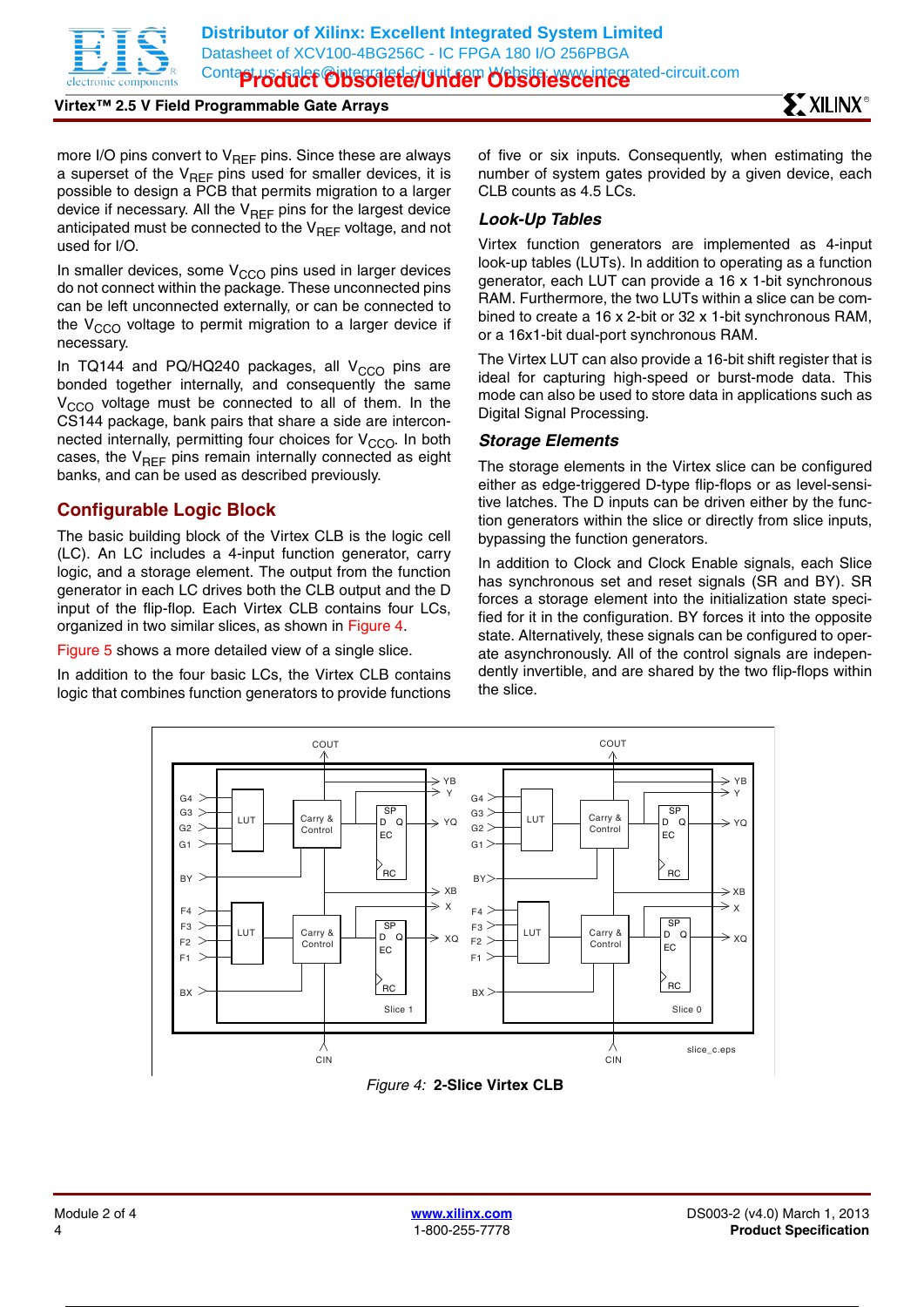more I/O pins convert to $V_{REF}$ pins. Since these are always a superset of the $V_{REF}$ pins used for smaller devices, it is possible to design a PCB that permits migration to a larger device if necessary. All the $V_{REF}$ pins for the largest device anticipated must be connected to the $V_{REF}$ voltage, and not used for I/O.

In smaller devices, some $V_{CCO}$ pins used in larger devices do not connect within the package. These unconnected pins can be left unconnected externally, or can be connected to the $V_{CCO}$ voltage to permit migration to a larger device if necessary.

In TQ144 and PQ/HQ240 packages, all $V_{CCO}$ pins are bonded together internally, and consequently the same $V_{CCO}$ voltage must be connected to all of them. In the CS144 package, bank pairs that share a side are interconnected internally, permitting four choices for $V_{CCO}$. In both cases, the $V_{REF}$ pins remain internally connected as eight banks, and can be used as described previously.

## Configurable Logic Block

The basic building block of the Virtex CLB is the logic cell (LC). An LC includes a 4-input function generator, carry logic, and a storage element. The output from the function generator in each LC drives both the CLB output and the D input of the flip-flop. Each Virtex CLB contains four LCs, organized in two similar slices, as shown in Figure 4.

Figure 5 shows a more detailed view of a single slice.

In addition to the four basic LCs, the Virtex CLB contains logic that combines function generators to provide functions of five or six inputs. Consequently, when estimating the number of system gates provided by a given device, each CLB counts as 4.5 LCs.

### *Look-Up Tables*

Virtex function generators are implemented as 4-input look-up tables (LUTs). In addition to operating as a function generator, each LUT can provide a 16 x 1-bit synchronous RAM. Furthermore, the two LUTs within a slice can be combined to create a 16 x 2-bit or 32 x 1-bit synchronous RAM, or a 16x1-bit dual-port synchronous RAM.

The Virtex LUT can also provide a 16-bit shift register that is ideal for capturing high-speed or burst-mode data. This mode can also be used to store data in applications such as Digital Signal Processing.

### *Storage Elements*

The storage elements in the Virtex slice can be configured either as edge-triggered D-type flip-flops or as level-sensitive latches. The D inputs can be driven either by the function generators within the slice or directly from slice inputs, bypassing the function generators.

In addition to Clock and Clock Enable signals, each Slice has synchronous set and reset signals (SR and BY). SR forces a storage element into the initialization state specified for it in the configuration. BY forces it into the opposite state. Alternatively, these signals can be configured to operate asynchronously. All of the control signals are independently invertible, and are shared by the two flip-flops within the slice.

*Figure 4:* **2-Slice Virtex CLB**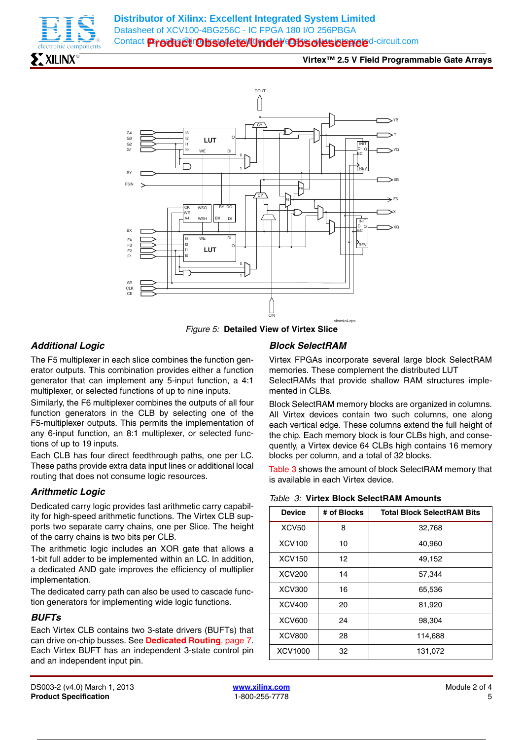Figure 5: **Detailed View of Virtex Slice**

### *Additional Logic*

The F5 multiplexer in each slice combines the function generator outputs. This combination provides either a function generator that can implement any 5-input function, a 4:1 multiplexer, or selected functions of up to nine inputs.

Similarly, the F6 multiplexer combines the outputs of all four function generators in the CLB by selecting one of the F5-multiplexer outputs. This permits the implementation of any 6-input function, an 8:1 multiplexer, or selected functions of up to 19 inputs.

Each CLB has four direct feedthrough paths, one per LC. These paths provide extra data input lines or additional local routing that does not consume logic resources.

### *Arithmetic Logic*

Dedicated carry logic provides fast arithmetic carry capability for high-speed arithmetic functions. The Virtex CLB supports two separate carry chains, one per Slice. The height of the carry chains is two bits per CLB.

The arithmetic logic includes an XOR gate that allows a 1-bit full adder to be implemented within an LC. In addition, a dedicated AND gate improves the efficiency of multiplier implementation.

The dedicated carry path can also be used to cascade function generators for implementing wide logic functions.

### *BUFTs*

Each Virtex CLB contains two 3-state drivers (BUFTs) that can drive on-chip busses. See **Dedicated Routing**, page 7. Each Virtex BUFT has an independent 3-state control pin and an independent input pin.

### *Block SelectRAM*

Virtex FPGAs incorporate several large block SelectRAM memories. These complement the distributed LUT SelectRAMs that provide shallow RAM structures implemented in CLBs.

Block SelectRAM memory blocks are organized in columns. All Virtex devices contain two such columns, one along each vertical edge. These columns extend the full height of the chip. Each memory block is four CLBs high, and consequently, a Virtex device 64 CLBs high contains 16 memory blocks per column, and a total of 32 blocks.

Table 3 shows the amount of block SelectRAM memory that is available in each Virtex device.

*Table 3:* **Virtex Block SelectRAM Amounts**

| Device | # of Blocks | Total Block SelectRAM Bits |
|---|---|---|
| XCV50 | 8 | 32,768 |
| XCV100 | 10 | 40,960 |
| XCV150 | 12 | 49,152 |
| XCV200 | 14 | 57,344 |
| XCV300 | 16 | 65,536 |
| XCV400 | 20 | 81,920 |
| XCV600 | 24 | 98,304 |
| XCV800 | 28 | 114,688 |
| XCV1000 | 32 | 131,072 |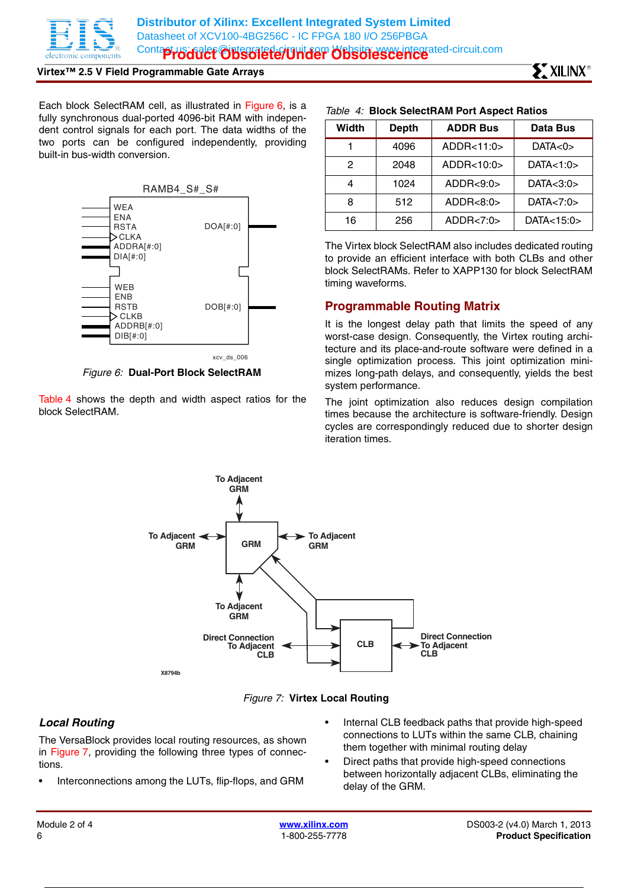Each block SelectRAM cell, as illustrated in Figure 6, is a fully synchronous dual-ported 4096-bit RAM with independent control signals for each port. The data widths of the two ports can be configured independently, providing built-in bus-width conversion.

Figure 6: **Dual-Port Block SelectRAM**

Table 4 shows the depth and width aspect ratios for the block SelectRAM.

*Table 4:* **Block SelectRAM Port Aspect Ratios**

| Width | Depth | ADDR Bus | Data Bus |
|---|---|---|---|
| 1 | 4096 | ADDR<11:0> | DATA<0> |
| 2 | 2048 | ADDR<10:0> | DATA<1:0> |
| 4 | 1024 | ADDR<9:0> | DATA<3:0> |
| 8 | 512 | ADDR<8:0> | DATA<7:0> |
| 16 | 256 | ADDR<7:0> | DATA<15:0> |

The Virtex block SelectRAM also includes dedicated routing to provide an efficient interface with both CLBs and other block SelectRAMs. Refer to XAPP130 for block SelectRAM timing waveforms.

## Programmable Routing Matrix

It is the longest delay path that limits the speed of any worst-case design. Consequently, the Virtex routing architecture and its place-and-route software were defined in a single optimization process. This joint optimization minimizes long-path delays, and consequently, yields the best system performance.

The joint optimization also reduces design compilation times because the architecture is software-friendly. Design cycles are correspondingly reduced due to shorter design iteration times.

Figure 7: **Virtex Local Routing**

### *Local Routing*

The VersaBlock provides local routing resources, as shown in Figure 7, providing the following three types of connections:

- Interconnections among the LUTs, flip-flops, and GRM
- Internal CLB feedback paths that provide high-speed connections to LUTs within the same CLB, chaining them together with minimal routing delay
- Direct paths that provide high-speed connections between horizontally adjacent CLBs, eliminating the delay of the GRM.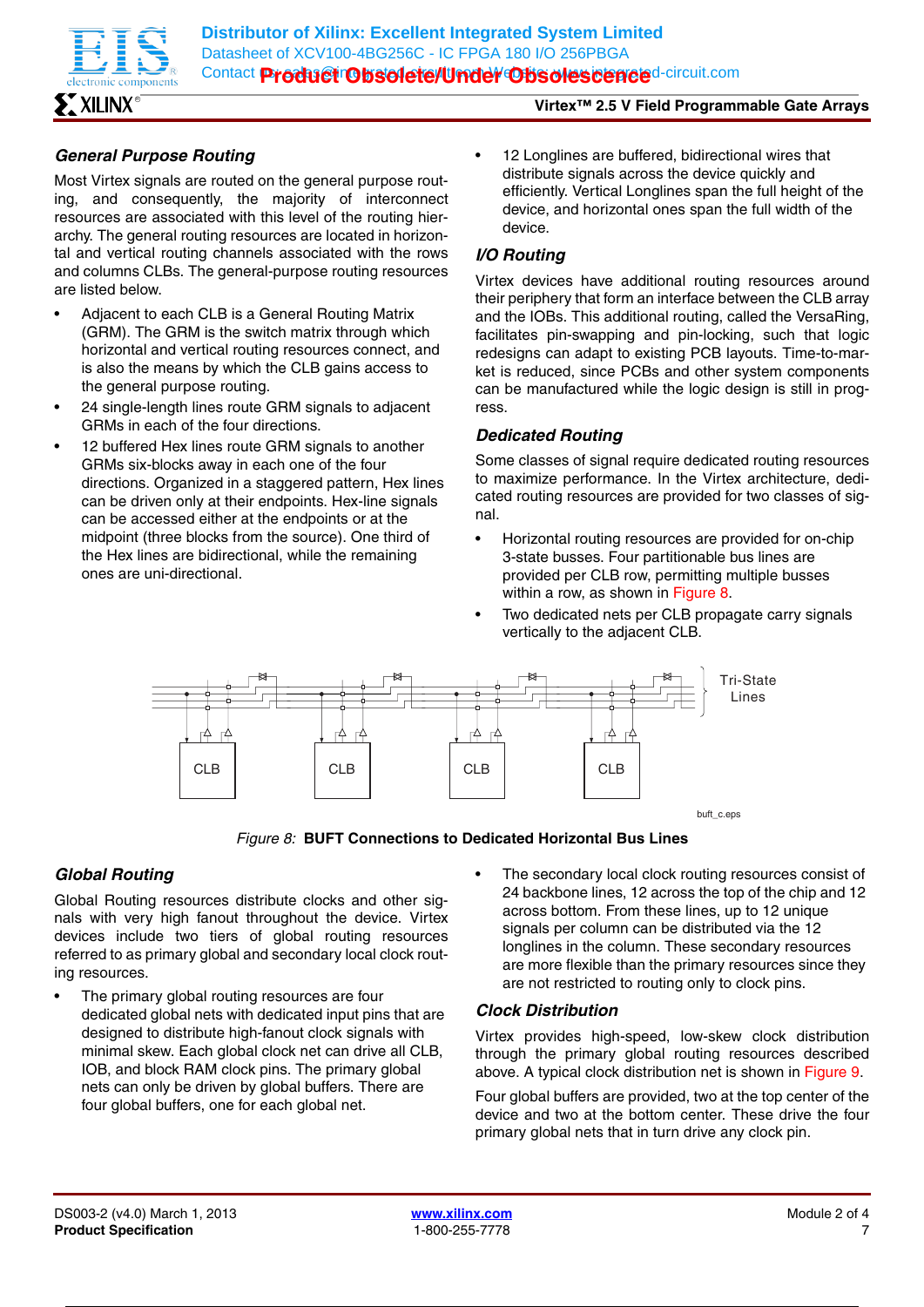### General Purpose Routing

Most Virtex signals are routed on the general purpose routing, and consequently, the majority of interconnect resources are associated with this level of the routing hierarchy. The general routing resources are located in horizontal and vertical routing channels associated with the rows and columns CLBs. The general-purpose routing resources are listed below.

- Adjacent to each CLB is a General Routing Matrix (GRM). The GRM is the switch matrix through which horizontal and vertical routing resources connect, and is also the means by which the CLB gains access to the general purpose routing.
- 24 single-length lines route GRM signals to adjacent GRMs in each of the four directions.
- 12 buffered Hex lines route GRM signals to another GRMs six-blocks away in each one of the four directions. Organized in a staggered pattern, Hex lines can be driven only at their endpoints. Hex-line signals can be accessed either at the endpoints or at the midpoint (three blocks from the source). One third of the Hex lines are bidirectional, while the remaining ones are uni-directional.
- 12 Longlines are buffered, bidirectional wires that distribute signals across the device quickly and efficiently. Vertical Longlines span the full height of the device, and horizontal ones span the full width of the device.

### I/O Routing

Virtex devices have additional routing resources around their periphery that form an interface between the CLB array and the IOBs. This additional routing, called the VersaRing, facilitates pin-swapping and pin-locking, such that logic redesigns can adapt to existing PCB layouts. Time-to-market is reduced, since PCBs and other system components can be manufactured while the logic design is still in progress.

### Dedicated Routing

Some classes of signal require dedicated routing resources to maximize performance. In the Virtex architecture, dedicated routing resources are provided for two classes of signal.

- Horizontal routing resources are provided for on-chip 3-state busses. Four partitionable bus lines are provided per CLB row, permitting multiple busses within a row, as shown in Figure 8.
- Two dedicated nets per CLB propagate carry signals vertically to the adjacent CLB.

Figure 8: **BUFT Connections to Dedicated Horizontal Bus Lines**

### Global Routing

Global Routing resources distribute clocks and other signals with very high fanout throughout the device. Virtex devices include two tiers of global routing resources referred to as primary global and secondary local clock routing resources.

- The primary global routing resources are four dedicated global nets with dedicated input pins that are designed to distribute high-fanout clock signals with minimal skew. Each global clock net can drive all CLB, IOB, and block RAM clock pins. The primary global nets can only be driven by global buffers. There are four global buffers, one for each global net.
- The secondary local clock routing resources consist of 24 backbone lines, 12 across the top of the chip and 12 across bottom. From these lines, up to 12 unique signals per column can be distributed via the 12 longlines in the column. These secondary resources are more flexible than the primary resources since they are not restricted to routing only to clock pins.

### Clock Distribution

Virtex provides high-speed, low-skew clock distribution through the primary global routing resources described above. A typical clock distribution net is shown in Figure 9.

Four global buffers are provided, two at the top center of the device and two at the bottom center. These drive the four primary global nets that in turn drive any clock pin.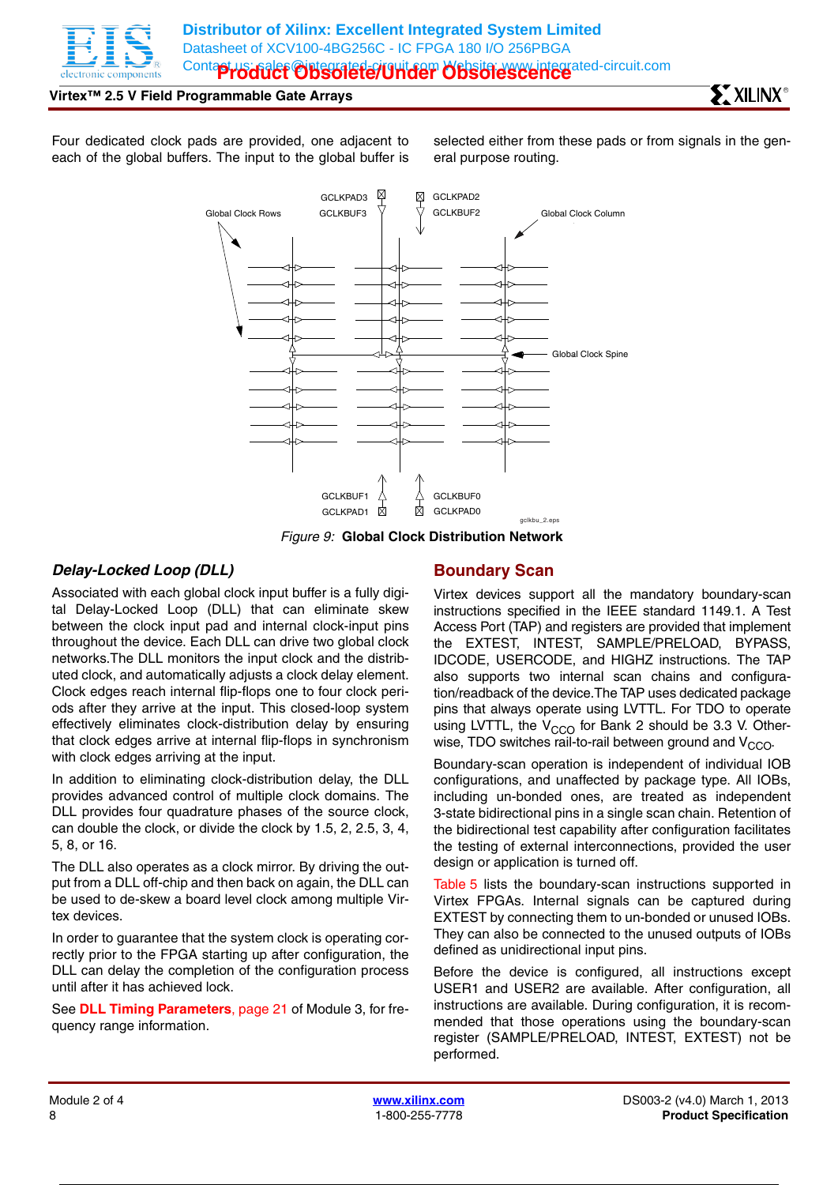Four dedicated clock pads are provided, one adjacent to each of the global buffers. The input to the global buffer is selected either from these pads or from signals in the general purpose routing.

*Figure 9:* **Global Clock Distribution Network**

### *Delay-Locked Loop (DLL)*

Associated with each global clock input buffer is a fully digital Delay-Locked Loop (DLL) that can eliminate skew between the clock input pad and internal clock-input pins throughout the device. Each DLL can drive two global clock networks.The DLL monitors the input clock and the distributed clock, and automatically adjusts a clock delay element. Clock edges reach internal flip-flops one to four clock periods after they arrive at the input. This closed-loop system effectively eliminates clock-distribution delay by ensuring that clock edges arrive at internal flip-flops in synchronism with clock edges arriving at the input.

In addition to eliminating clock-distribution delay, the DLL provides advanced control of multiple clock domains. The DLL provides four quadrature phases of the source clock, can double the clock, or divide the clock by 1.5, 2, 2.5, 3, 4, 5, 8, or 16.

The DLL also operates as a clock mirror. By driving the output from a DLL off-chip and then back on again, the DLL can be used to de-skew a board level clock among multiple Virtex devices.

In order to guarantee that the system clock is operating correctly prior to the FPGA starting up after configuration, the DLL can delay the completion of the configuration process until after it has achieved lock.

See **DLL Timing Parameters**, page 21 of Module 3, for frequency range information.

## Boundary Scan

Virtex devices support all the mandatory boundary-scan instructions specified in the IEEE standard 1149.1. A Test Access Port (TAP) and registers are provided that implement the EXTEST, INTEST, SAMPLE/PRELOAD, BYPASS, IDCODE, USERCODE, and HIGHZ instructions. The TAP also supports two internal scan chains and configuration/readback of the device.The TAP uses dedicated package pins that always operate using LVTTL. For TDO to operate using LVTTL, the $V_{CCO}$ for Bank 2 should be 3.3 V. Otherwise, TDO switches rail-to-rail between ground and $V_{CCO}$.

Boundary-scan operation is independent of individual IOB configurations, and unaffected by package type. All IOBs, including un-bonded ones, are treated as independent 3-state bidirectional pins in a single scan chain. Retention of the bidirectional test capability after configuration facilitates the testing of external interconnections, provided the user design or application is turned off.

Table 5 lists the boundary-scan instructions supported in Virtex FPGAs. Internal signals can be captured during EXTEST by connecting them to un-bonded or unused IOBs. They can also be connected to the unused outputs of IOBs defined as unidirectional input pins.

Before the device is configured, all instructions except USER1 and USER2 are available. After configuration, all instructions are available. During configuration, it is recommended that those operations using the boundary-scan register (SAMPLE/PRELOAD, INTEST, EXTEST) not be performed.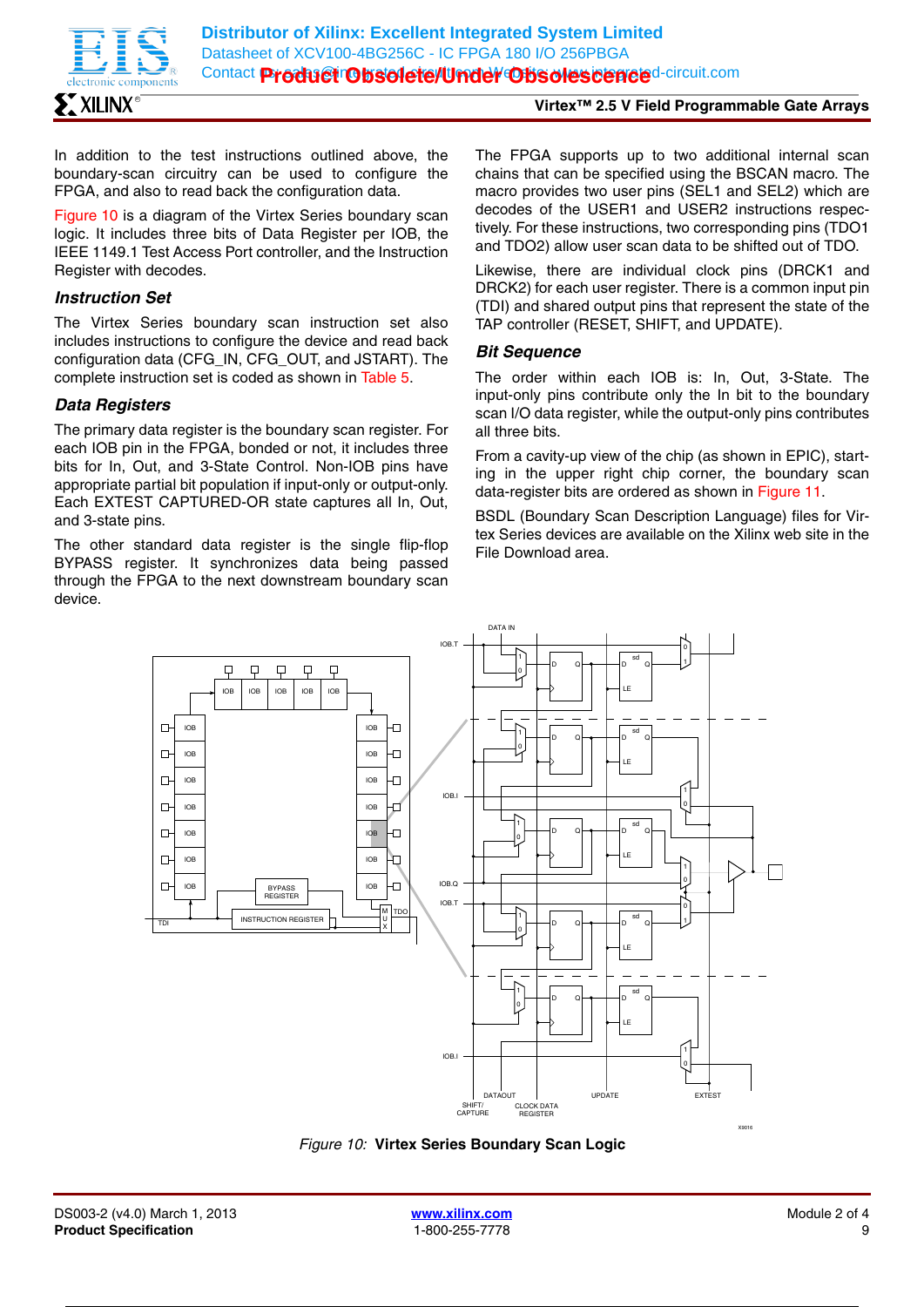In addition to the test instructions outlined above, the boundary-scan circuitry can be used to configure the FPGA, and also to read back the configuration data.

Figure 10 is a diagram of the Virtex Series boundary scan logic. It includes three bits of Data Register per IOB, the IEEE 1149.1 Test Access Port controller, and the Instruction Register with decodes.

### Instruction Set

The Virtex Series boundary scan instruction set also includes instructions to configure the device and read back configuration data (CFG_IN, CFG_OUT, and JSTART). The complete instruction set is coded as shown in Table 5.

### Data Registers

The primary data register is the boundary scan register. For each IOB pin in the FPGA, bonded or not, it includes three bits for In, Out, and 3-State Control. Non-IOB pins have appropriate partial bit population if input-only or output-only. Each EXTEST CAPTURED-OR state captures all In, Out, and 3-state pins.

The other standard data register is the single flip-flop BYPASS register. It synchronizes data being passed through the FPGA to the next downstream boundary scan device.

The FPGA supports up to two additional internal scan chains that can be specified using the BSCAN macro. The macro provides two user pins (SEL1 and SEL2) which are decodes of the USER1 and USER2 instructions respectively. For these instructions, two corresponding pins (TDO1 and TDO2) allow user scan data to be shifted out of TDO.

Likewise, there are individual clock pins (DRCK1 and DRCK2) for each user register. There is a common input pin (TDI) and shared output pins that represent the state of the TAP controller (RESET, SHIFT, and UPDATE).

### Bit Sequence

The order within each IOB is: In, Out, 3-State. The input-only pins contribute only the In bit to the boundary scan I/O data register, while the output-only pins contributes all three bits.

From a cavity-up view of the chip (as shown in EPIC), starting in the upper right chip corner, the boundary scan data-register bits are ordered as shown in Figure 11.

BSDL (Boundary Scan Description Language) files for Virtex Series devices are available on the Xilinx web site in the File Download area.

*Figure 10:* **Virtex Series Boundary Scan Logic**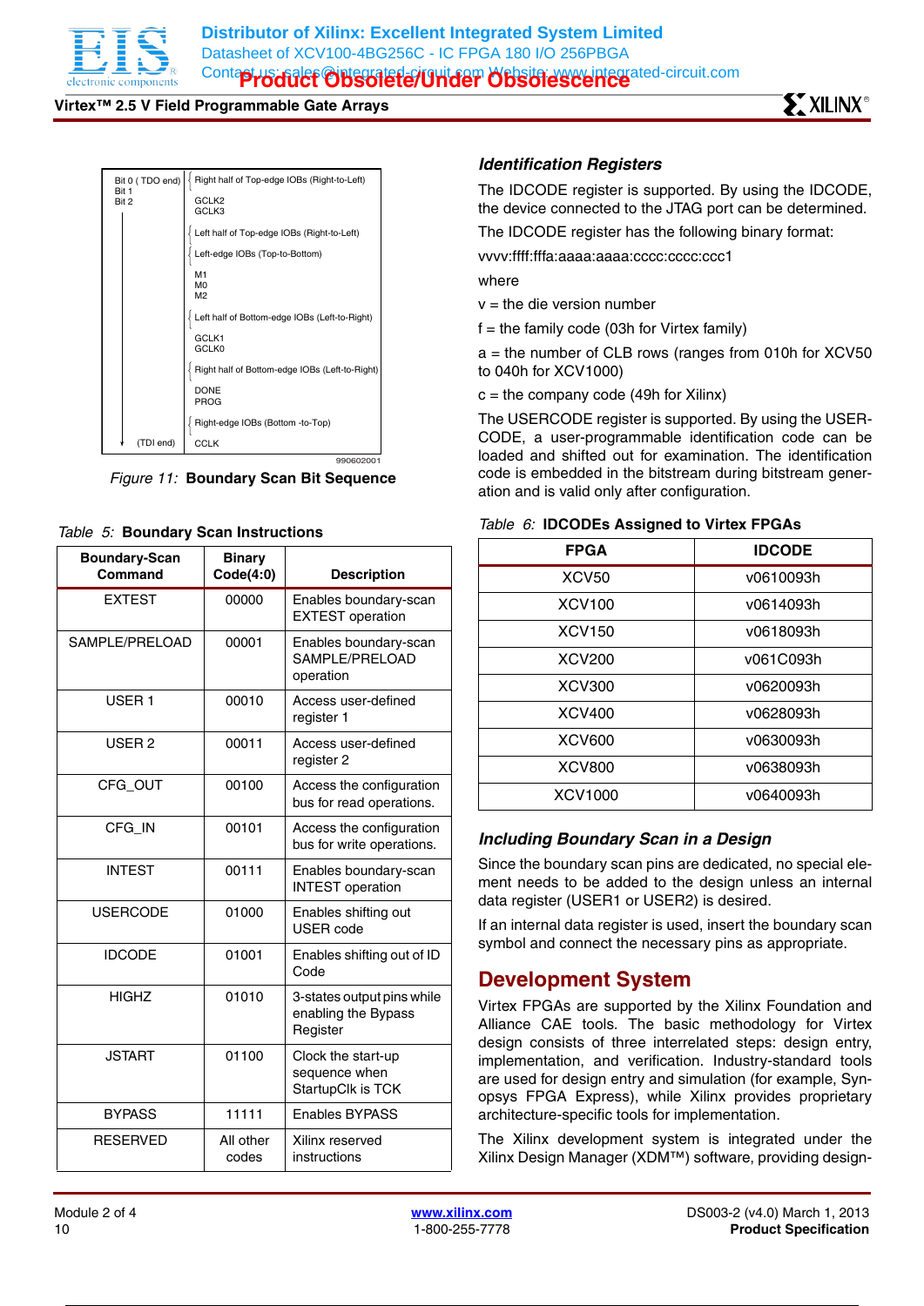Bit 0 ( TDO end)
Bit 1
Bit 2

Right half of Top-edge IOBs (Right-to-Left)

GCLK2
GCLK3

Left half of Top-edge IOBs (Right-to-Left)

Left-edge IOBs (Top-to-Bottom)

M1
M0
M2

Left half of Bottom-edge IOBs (Left-to-Right)

GCLK1
GCLK0

Right half of Bottom-edge IOBs (Left-to-Right)

DONE
PROG

Right-edge IOBs (Bottom -to-Top)

(TDI end) CCLK

990602001

*Figure 11:* **Boundary Scan Bit Sequence**

*Table 5:* **Boundary Scan Instructions**

| Boundary-Scan Command | Binary Code(4:0) | Description |
|---|---|---|
| EXTEST | 00000 | Enables boundary-scan EXTEST operation |
| SAMPLE/PRELOAD | 00001 | Enables boundary-scan SAMPLE/PRELOAD operation |
| USER 1 | 00010 | Access user-defined register 1 |
| USER 2 | 00011 | Access user-defined register 2 |
| CFG_OUT | 00100 | Access the configuration bus for read operations. |
| CFG_IN | 00101 | Access the configuration bus for write operations. |
| INTEST | 00111 | Enables boundary-scan INTEST operation |
| USERCODE | 01000 | Enables shifting out USER code |
| IDCODE | 01001 | Enables shifting out of ID Code |
| HIGHZ | 01010 | 3-states output pins while enabling the Bypass Register |
| JSTART | 01100 | Clock the start-up sequence when StartupClk is TCK |
| BYPASS | 11111 | Enables BYPASS |
| RESERVED | All other codes | Xilinx reserved instructions |

### Identification Registers

The IDCODE register is supported. By using the IDCODE, the device connected to the JTAG port can be determined.

The IDCODE register has the following binary format:

vvvv:ffff:fffa:aaaa:aaaa:cccc:cccc:ccc1

where

v = the die version number

f = the family code (03h for Virtex family)

a = the number of CLB rows (ranges from 010h for XCV50 to 040h for XCV1000)

c = the company code (49h for Xilinx)

The USERCODE register is supported. By using the USERCODE, a user-programmable identification code can be loaded and shifted out for examination. The identification code is embedded in the bitstream during bitstream generation and is valid only after configuration.

*Table 6:* **IDCODEs Assigned to Virtex FPGAs**

| FPGA | IDCODE |
|---|---|
| XCV50 | v0610093h |
| XCV100 | v0614093h |
| XCV150 | v0618093h |
| XCV200 | v061C093h |
| XCV300 | v0620093h |
| XCV400 | v0628093h |
| XCV600 | v0630093h |
| XCV800 | v0638093h |
| XCV1000 | v0640093h |

### Including Boundary Scan in a Design

Since the boundary scan pins are dedicated, no special element needs to be added to the design unless an internal data register (USER1 or USER2) is desired.

If an internal data register is used, insert the boundary scan symbol and connect the necessary pins as appropriate.

## Development System

Virtex FPGAs are supported by the Xilinx Foundation and Alliance CAE tools. The basic methodology for Virtex design consists of three interrelated steps: design entry, implementation, and verification. Industry-standard tools are used for design entry and simulation (for example, Synopsys FPGA Express), while Xilinx provides proprietary architecture-specific tools for implementation.

The Xilinx development system is integrated under the Xilinx Design Manager (XDM™) software, providing design-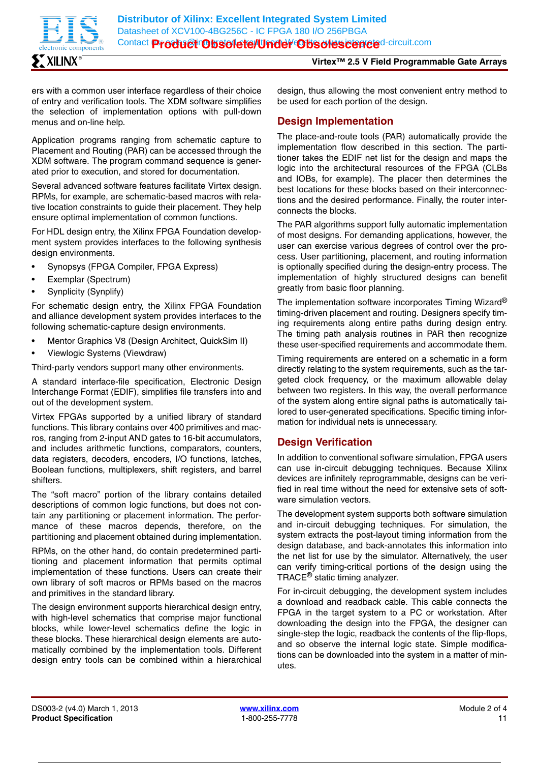ers with a common user interface regardless of their choice of entry and verification tools. The XDM software simplifies the selection of implementation options with pull-down menus and on-line help.

Application programs ranging from schematic capture to Placement and Routing (PAR) can be accessed through the XDM software. The program command sequence is generated prior to execution, and stored for documentation.

Several advanced software features facilitate Virtex design. RPMs, for example, are schematic-based macros with relative location constraints to guide their placement. They help ensure optimal implementation of common functions.

For HDL design entry, the Xilinx FPGA Foundation development system provides interfaces to the following synthesis design environments.

- Synopsys (FPGA Compiler, FPGA Express)
- Exemplar (Spectrum)
- Synplicity (Synplify)

For schematic design entry, the Xilinx FPGA Foundation and alliance development system provides interfaces to the following schematic-capture design environments.

- Mentor Graphics V8 (Design Architect, QuickSim II)
- Viewlogic Systems (Viewdraw)

Third-party vendors support many other environments.

A standard interface-file specification, Electronic Design Interchange Format (EDIF), simplifies file transfers into and out of the development system.

Virtex FPGAs supported by a unified library of standard functions. This library contains over 400 primitives and macros, ranging from 2-input AND gates to 16-bit accumulators, and includes arithmetic functions, comparators, counters, data registers, decoders, encoders, I/O functions, latches, Boolean functions, multiplexers, shift registers, and barrel shifters.

The “soft macro” portion of the library contains detailed descriptions of common logic functions, but does not contain any partitioning or placement information. The performance of these macros depends, therefore, on the partitioning and placement obtained during implementation.

RPMs, on the other hand, do contain predetermined partitioning and placement information that permits optimal implementation of these functions. Users can create their own library of soft macros or RPMs based on the macros and primitives in the standard library.

The design environment supports hierarchical design entry, with high-level schematics that comprise major functional blocks, while lower-level schematics define the logic in these blocks. These hierarchical design elements are automatically combined by the implementation tools. Different design entry tools can be combined within a hierarchical design, thus allowing the most convenient entry method to be used for each portion of the design.

## Design Implementation

The place-and-route tools (PAR) automatically provide the implementation flow described in this section. The partitioner takes the EDIF net list for the design and maps the logic into the architectural resources of the FPGA (CLBs and IOBs, for example). The placer then determines the best locations for these blocks based on their interconnections and the desired performance. Finally, the router interconnects the blocks.

The PAR algorithms support fully automatic implementation of most designs. For demanding applications, however, the user can exercise various degrees of control over the process. User partitioning, placement, and routing information is optionally specified during the design-entry process. The implementation of highly structured designs can benefit greatly from basic floor planning.

The implementation software incorporates Timing Wizard® timing-driven placement and routing. Designers specify timing requirements along entire paths during design entry. The timing path analysis routines in PAR then recognize these user-specified requirements and accommodate them.

Timing requirements are entered on a schematic in a form directly relating to the system requirements, such as the targeted clock frequency, or the maximum allowable delay between two registers. In this way, the overall performance of the system along entire signal paths is automatically tailored to user-generated specifications. Specific timing information for individual nets is unnecessary.

## Design Verification

In addition to conventional software simulation, FPGA users can use in-circuit debugging techniques. Because Xilinx devices are infinitely reprogrammable, designs can be verified in real time without the need for extensive sets of software simulation vectors.

The development system supports both software simulation and in-circuit debugging techniques. For simulation, the system extracts the post-layout timing information from the design database, and back-annotates this information into the net list for use by the simulator. Alternatively, the user can verify timing-critical portions of the design using the TRACE® static timing analyzer.

For in-circuit debugging, the development system includes a download and readback cable. This cable connects the FPGA in the target system to a PC or workstation. After downloading the design into the FPGA, the designer can single-step the logic, readback the contents of the flip-flops, and so observe the internal logic state. Simple modifications can be downloaded into the system in a matter of minutes.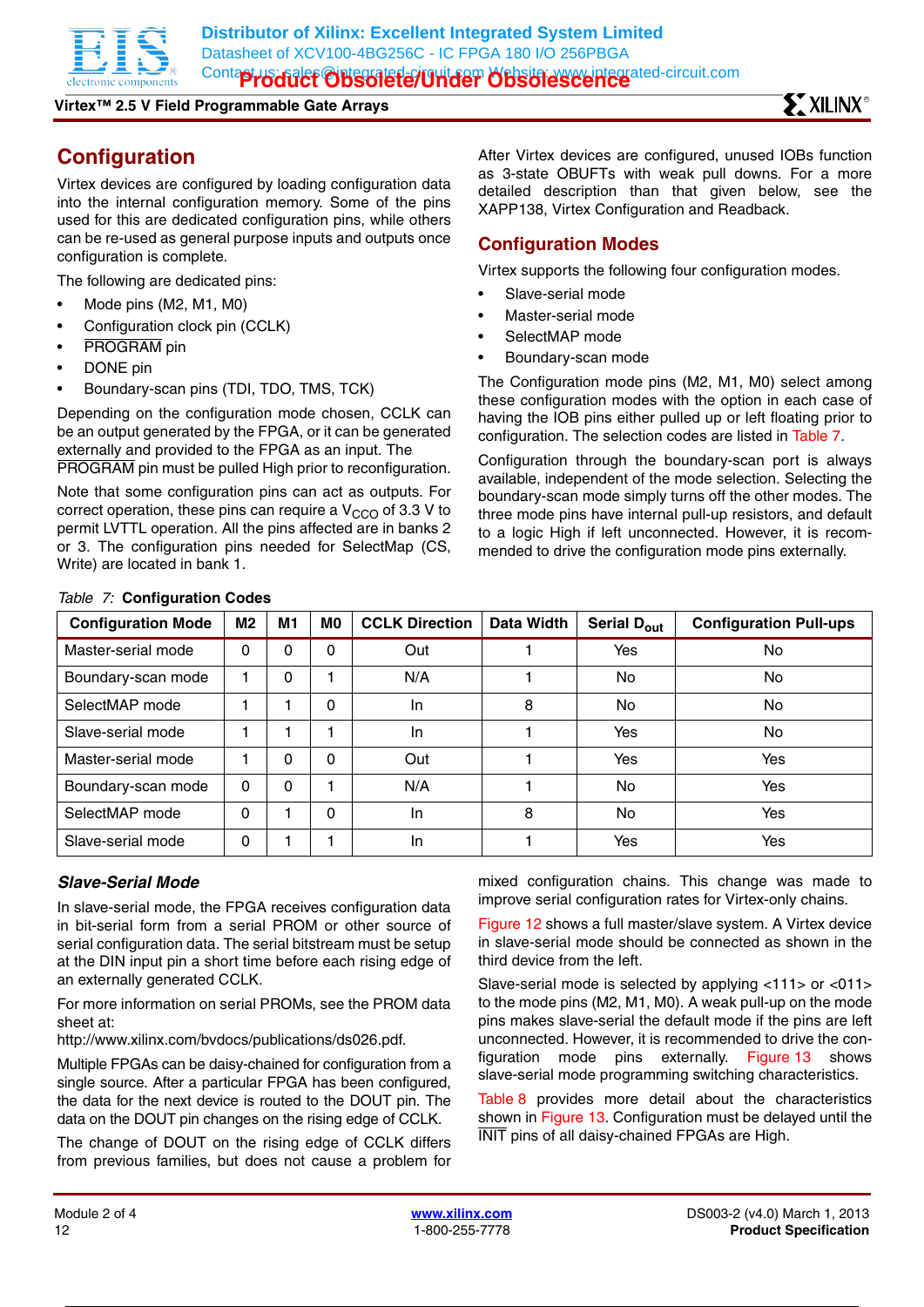## Configuration

Virtex devices are configured by loading configuration data into the internal configuration memory. Some of the pins used for this are dedicated configuration pins, while others can be re-used as general purpose inputs and outputs once configuration is complete.

The following are dedicated pins:

- Mode pins (M2, M1, M0)
- Configuration clock pin (CCLK)
- PROGRAM pin
- DONE pin
- Boundary-scan pins (TDI, TDO, TMS, TCK)

Depending on the configuration mode chosen, CCLK can be an output generated by the FPGA, or it can be generated externally and provided to the FPGA as an input. The PROGRAM pin must be pulled High prior to reconfiguration.

Note that some configuration pins can act as outputs. For correct operation, these pins can require a $V_{CCO}$ of 3.3 V to permit LVTTL operation. All the pins affected are in banks 2 or 3. The configuration pins needed for SelectMap (CS, Write) are located in bank 1.

After Virtex devices are configured, unused IOBs function as 3-state OBUFTs with weak pull downs. For a more detailed description than that given below, see the XAPP138, Virtex Configuration and Readback.

### Configuration Modes

Virtex supports the following four configuration modes.

- Slave-serial mode
- Master-serial mode
- SelectMAP mode
- Boundary-scan mode

The Configuration mode pins (M2, M1, M0) select among these configuration modes with the option in each case of having the IOB pins either pulled up or left floating prior to configuration. The selection codes are listed in Table 7.

Configuration through the boundary-scan port is always available, independent of the mode selection. Selecting the boundary-scan mode simply turns off the other modes. The three mode pins have internal pull-up resistors, and default to a logic High if left unconnected. However, it is recommended to drive the configuration mode pins externally.

*Table 7:* **Configuration Codes**

| Configuration Mode | M2 | M1 | M0 | CCLK Direction | Data Width | Serial $D_{out}$ | Configuration Pull-ups |
|---|---|---|---|---|---|---|---|
| Master-serial mode | 0 | 0 | 0 | Out | 1 | Yes | No |
| Boundary-scan mode | 1 | 0 | 1 | N/A | 1 | No | No |
| SelectMAP mode | 1 | 1 | 0 | In | 8 | No | No |
| Slave-serial mode | 1 | 1 | 1 | In | 1 | Yes | No |
| Master-serial mode | 1 | 0 | 0 | Out | 1 | Yes | Yes |
| Boundary-scan mode | 0 | 0 | 1 | N/A | 1 | No | Yes |
| SelectMAP mode | 0 | 1 | 0 | In | 8 | No | Yes |
| Slave-serial mode | 0 | 1 | 1 | In | 1 | Yes | Yes |

#### *Slave-Serial Mode*

In slave-serial mode, the FPGA receives configuration data in bit-serial form from a serial PROM or other source of serial configuration data. The serial bitstream must be setup at the DIN input pin a short time before each rising edge of an externally generated CCLK.

For more information on serial PROMs, see the PROM data sheet at:
http://www.xilinx.com/bvdocs/publications/ds026.pdf.

Multiple FPGAs can be daisy-chained for configuration from a single source. After a particular FPGA has been configured, the data for the next device is routed to the DOUT pin. The data on the DOUT pin changes on the rising edge of CCLK.

The change of DOUT on the rising edge of CCLK differs from previous families, but does not cause a problem for mixed configuration chains. This change was made to improve serial configuration rates for Virtex-only chains.

Figure 12 shows a full master/slave system. A Virtex device in slave-serial mode should be connected as shown in the third device from the left.

Slave-serial mode is selected by applying <111> or <011> to the mode pins (M2, M1, M0). A weak pull-up on the mode pins makes slave-serial the default mode if the pins are left unconnected. However, it is recommended to drive the configuration mode pins externally. Figure 13 shows slave-serial mode programming switching characteristics.

Table 8 provides more detail about the characteristics shown in Figure 13. Configuration must be delayed until the INIT pins of all daisy-chained FPGAs are High.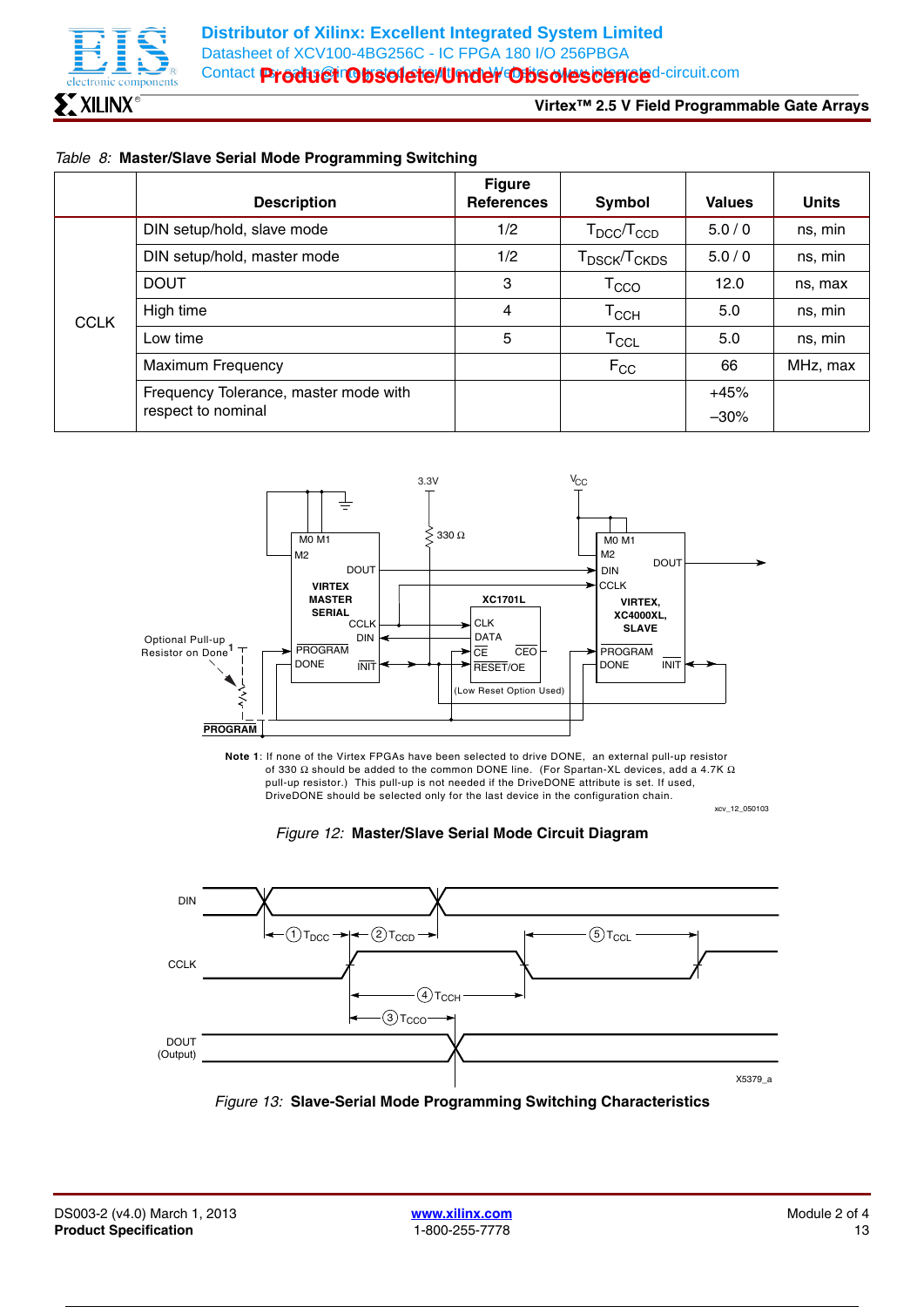*Table 8:* **Master/Slave Serial Mode Programming Switching**

| | Description | Figure References | Symbol | Values | Units |
|---|---|---|---|---|---|
| CCLK | DIN setup/hold, slave mode | 1/2 | $T_{DCC}/T_{CCD}$ | 5.0 / 0 | ns, min |
| | DIN setup/hold, master mode | 1/2 | $T_{DSCK}/T_{CKDS}$ | 5.0 / 0 | ns, min |
| | DOUT | 3 | $T_{CCO}$ | 12.0 | ns, max |
| | High time | 4 | $T_{CCH}$ | 5.0 | ns, min |
| | Low time | 5 | $T_{CCL}$ | 5.0 | ns, min |
| | Maximum Frequency | | $F_{CC}$ | 66 | MHz, max |
| | Frequency Tolerance, master mode with respect to nominal | | | +45% –30% | |

**Note 1**: If none of the Virtex FPGAs have been selected to drive DONE, an external pull-up resistor of 330 Ω should be added to the common DONE line. (For Spartan-XL devices, add a 4.7K Ω pull-up resistor.) This pull-up is not needed if the DriveDONE attribute is set. If used, DriveDONE should be selected only for the last device in the configuration chain.

*Figure 12:* **Master/Slave Serial Mode Circuit Diagram**

*Figure 13:* **Slave-Serial Mode Programming Switching Characteristics**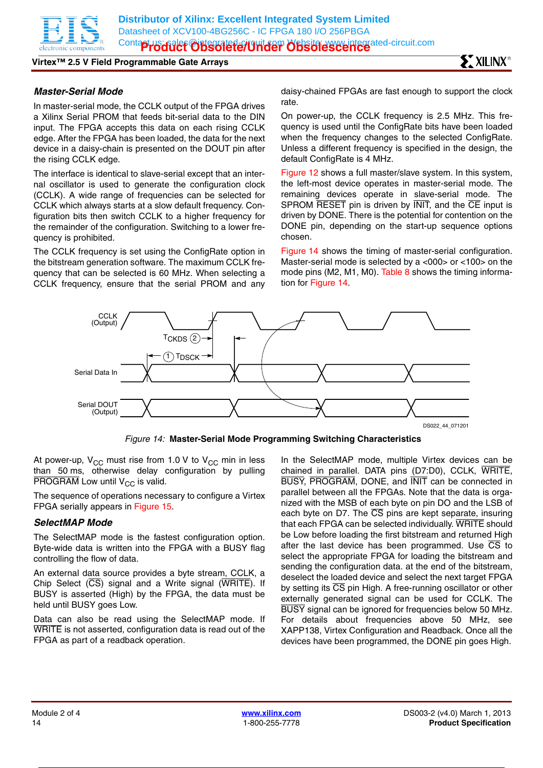### Master-Serial Mode

In master-serial mode, the CCLK output of the FPGA drives a Xilinx Serial PROM that feeds bit-serial data to the DIN input. The FPGA accepts this data on each rising CCLK edge. After the FPGA has been loaded, the data for the next device in a daisy-chain is presented on the DOUT pin after the rising CCLK edge.

The interface is identical to slave-serial except that an internal oscillator is used to generate the configuration clock (CCLK). A wide range of frequencies can be selected for CCLK which always starts at a slow default frequency. Configuration bits then switch CCLK to a higher frequency for the remainder of the configuration. Switching to a lower frequency is prohibited.

The CCLK frequency is set using the ConfigRate option in the bitstream generation software. The maximum CCLK frequency that can be selected is 60 MHz. When selecting a CCLK frequency, ensure that the serial PROM and any daisy-chained FPGAs are fast enough to support the clock rate.

On power-up, the CCLK frequency is 2.5 MHz. This frequency is used until the ConfigRate bits have been loaded when the frequency changes to the selected ConfigRate. Unless a different frequency is specified in the design, the default ConfigRate is 4 MHz.

Figure 12 shows a full master/slave system. In this system, the left-most device operates in master-serial mode. The remaining devices operate in slave-serial mode. The SPROM RESET pin is driven by INIT, and the CE input is driven by DONE. There is the potential for contention on the DONE pin, depending on the start-up sequence options chosen.

Figure 14 shows the timing of master-serial configuration. Master-serial mode is selected by a <000> or <100> on the mode pins (M2, M1, M0). Table 8 shows the timing information for Figure 14.

CCLK (Output)
$T_{CKDS}$ (2)
(1) $T_{DSCK}$
Serial Data In
Serial DOUT (Output)
DS022_44_071201

*Figure 14:* **Master-Serial Mode Programming Switching Characteristics**

At power-up, $V_{CC}$ must rise from 1.0 V to $V_{CC}$ min in less than 50 ms, otherwise delay configuration by pulling PROGRAM Low until $V_{CC}$ is valid.

The sequence of operations necessary to configure a Virtex FPGA serially appears in Figure 15.

### SelectMAP Mode

The SelectMAP mode is the fastest configuration option. Byte-wide data is written into the FPGA with a BUSY flag controlling the flow of data.

An external data source provides a byte stream, CCLK, a Chip Select (CS) signal and a Write signal (WRITE). If BUSY is asserted (High) by the FPGA, the data must be held until BUSY goes Low.

Data can also be read using the SelectMAP mode. If WRITE is not asserted, configuration data is read out of the FPGA as part of a readback operation.

In the SelectMAP mode, multiple Virtex devices can be chained in parallel. DATA pins (D7:D0), CCLK, WRITE, BUSY, PROGRAM, DONE, and INIT can be connected in parallel between all the FPGAs. Note that the data is organized with the MSB of each byte on pin DO and the LSB of each byte on D7. The CS pins are kept separate, insuring that each FPGA can be selected individually. WRITE should be Low before loading the first bitstream and returned High after the last device has been programmed. Use CS to select the appropriate FPGA for loading the bitstream and sending the configuration data. at the end of the bitstream, deselect the loaded device and select the next target FPGA by setting its CS pin High. A free-running oscillator or other externally generated signal can be used for CCLK. The BUSY signal can be ignored for frequencies below 50 MHz. For details about frequencies above 50 MHz, see XAPP138, Virtex Configuration and Readback. Once all the devices have been programmed, the DONE pin goes High.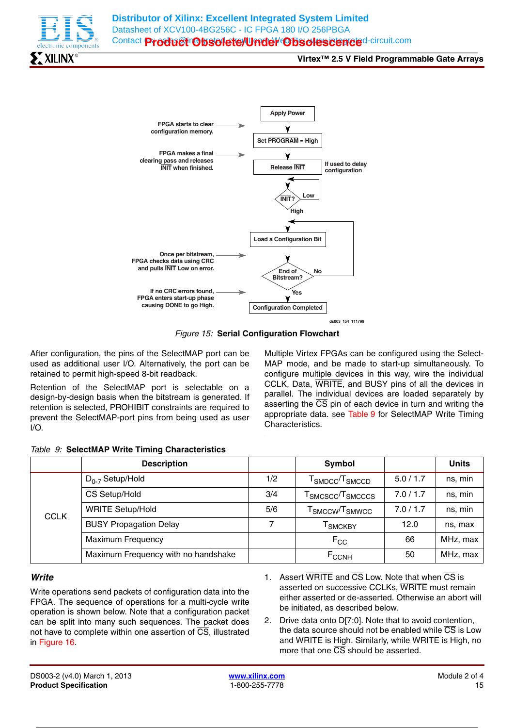Figure 15: **Serial Configuration Flowchart**

After configuration, the pins of the SelectMAP port can be used as additional user I/O. Alternatively, the port can be retained to permit high-speed 8-bit readback.

Retention of the SelectMAP port is selectable on a design-by-design basis when the bitstream is generated. If retention is selected, PROHIBIT constraints are required to prevent the SelectMAP-port pins from being used as user I/O.

Multiple Virtex FPGAs can be configured using the SelectMAP mode, and be made to start-up simultaneously. To configure multiple devices in this way, wire the individual CCLK, Data, WRITE, and BUSY pins of all the devices in parallel. The individual devices are loaded separately by asserting the CS pin of each device in turn and writing the appropriate data. see Table 9 for SelectMAP Write Timing Characteristics.

*Table 9:* **SelectMAP Write Timing Characteristics**

| | Description | | Symbol | | Units |
|---|---|---|---|---|---|
| CCLK | $D_{0-7}$ Setup/Hold | 1/2 | $T_{SMDCC}/T_{SMCCD}$ | 5.0 / 1.7 | ns, min |
| | CS Setup/Hold | 3/4 | $T_{SMCSCC}/T_{SMCCCS}$ | 7.0 / 1.7 | ns, min |
| | WRITE Setup/Hold | 5/6 | $T_{SMCCW}/T_{SMWCC}$ | 7.0 / 1.7 | ns, min |
| | BUSY Propagation Delay | 7 | $T_{SMCKBY}$ | 12.0 | ns, max |
| | Maximum Frequency | | $F_{CC}$ | 66 | MHz, max |
| | Maximum Frequency with no handshake | | $F_{CCNH}$ | 50 | MHz, max |

### *Write*

Write operations send packets of configuration data into the FPGA. The sequence of operations for a multi-cycle write operation is shown below. Note that a configuration packet can be split into many such sequences. The packet does not have to complete within one assertion of CS, illustrated in Figure 16.

1. Assert WRITE and CS Low. Note that when CS is asserted on successive CCLKs, WRITE must remain either asserted or de-asserted. Otherwise an abort will be initiated, as described below.
2. Drive data onto D[7:0]. Note that to avoid contention, the data source should not be enabled while CS is Low and WRITE is High. Similarly, while WRITE is High, no more that one CS should be asserted.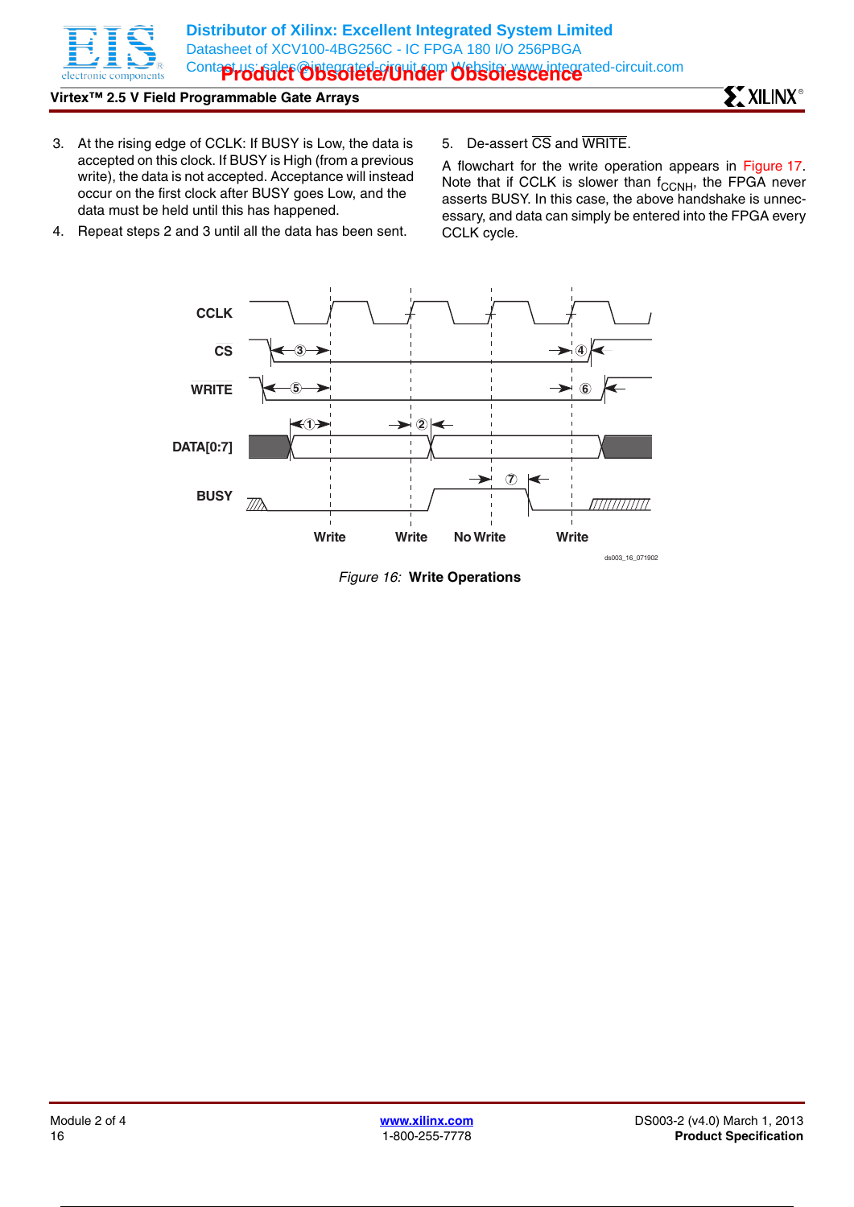3. At the rising edge of CCLK: If BUSY is Low, the data is accepted on this clock. If BUSY is High (from a previous write), the data is not accepted. Acceptance will instead occur on the first clock after BUSY goes Low, and the data must be held until this has happened.
4. Repeat steps 2 and 3 until all the data has been sent.
5. De-assert $\overline{CS}$ and $\overline{WRITE}$.

A flowchart for the write operation appears in Figure 17. Note that if CCLK is slower than $f_{CCNH}$, the FPGA never asserts BUSY. In this case, the above handshake is unnecessary, and data can simply be entered into the FPGA every CCLK cycle.

*Figure 16:* **Write Operations**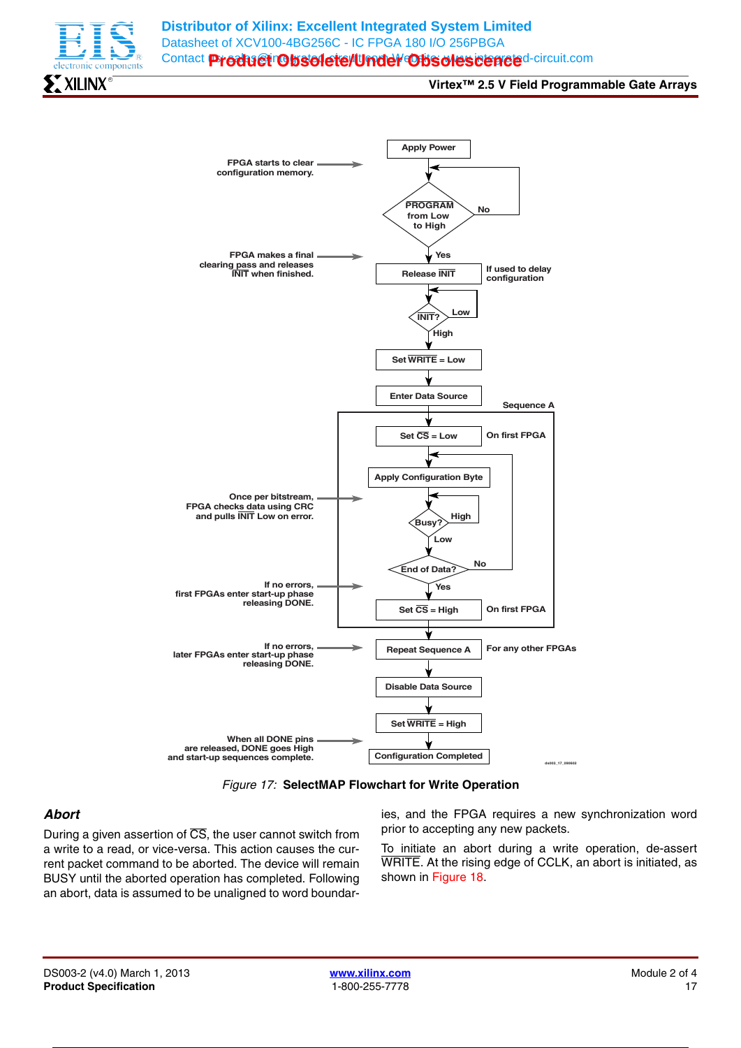Figure 17: **SelectMAP Flowchart for Write Operation**

### *Abort*

During a given assertion of $\overline{CS}$, the user cannot switch from a write to a read, or vice-versa. This action causes the current packet command to be aborted. The device will remain BUSY until the aborted operation has completed. Following an abort, data is assumed to be unaligned to word boundaries, and the FPGA requires a new synchronization word prior to accepting any new packets.

To initiate an abort during a write operation, de-assert $\overline{WRITE}$. At the rising edge of CCLK, an abort is initiated, as shown in Figure 18.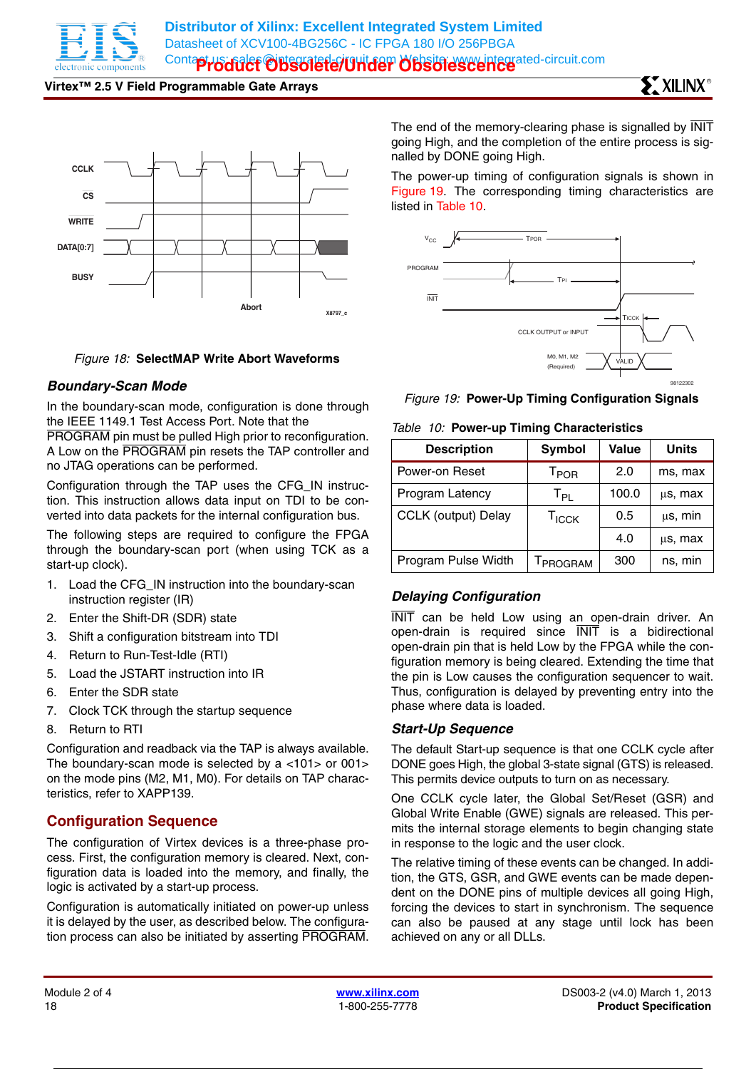Figure 18: **SelectMAP Write Abort Waveforms**

### *Boundary-Scan Mode*

In the boundary-scan mode, configuration is done through the IEEE 1149.1 Test Access Port. Note that the PROGRAM pin must be pulled High prior to reconfiguration. A Low on the PROGRAM pin resets the TAP controller and no JTAG operations can be performed.

Configuration through the TAP uses the CFG_IN instruction. This instruction allows data input on TDI to be converted into data packets for the internal configuration bus.

The following steps are required to configure the FPGA through the boundary-scan port (when using TCK as a start-up clock).

1. Load the CFG_IN instruction into the boundary-scan instruction register (IR)
2. Enter the Shift-DR (SDR) state
3. Shift a configuration bitstream into TDI
4. Return to Run-Test-Idle (RTI)
5. Load the JSTART instruction into IR
6. Enter the SDR state
7. Clock TCK through the startup sequence
8. Return to RTI

Configuration and readback via the TAP is always available. The boundary-scan mode is selected by a <101> or 001> on the mode pins (M2, M1, M0). For details on TAP characteristics, refer to XAPP139.

## Configuration Sequence

The configuration of Virtex devices is a three-phase process. First, the configuration memory is cleared. Next, configuration data is loaded into the memory, and finally, the logic is activated by a start-up process.

Configuration is automatically initiated on power-up unless it is delayed by the user, as described below. The configuration process can also be initiated by asserting PROGRAM.

The end of the memory-clearing phase is signalled by INIT going High, and the completion of the entire process is signalled by DONE going High.

The power-up timing of configuration signals is shown in Figure 19. The corresponding timing characteristics are listed in Table 10.

Figure 19: **Power-Up Timing Configuration Signals**

Table 10: **Power-up Timing Characteristics**

| Description | Symbol | Value | Units |
|---|---|---|---|
| Power-on Reset | $T_{POR}$ | 2.0 | ms, max |
| Program Latency | $T_{PL}$ | 100.0 | µs, max |
| CCLK (output) Delay | $T_{ICCK}$ | 0.5 | µs, min |
| | | 4.0 | µs, max |
| Program Pulse Width | $T_{PROGRAM}$ | 300 | ns, min |

### *Delaying Configuration*

INIT can be held Low using an open-drain driver. An open-drain is required since INIT is a bidirectional open-drain pin that is held Low by the FPGA while the configuration memory is being cleared. Extending the time that the pin is Low causes the configuration sequencer to wait. Thus, configuration is delayed by preventing entry into the phase where data is loaded.

### *Start-Up Sequence*

The default Start-up sequence is that one CCLK cycle after DONE goes High, the global 3-state signal (GTS) is released. This permits device outputs to turn on as necessary.

One CCLK cycle later, the Global Set/Reset (GSR) and Global Write Enable (GWE) signals are released. This permits the internal storage elements to begin changing state in response to the logic and the user clock.

The relative timing of these events can be changed. In addition, the GTS, GSR, and GWE events can be made dependent on the DONE pins of multiple devices all going High, forcing the devices to start in synchronism. The sequence can also be paused at any stage until lock has been achieved on any or all DLLs.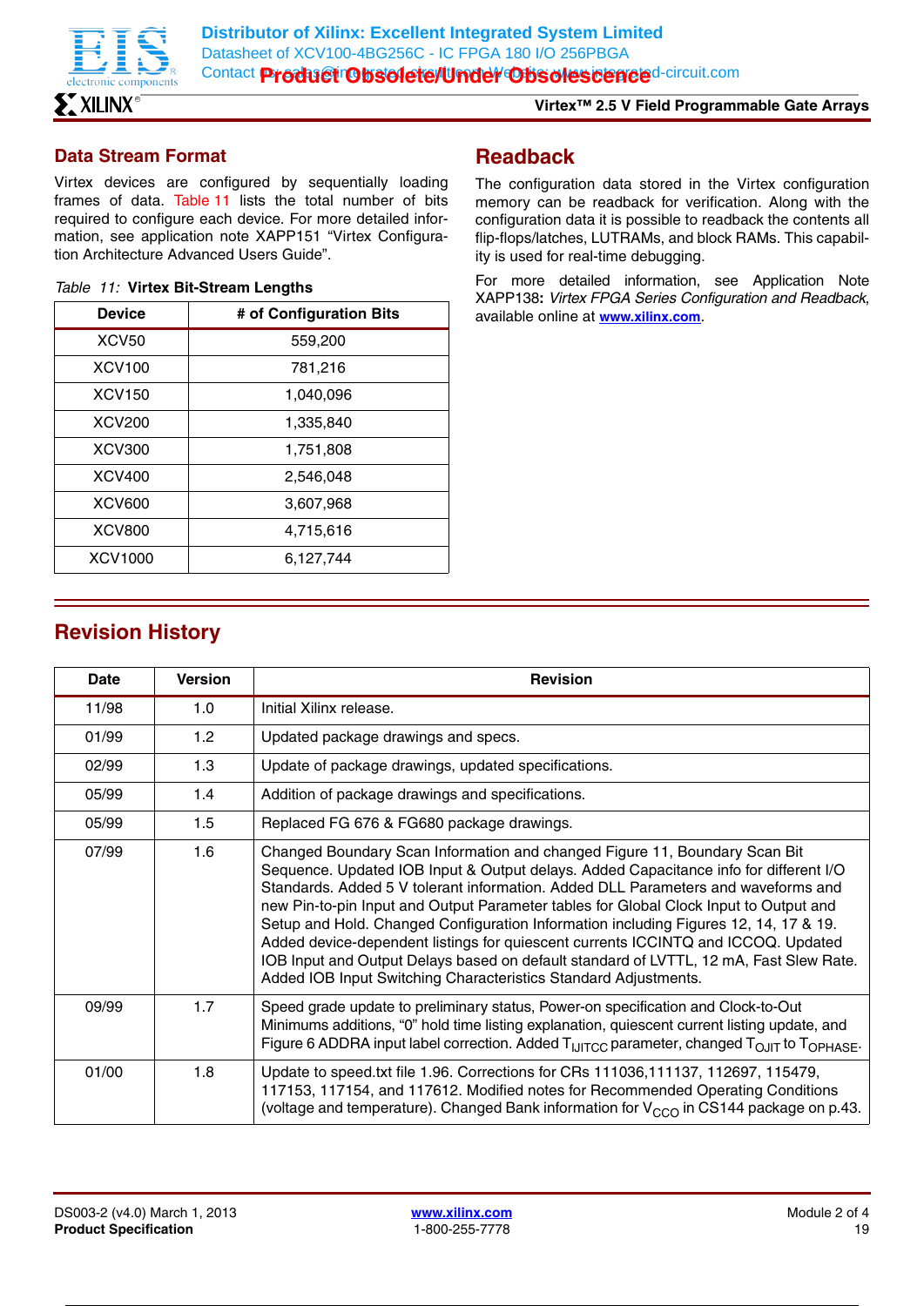## Data Stream Format

Virtex devices are configured by sequentially loading frames of data. Table 11 lists the total number of bits required to configure each device. For more detailed information, see application note XAPP151 "Virtex Configuration Architecture Advanced Users Guide".

*Table 11:* **Virtex Bit-Stream Lengths**

| Device | # of Configuration Bits |
|---|---|
| XCV50 | 559,200 |
| XCV100 | 781,216 |
| XCV150 | 1,040,096 |
| XCV200 | 1,335,840 |
| XCV300 | 1,751,808 |
| XCV400 | 2,546,048 |
| XCV600 | 3,607,968 |
| XCV800 | 4,715,616 |
| XCV1000 | 6,127,744 |

## Readback

The configuration data stored in the Virtex configuration memory can be readback for verification. Along with the configuration data it is possible to readback the contents all flip-flops/latches, LUTRAMs, and block RAMs. This capability is used for real-time debugging.

For more detailed information, see Application Note XAPP138**:** *Virtex FPGA Series Configuration and Readback*, available online at **www.xilinx.com**.

## Revision History

| Date | Version | Revision |
|---|---|---|
| 11/98 | 1.0 | Initial Xilinx release. |
| 01/99 | 1.2 | Updated package drawings and specs. |
| 02/99 | 1.3 | Update of package drawings, updated specifications. |
| 05/99 | 1.4 | Addition of package drawings and specifications. |
| 05/99 | 1.5 | Replaced FG 676 & FG680 package drawings. |
| 07/99 | 1.6 | Changed Boundary Scan Information and changed Figure 11, Boundary Scan Bit Sequence. Updated IOB Input & Output delays. Added Capacitance info for different I/O Standards. Added 5 V tolerant information. Added DLL Parameters and waveforms and new Pin-to-pin Input and Output Parameter tables for Global Clock Input to Output and Setup and Hold. Changed Configuration Information including Figures 12, 14, 17 & 19. Added device-dependent listings for quiescent currents ICCINTQ and ICCOQ. Updated IOB Input and Output Delays based on default standard of LVTTL, 12 mA, Fast Slew Rate. Added IOB Input Switching Characteristics Standard Adjustments. |
| 09/99 | 1.7 | Speed grade update to preliminary status, Power-on specification and Clock-to-Out Minimums additions, "0" hold time listing explanation, quiescent current listing update, and Figure 6 ADDRA input label correction. Added $T_{IJITCC}$ parameter, changed $T_{OJIT}$ to $T_{OPHASE}$. |
| 01/00 | 1.8 | Update to speed.txt file 1.96. Corrections for CRs 111036,111137, 112697, 115479, 117153, 117154, and 117612. Modified notes for Recommended Operating Conditions (voltage and temperature). Changed Bank information for $V_{CCO}$ in CS144 package on p.43. |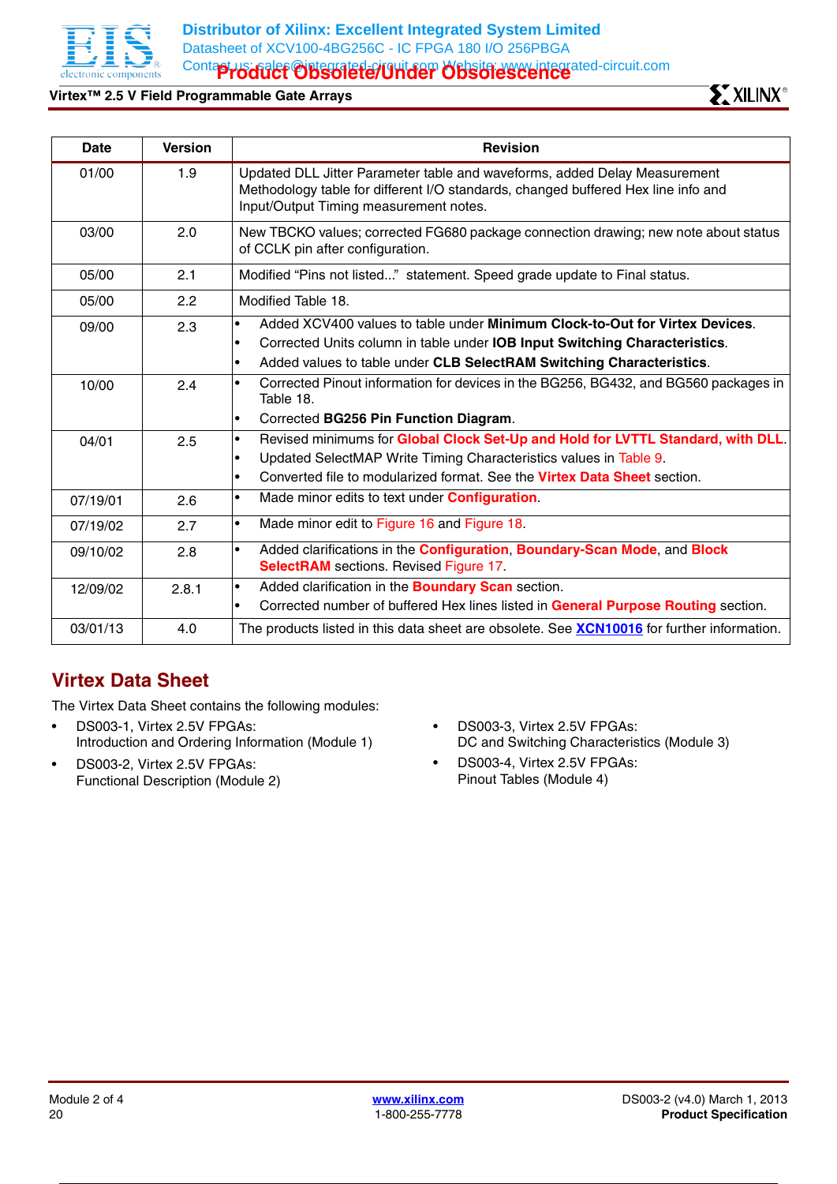| Date | Version | Revision |
|---|---|---|
| 01/00 | 1.9 | Updated DLL Jitter Parameter table and waveforms, added Delay Measurement Methodology table for different I/O standards, changed buffered Hex line info and Input/Output Timing measurement notes. |
| 03/00 | 2.0 | New TBCKO values; corrected FG680 package connection drawing; new note about status of CCLK pin after configuration. |
| 05/00 | 2.1 | Modified "Pins not listed..." statement. Speed grade update to Final status. |
| 05/00 | 2.2 | Modified Table 18. |
| 09/00 | 2.3 | • Added XCV400 values to table under **Minimum Clock-to-Out for Virtex Devices**.<br>• Corrected Units column in table under **IOB Input Switching Characteristics**.<br>• Added values to table under **CLB SelectRAM Switching Characteristics**. |
| 10/00 | 2.4 | • Corrected Pinout information for devices in the BG256, BG432, and BG560 packages in Table 18.<br>• Corrected **BG256 Pin Function Diagram**. |
| 04/01 | 2.5 | • Revised minimums for **Global Clock Set-Up and Hold for LVTTL Standard, with DLL**.<br>• Updated SelectMAP Write Timing Characteristics values in Table 9.<br>• Converted file to modularized format. See the **Virtex Data Sheet** section. |
| 07/19/01 | 2.6 | • Made minor edits to text under **Configuration**. |
| 07/19/02 | 2.7 | • Made minor edit to Figure 16 and Figure 18. |
| 09/10/02 | 2.8 | • Added clarifications in the **Configuration**, **Boundary-Scan Mode**, and **Block SelectRAM** sections. Revised Figure 17. |
| 12/09/02 | 2.8.1 | • Added clarification in the **Boundary Scan** section.<br>• Corrected number of buffered Hex lines listed in **General Purpose Routing** section. |
| 03/01/13 | 4.0 | The products listed in this data sheet are obsolete. See **XCN10016** for further information. |

## Virtex Data Sheet

The Virtex Data Sheet contains the following modules:

- DS003-1, Virtex 2.5V FPGAs:
  Introduction and Ordering Information (Module 1)
- DS003-2, Virtex 2.5V FPGAs:
  Functional Description (Module 2)
- DS003-3, Virtex 2.5V FPGAs:
  DC and Switching Characteristics (Module 3)
- DS003-4, Virtex 2.5V FPGAs:
  Pinout Tables (Module 4)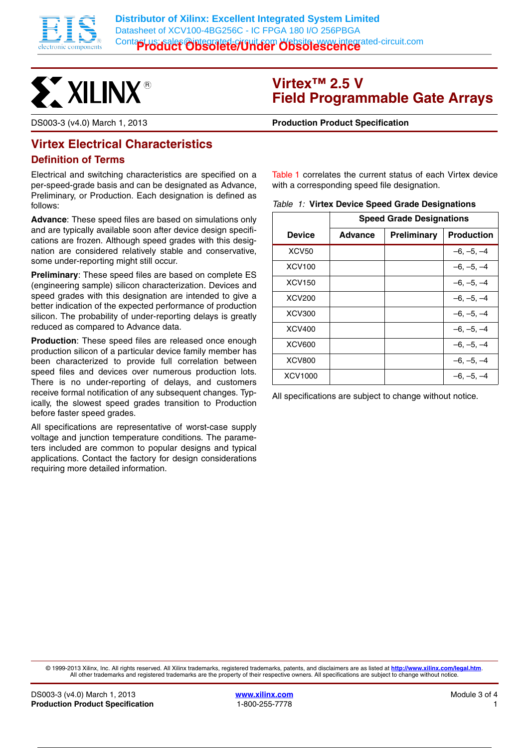# Virtex™ 2.5 V Field Programmable Gate Arrays

DS003-3 (v4.0) March 1, 2013 **Production Product Specification**

## Virtex Electrical Characteristics

### Definition of Terms

Electrical and switching characteristics are specified on a per-speed-grade basis and can be designated as Advance, Preliminary, or Production. Each designation is defined as follows:

**Advance**: These speed files are based on simulations only and are typically available soon after device design specifications are frozen. Although speed grades with this designation are considered relatively stable and conservative, some under-reporting might still occur.

**Preliminary**: These speed files are based on complete ES (engineering sample) silicon characterization. Devices and speed grades with this designation are intended to give a better indication of the expected performance of production silicon. The probability of under-reporting delays is greatly reduced as compared to Advance data.

**Production**: These speed files are released once enough production silicon of a particular device family member has been characterized to provide full correlation between speed files and devices over numerous production lots. There is no under-reporting of delays, and customers receive formal notification of any subsequent changes. Typically, the slowest speed grades transition to Production before faster speed grades.

All specifications are representative of worst-case supply voltage and junction temperature conditions. The parameters included are common to popular designs and typical applications. Contact the factory for design considerations requiring more detailed information.

Table 1 correlates the current status of each Virtex device with a corresponding speed file designation.

*Table 1:* **Virtex Device Speed Grade Designations**

| Device | Speed Grade Designations | | |
|---|---|---|---|
| | Advance | Preliminary | Production |
| XCV50 | | | –6, –5, –4 |
| XCV100 | | | –6, –5, –4 |
| XCV150 | | | –6, –5, –4 |
| XCV200 | | | –6, –5, –4 |
| XCV300 | | | –6, –5, –4 |
| XCV400 | | | –6, –5, –4 |
| XCV600 | | | –6, –5, –4 |
| XCV800 | | | –6, –5, –4 |
| XCV1000 | | | –6, –5, –4 |

All specifications are subject to change without notice.

© 1999-2013 Xilinx, Inc. All rights reserved. All Xilinx trademarks, registered trademarks, patents, and disclaimers are as listed at http://www.xilinx.com/legal.htm. All other trademarks and registered trademarks are the property of their respective owners. All specifications are subject to change without notice.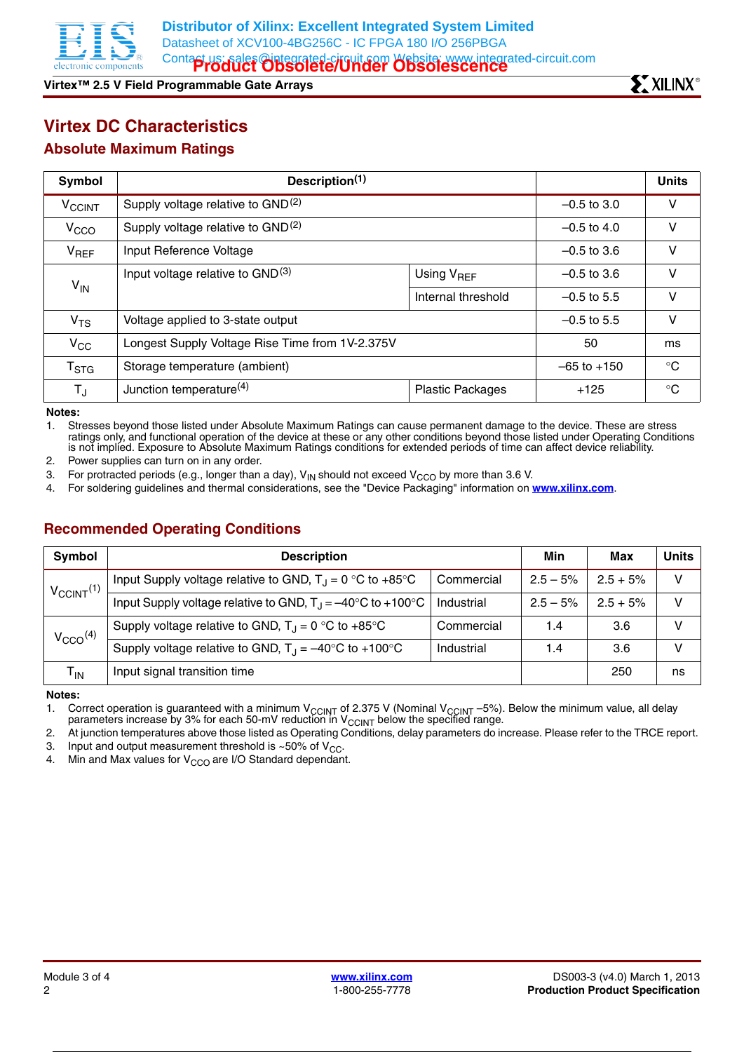# Virtex DC Characteristics

## Absolute Maximum Ratings

| Symbol | Description(1) | | | Units |
|---|---|---|---|---|
| $V_{CCINT}$ | Supply voltage relative to GND(2) | | –0.5 to 3.0 | V |
| $V_{CCO}$ | Supply voltage relative to GND(2) | | –0.5 to 4.0 | V |
| $V_{REF}$ | Input Reference Voltage | | –0.5 to 3.6 | V |
| $V_{IN}$ | Input voltage relative to GND(3) | Using $V_{REF}$ | –0.5 to 3.6 | V |
| | | Internal threshold | –0.5 to 5.5 | V |
| $V_{TS}$ | Voltage applied to 3-state output | | –0.5 to 5.5 | V |
| $V_{CC}$ | Longest Supply Voltage Rise Time from 1V-2.375V | | 50 | ms |
| $T_{STG}$ | Storage temperature (ambient) | | –65 to +150 | °C |
| $T_J$ | Junction temperature(4) | Plastic Packages | +125 | °C |

**Notes:**

1. Stresses beyond those listed under Absolute Maximum Ratings can cause permanent damage to the device. These are stress ratings only, and functional operation of the device at these or any other conditions beyond those listed under Operating Conditions is not implied. Exposure to Absolute Maximum Ratings conditions for extended periods of time can affect device reliability.
2. Power supplies can turn on in any order.
3. For protracted periods (e.g., longer than a day), $V_{IN}$ should not exceed $V_{CCO}$ by more than 3.6 V.
4. For soldering guidelines and thermal considerations, see the "Device Packaging" information on www.xilinx.com.

## Recommended Operating Conditions

| Symbol | Description | | Min | Max | Units |
|---|---|---|---|---|---|
| $V_{CCINT}$(1) | Input Supply voltage relative to GND, $T_J$ = 0 °C to +85°C | Commercial | 2.5 – 5% | 2.5 + 5% | V |
| | Input Supply voltage relative to GND, $T_J$ = –40°C to +100°C | Industrial | 2.5 – 5% | 2.5 + 5% | V |
| $V_{CCO}$(4) | Supply voltage relative to GND, $T_J$ = 0 °C to +85°C | Commercial | 1.4 | 3.6 | V |
| | Supply voltage relative to GND, $T_J$ = –40°C to +100°C | Industrial | 1.4 | 3.6 | V |
| $T_{IN}$ | Input signal transition time | | | 250 | ns |

**Notes:**

1. Correct operation is guaranteed with a minimum $V_{CCINT}$ of 2.375 V (Nominal $V_{CCINT}$ –5%). Below the minimum value, all delay parameters increase by 3% for each 50-mV reduction in $V_{CCINT}$ below the specified range.
2. At junction temperatures above those listed as Operating Conditions, delay parameters do increase. Please refer to the TRCE report.
3. Input and output measurement threshold is ~50% of $V_{CC}$.
4. Min and Max values for $V_{CCO}$ are I/O Standard dependant.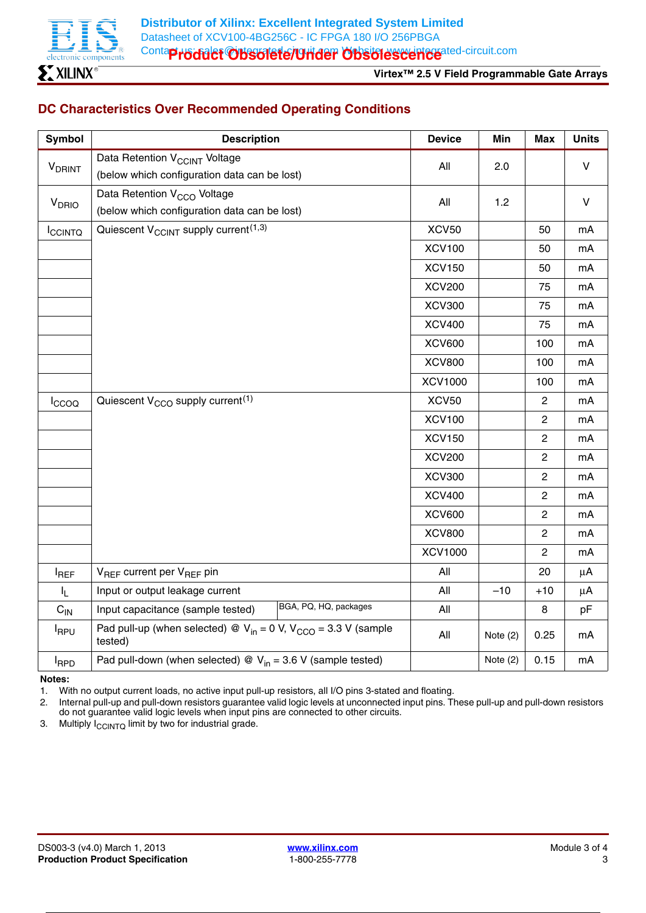## DC Characteristics Over Recommended Operating Conditions

| Symbol | Description | | Device | Min | Max | Units |
|---|---|---|---|---|---|---|
| $V_{DRINT}$ | Data Retention $V_{CCINT}$ Voltage (below which configuration data can be lost) | | All | 2.0 | | V |
| $V_{DRIO}$ | Data Retention $V_{CCO}$ Voltage (below which configuration data can be lost) | | All | 1.2 | | V |
| $I_{CCINTQ}$ | Quiescent $V_{CCINT}$ supply current(1,3) | | XCV50 | | 50 | mA |
| | | | XCV100 | | 50 | mA |
| | | | XCV150 | | 50 | mA |
| | | | XCV200 | | 75 | mA |
| | | | XCV300 | | 75 | mA |
| | | | XCV400 | | 75 | mA |
| | | | XCV600 | | 100 | mA |
| | | | XCV800 | | 100 | mA |
| | | | XCV1000 | | 100 | mA |
| $I_{CCOQ}$ | Quiescent $V_{CCO}$ supply current(1) | | XCV50 | | 2 | mA |
| | | | XCV100 | | 2 | mA |
| | | | XCV150 | | 2 | mA |
| | | | XCV200 | | 2 | mA |
| | | | XCV300 | | 2 | mA |
| | | | XCV400 | | 2 | mA |
| | | | XCV600 | | 2 | mA |
| | | | XCV800 | | 2 | mA |
| | | | XCV1000 | | 2 | mA |
| $I_{REF}$ | $V_{REF}$ current per $V_{REF}$ pin | | All | | 20 | µA |
| $I_L$ | Input or output leakage current | | All | –10 | +10 | µA |
| $C_{IN}$ | Input capacitance (sample tested) | BGA, PQ, HQ, packages | All | | 8 | pF |
| $I_{RPU}$ | Pad pull-up (when selected) @ $V_{in}$ = 0 V, $V_{CCO}$ = 3.3 V (sample tested) | | All | Note (2) | 0.25 | mA |
| $I_{RPD}$ | Pad pull-down (when selected) @ $V_{in}$ = 3.6 V (sample tested) | | | Note (2) | 0.15 | mA |

**Notes:**

1. With no output current loads, no active input pull-up resistors, all I/O pins 3-stated and floating.
2. Internal pull-up and pull-down resistors guarantee valid logic levels at unconnected input pins. These pull-up and pull-down resistors do not guarantee valid logic levels when input pins are connected to other circuits.
3. Multiply $I_{CCINTQ}$ limit by two for industrial grade.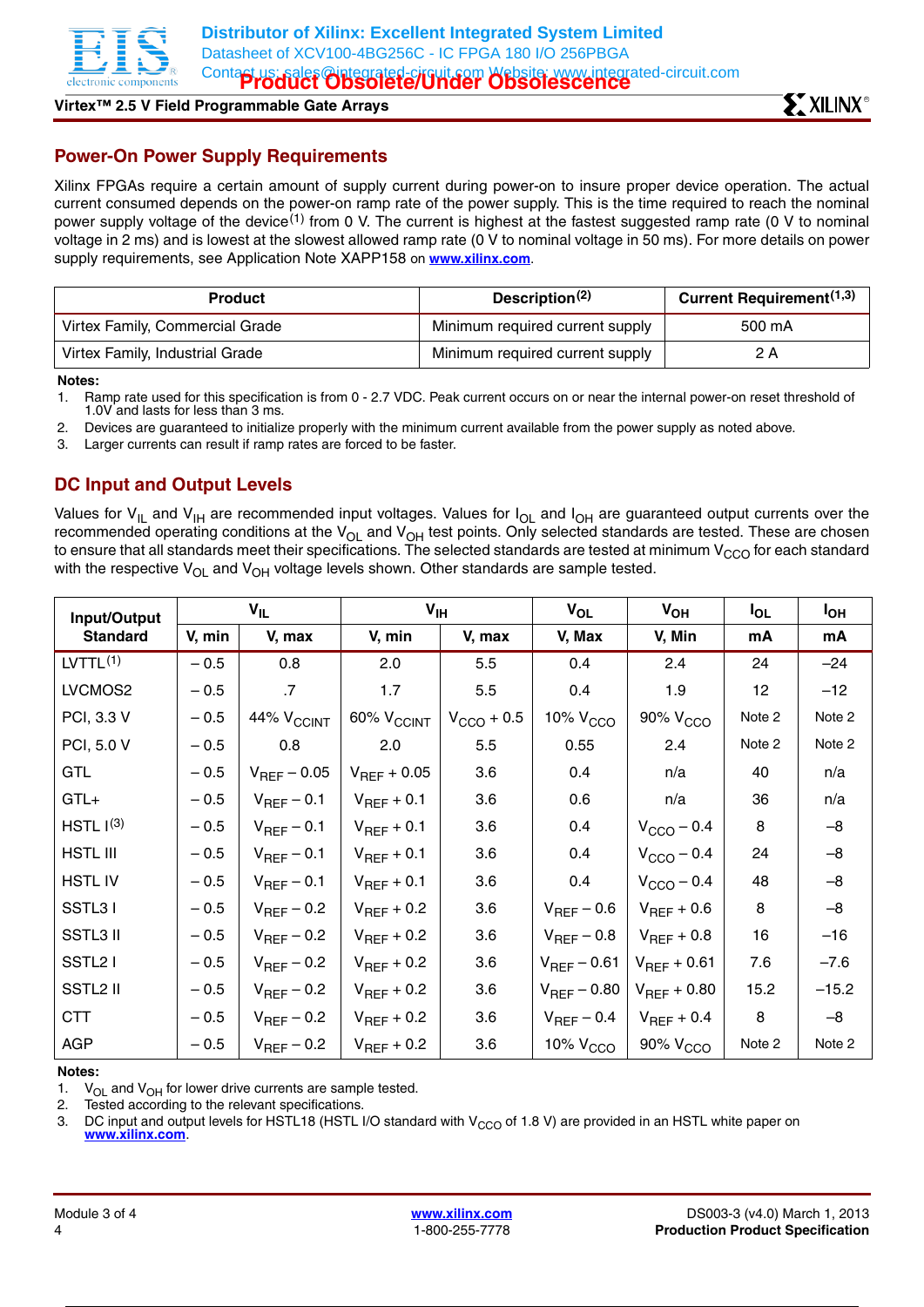## Power-On Power Supply Requirements

Xilinx FPGAs require a certain amount of supply current during power-on to insure proper device operation. The actual current consumed depends on the power-on ramp rate of the power supply. This is the time required to reach the nominal power supply voltage of the device[1] from 0 V. The current is highest at the fastest suggested ramp rate (0 V to nominal voltage in 2 ms) and is lowest at the slowest allowed ramp rate (0 V to nominal voltage in 50 ms). For more details on power supply requirements, see Application Note XAPP158 on www.xilinx.com.

| Product | Description[2] | Current Requirement[1,3] |
|---|---|---|
| Virtex Family, Commercial Grade | Minimum required current supply | 500 mA |
| Virtex Family, Industrial Grade | Minimum required current supply | 2 A |

**Notes:**

1. Ramp rate used for this specification is from 0 - 2.7 VDC. Peak current occurs on or near the internal power-on reset threshold of 1.0V and lasts for less than 3 ms.
2. Devices are guaranteed to initialize properly with the minimum current available from the power supply as noted above.
3. Larger currents can result if ramp rates are forced to be faster.

## DC Input and Output Levels

Values for $V_{IL}$ and $V_{IH}$ are recommended input voltages. Values for $I_{OL}$ and $I_{OH}$ are guaranteed output currents over the recommended operating conditions at the $V_{OL}$ and $V_{OH}$ test points. Only selected standards are tested. These are chosen to ensure that all standards meet their specifications. The selected standards are tested at minimum $V_{CCO}$ for each standard with the respective $V_{OL}$ and $V_{OH}$ voltage levels shown. Other standards are sample tested.

| Input/Output Standard | $V_{IL}$ | | $V_{IH}$ | | $V_{OL}$ | $V_{OH}$ | $I_{OL}$ | $I_{OH}$ |
|---|---|---|---|---|---|---|---|---|
| | V, min | V, max | V, min | V, max | V, Max | V, Min | mA | mA |
| LVTTL[1] | – 0.5 | 0.8 | 2.0 | 5.5 | 0.4 | 2.4 | 24 | –24 |
| LVCMOS2 | – 0.5 | .7 | 1.7 | 5.5 | 0.4 | 1.9 | 12 | –12 |
| PCI, 3.3 V | – 0.5 | 44% $V_{CCINT}$ | 60% $V_{CCINT}$ | $V_{CCO}$ + 0.5 | 10% $V_{CCO}$ | 90% $V_{CCO}$ | Note 2 | Note 2 |
| PCI, 5.0 V | – 0.5 | 0.8 | 2.0 | 5.5 | 0.55 | 2.4 | Note 2 | Note 2 |
| GTL | – 0.5 | $V_{REF}$ – 0.05 | $V_{REF}$ + 0.05 | 3.6 | 0.4 | n/a | 40 | n/a |
| GTL+ | – 0.5 | $V_{REF}$ – 0.1 | $V_{REF}$ + 0.1 | 3.6 | 0.6 | n/a | 36 | n/a |
| HSTL I[3] | – 0.5 | $V_{REF}$ – 0.1 | $V_{REF}$ + 0.1 | 3.6 | 0.4 | $V_{CCO}$ – 0.4 | 8 | –8 |
| HSTL III | – 0.5 | $V_{REF}$ – 0.1 | $V_{REF}$ + 0.1 | 3.6 | 0.4 | $V_{CCO}$ – 0.4 | 24 | –8 |
| HSTL IV | – 0.5 | $V_{REF}$ – 0.1 | $V_{REF}$ + 0.1 | 3.6 | 0.4 | $V_{CCO}$ – 0.4 | 48 | –8 |
| SSTL3 I | – 0.5 | $V_{REF}$ – 0.2 | $V_{REF}$ + 0.2 | 3.6 | $V_{REF}$ – 0.6 | $V_{REF}$ + 0.6 | 8 | –8 |
| SSTL3 II | – 0.5 | $V_{REF}$ – 0.2 | $V_{REF}$ + 0.2 | 3.6 | $V_{REF}$ – 0.8 | $V_{REF}$ + 0.8 | 16 | –16 |
| SSTL2 I | – 0.5 | $V_{REF}$ – 0.2 | $V_{REF}$ + 0.2 | 3.6 | $V_{REF}$ – 0.61 | $V_{REF}$ + 0.61 | 7.6 | –7.6 |
| SSTL2 II | – 0.5 | $V_{REF}$ – 0.2 | $V_{REF}$ + 0.2 | 3.6 | $V_{REF}$ – 0.80 | $V_{REF}$ + 0.80 | 15.2 | –15.2 |
| CTT | – 0.5 | $V_{REF}$ – 0.2 | $V_{REF}$ + 0.2 | 3.6 | $V_{REF}$ – 0.4 | $V_{REF}$ + 0.4 | 8 | –8 |
| AGP | – 0.5 | $V_{REF}$ – 0.2 | $V_{REF}$ + 0.2 | 3.6 | 10% $V_{CCO}$ | 90% $V_{CCO}$ | Note 2 | Note 2 |

**Notes:**

1. $V_{OL}$ and $V_{OH}$ for lower drive currents are sample tested.
2. Tested according to the relevant specifications.
3. DC input and output levels for HSTL18 (HSTL I/O standard with $V_{CCO}$ of 1.8 V) are provided in an HSTL white paper on www.xilinx.com.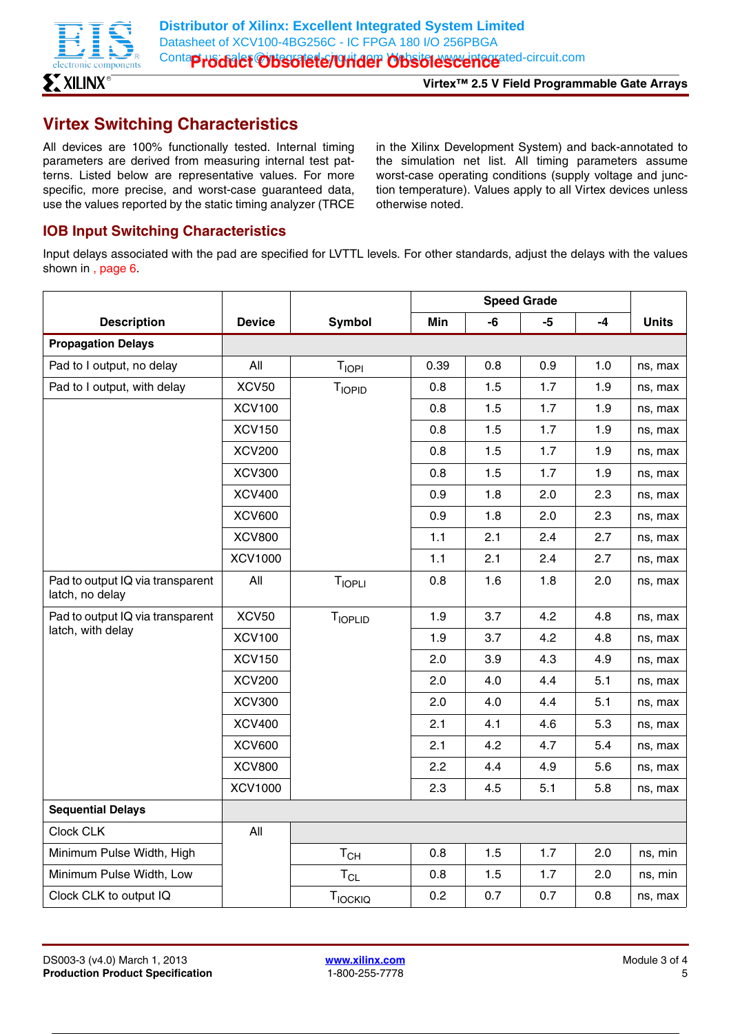## Virtex Switching Characteristics

All devices are 100% functionally tested. Internal timing parameters are derived from measuring internal test patterns. Listed below are representative values. For more specific, more precise, and worst-case guaranteed data, use the values reported by the static timing analyzer (TRCE in the Xilinx Development System) and back-annotated to the simulation net list. All timing parameters assume worst-case operating conditions (supply voltage and junction temperature). Values apply to all Virtex devices unless otherwise noted.

### IOB Input Switching Characteristics

Input delays associated with the pad are specified for LVTTL levels. For other standards, adjust the delays with the values shown in , page 6.

| Description | Device | Symbol | Speed Grade | | | | Units |
|---|---|---|---|---|---|---|---|
| | | | Min | -6 | -5 | -4 | |
| **Propagation Delays** | | | | | | | |
| Pad to I output, no delay | All | $T_{IOPI}$ | 0.39 | 0.8 | 0.9 | 1.0 | ns, max |
| Pad to I output, with delay | XCV50 | $T_{IOPID}$ | 0.8 | 1.5 | 1.7 | 1.9 | ns, max |
| | XCV100 | | 0.8 | 1.5 | 1.7 | 1.9 | ns, max |
| | XCV150 | | 0.8 | 1.5 | 1.7 | 1.9 | ns, max |
| | XCV200 | | 0.8 | 1.5 | 1.7 | 1.9 | ns, max |
| | XCV300 | | 0.8 | 1.5 | 1.7 | 1.9 | ns, max |
| | XCV400 | | 0.9 | 1.8 | 2.0 | 2.3 | ns, max |
| | XCV600 | | 0.9 | 1.8 | 2.0 | 2.3 | ns, max |
| | XCV800 | | 1.1 | 2.1 | 2.4 | 2.7 | ns, max |
| | XCV1000 | | 1.1 | 2.1 | 2.4 | 2.7 | ns, max |
| Pad to output IQ via transparent latch, no delay | All | $T_{IOPLI}$ | 0.8 | 1.6 | 1.8 | 2.0 | ns, max |
| Pad to output IQ via transparent latch, with delay | XCV50 | $T_{IOPLID}$ | 1.9 | 3.7 | 4.2 | 4.8 | ns, max |
| | XCV100 | | 1.9 | 3.7 | 4.2 | 4.8 | ns, max |
| | XCV150 | | 2.0 | 3.9 | 4.3 | 4.9 | ns, max |
| | XCV200 | | 2.0 | 4.0 | 4.4 | 5.1 | ns, max |
| | XCV300 | | 2.0 | 4.0 | 4.4 | 5.1 | ns, max |
| | XCV400 | | 2.1 | 4.1 | 4.6 | 5.3 | ns, max |
| | XCV600 | | 2.1 | 4.2 | 4.7 | 5.4 | ns, max |
| | XCV800 | | 2.2 | 4.4 | 4.9 | 5.6 | ns, max |
| | XCV1000 | | 2.3 | 4.5 | 5.1 | 5.8 | ns, max |
| **Sequential Delays** | | | | | | | |
| Clock CLK | All | | | | | | |
| Minimum Pulse Width, High | | $T_{CH}$ | 0.8 | 1.5 | 1.7 | 2.0 | ns, min |
| Minimum Pulse Width, Low | | $T_{CL}$ | 0.8 | 1.5 | 1.7 | 2.0 | ns, min |
| Clock CLK to output IQ | | $T_{IOCKIQ}$ | 0.2 | 0.7 | 0.7 | 0.8 | ns, max |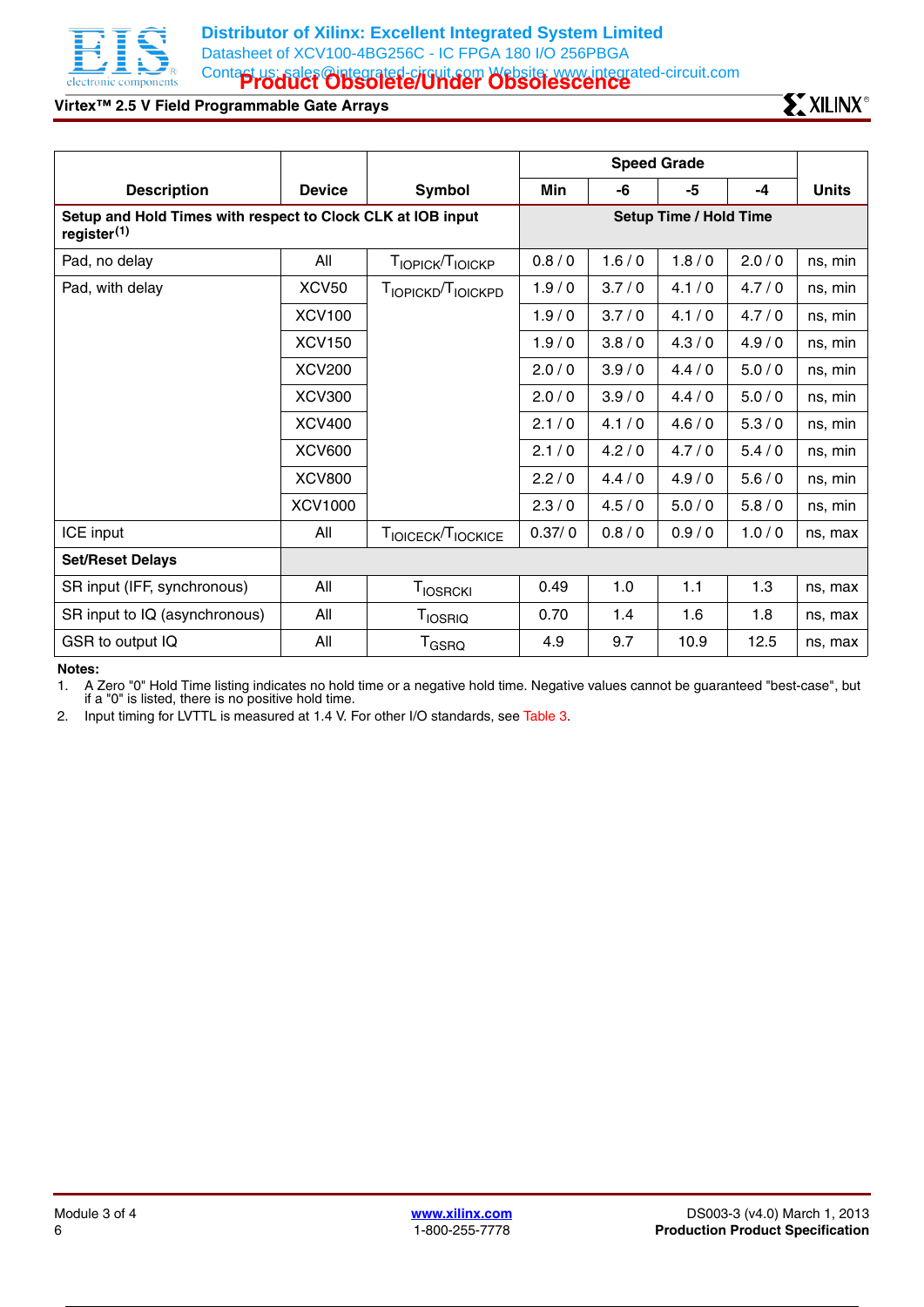| Description | Device | Symbol | Speed Grade | | | | Units |
|---|---|---|---|---|---|---|---|
| | | | Min | -6 | -5 | -4 | |
| **Setup and Hold Times with respect to Clock CLK at IOB input register**(1) | | | **Setup Time / Hold Time** | | | | |
| Pad, no delay | All | $T_{IOPICK}/T_{IOICKP}$ | 0.8 / 0 | 1.6 / 0 | 1.8 / 0 | 2.0 / 0 | ns, min |
| Pad, with delay | XCV50 | $T_{IOPICKD}/T_{IOICKPD}$ | 1.9 / 0 | 3.7 / 0 | 4.1 / 0 | 4.7 / 0 | ns, min |
| | XCV100 | | 1.9 / 0 | 3.7 / 0 | 4.1 / 0 | 4.7 / 0 | ns, min |
| | XCV150 | | 1.9 / 0 | 3.8 / 0 | 4.3 / 0 | 4.9 / 0 | ns, min |
| | XCV200 | | 2.0 / 0 | 3.9 / 0 | 4.4 / 0 | 5.0 / 0 | ns, min |
| | XCV300 | | 2.0 / 0 | 3.9 / 0 | 4.4 / 0 | 5.0 / 0 | ns, min |
| | XCV400 | | 2.1 / 0 | 4.1 / 0 | 4.6 / 0 | 5.3 / 0 | ns, min |
| | XCV600 | | 2.1 / 0 | 4.2 / 0 | 4.7 / 0 | 5.4 / 0 | ns, min |
| | XCV800 | | 2.2 / 0 | 4.4 / 0 | 4.9 / 0 | 5.6 / 0 | ns, min |
| | XCV1000 | | 2.3 / 0 | 4.5 / 0 | 5.0 / 0 | 5.8 / 0 | ns, min |
| ICE input | All | $T_{IOICECK}/T_{IOCKICE}$ | 0.37/ 0 | 0.8 / 0 | 0.9 / 0 | 1.0 / 0 | ns, max |
| **Set/Reset Delays** | | | | | | | |
| SR input (IFF, synchronous) | All | $T_{IOSRCKI}$ | 0.49 | 1.0 | 1.1 | 1.3 | ns, max |
| SR input to IQ (asynchronous) | All | $T_{IOSRIQ}$ | 0.70 | 1.4 | 1.6 | 1.8 | ns, max |
| GSR to output IQ | All | $T_{GSRQ}$ | 4.9 | 9.7 | 10.9 | 12.5 | ns, max |

**Notes:**

1. A Zero "0" Hold Time listing indicates no hold time or a negative hold time. Negative values cannot be guaranteed "best-case", but if a "0" is listed, there is no positive hold time.
2. Input timing for LVTTL is measured at 1.4 V. For other I/O standards, see Table 3.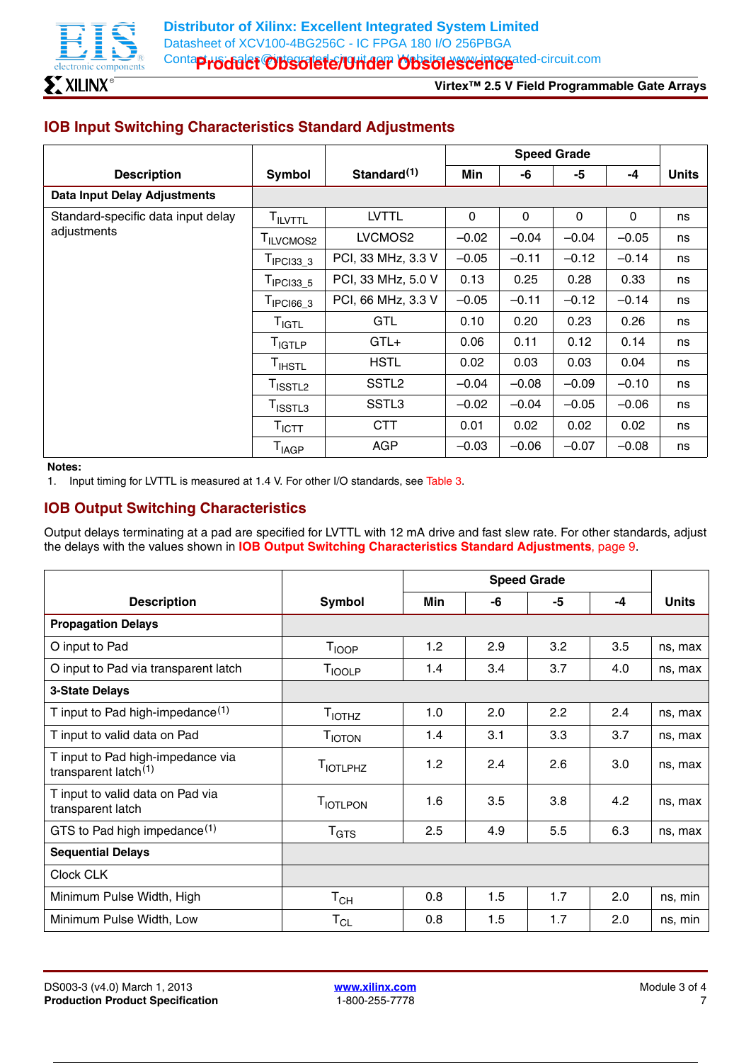## IOB Input Switching Characteristics Standard Adjustments

| Description | Symbol | Standard[1] | Speed Grade | | | | Units |
|---|---|---|---|---|---|---|---|
| | | | Min | -6 | -5 | -4 | |
| **Data Input Delay Adjustments** | | | | | | | |
| Standard-specific data input delay adjustments | $T_{ILVTTL}$ | LVTTL | 0 | 0 | 0 | 0 | ns |
| | $T_{ILVCMOS2}$ | LVCMOS2 | –0.02 | –0.04 | –0.04 | –0.05 | ns |
| | $T_{IPCI33\_3}$ | PCI, 33 MHz, 3.3 V | –0.05 | –0.11 | –0.12 | –0.14 | ns |
| | $T_{IPCI33\_5}$ | PCI, 33 MHz, 5.0 V | 0.13 | 0.25 | 0.28 | 0.33 | ns |
| | $T_{IPCI66\_3}$ | PCI, 66 MHz, 3.3 V | –0.05 | –0.11 | –0.12 | –0.14 | ns |
| | $T_{IGTL}$ | GTL | 0.10 | 0.20 | 0.23 | 0.26 | ns |
| | $T_{IGTLP}$ | GTL+ | 0.06 | 0.11 | 0.12 | 0.14 | ns |
| | $T_{IHSTL}$ | HSTL | 0.02 | 0.03 | 0.03 | 0.04 | ns |
| | $T_{ISSTL2}$ | SSTL2 | –0.04 | –0.08 | –0.09 | –0.10 | ns |
| | $T_{ISSTL3}$ | SSTL3 | –0.02 | –0.04 | –0.05 | –0.06 | ns |
| | $T_{ICTT}$ | CTT | 0.01 | 0.02 | 0.02 | 0.02 | ns |
| | $T_{IAGP}$ | AGP | –0.03 | –0.06 | –0.07 | –0.08 | ns |

**Notes:**

1. Input timing for LVTTL is measured at 1.4 V. For other I/O standards, see Table 3.

## IOB Output Switching Characteristics

Output delays terminating at a pad are specified for LVTTL with 12 mA drive and fast slew rate. For other standards, adjust the delays with the values shown in **IOB Output Switching Characteristics Standard Adjustments**, page 9.

| Description | Symbol | Speed Grade | | | | Units |
|---|---|---|---|---|---|---|
| | | Min | -6 | -5 | -4 | |
| **Propagation Delays** | | | | | | |
| O input to Pad | $T_{IOOP}$ | 1.2 | 2.9 | 3.2 | 3.5 | ns, max |
| O input to Pad via transparent latch | $T_{IOOLP}$ | 1.4 | 3.4 | 3.7 | 4.0 | ns, max |
| **3-State Delays** | | | | | | |
| T input to Pad high-impedance[1] | $T_{IOTHZ}$ | 1.0 | 2.0 | 2.2 | 2.4 | ns, max |
| T input to valid data on Pad | $T_{IOTON}$ | 1.4 | 3.1 | 3.3 | 3.7 | ns, max |
| T input to Pad high-impedance via transparent latch[1] | $T_{IOTLPHZ}$ | 1.2 | 2.4 | 2.6 | 3.0 | ns, max |
| T input to valid data on Pad via transparent latch | $T_{IOTLPON}$ | 1.6 | 3.5 | 3.8 | 4.2 | ns, max |
| GTS to Pad high impedance[1] | $T_{GTS}$ | 2.5 | 4.9 | 5.5 | 6.3 | ns, max |
| **Sequential Delays** | | | | | | |
| Clock CLK | | | | | | |
| Minimum Pulse Width, High | $T_{CH}$ | 0.8 | 1.5 | 1.7 | 2.0 | ns, min |
| Minimum Pulse Width, Low | $T_{CL}$ | 0.8 | 1.5 | 1.7 | 2.0 | ns, min |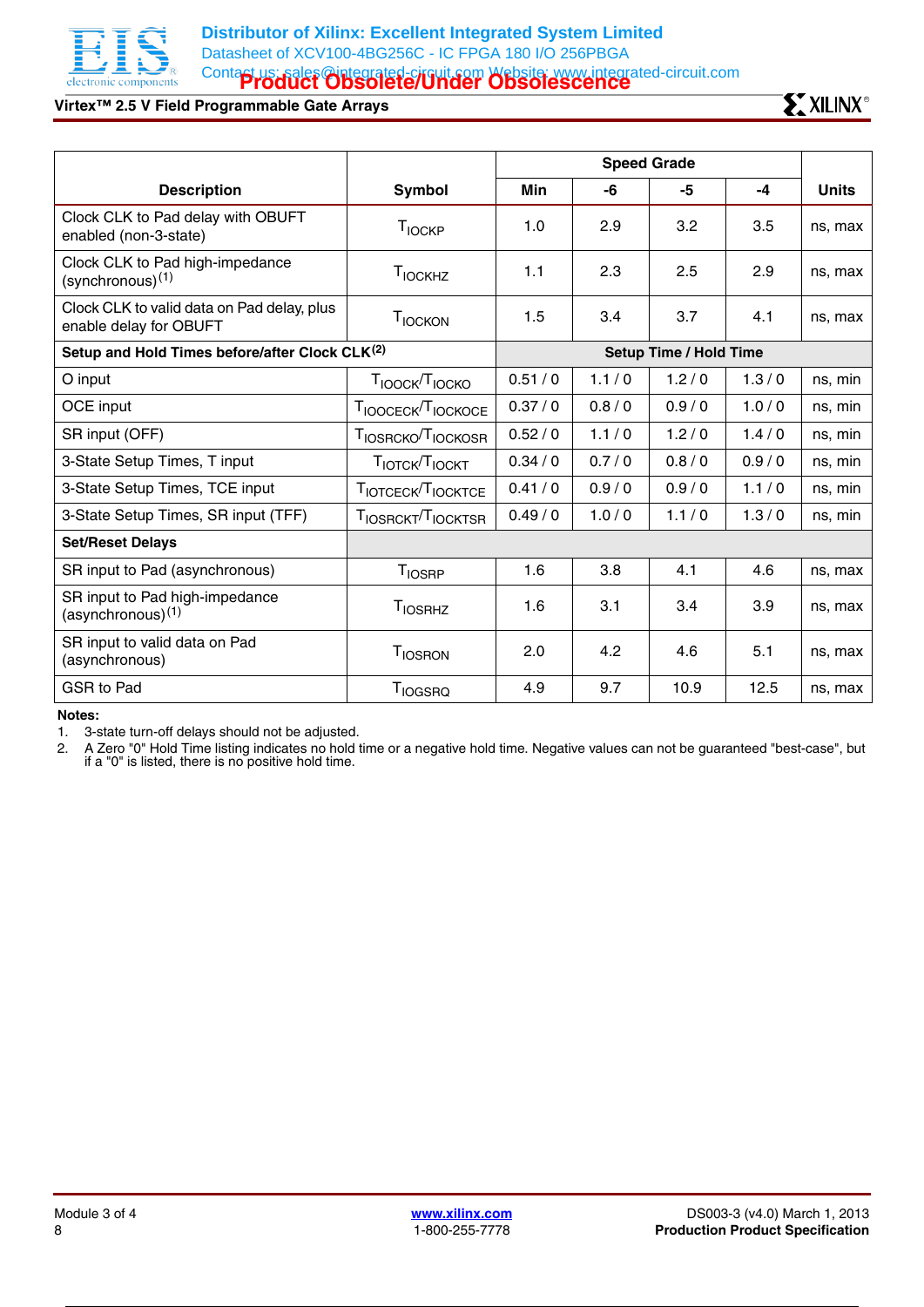| Description | Symbol | Speed Grade | | | | Units |
|---|---|---|---|---|---|---|
| | | Min | -6 | -5 | -4 | |
| Clock CLK to Pad delay with OBUFT enabled (non-3-state) | $T_{IOCKP}$ | 1.0 | 2.9 | 3.2 | 3.5 | ns, max |
| Clock CLK to Pad high-impedance (synchronous)[1] | $T_{IOCKHZ}$ | 1.1 | 2.3 | 2.5 | 2.9 | ns, max |
| Clock CLK to valid data on Pad delay, plus enable delay for OBUFT | $T_{IOCKON}$ | 1.5 | 3.4 | 3.7 | 4.1 | ns, max |
| **Setup and Hold Times before/after Clock CLK[2]** | | **Setup Time / Hold Time** | | | | |
| O input | $T_{IOOCK}/T_{IOCKO}$ | 0.51 / 0 | 1.1 / 0 | 1.2 / 0 | 1.3 / 0 | ns, min |
| OCE input | $T_{IOOCECK}/T_{IOCKOCE}$ | 0.37 / 0 | 0.8 / 0 | 0.9 / 0 | 1.0 / 0 | ns, min |
| SR input (OFF) | $T_{IOSRCKO}/T_{IOCKOSR}$ | 0.52 / 0 | 1.1 / 0 | 1.2 / 0 | 1.4 / 0 | ns, min |
| 3-State Setup Times, T input | $T_{IOTCK}/T_{IOCKT}$ | 0.34 / 0 | 0.7 / 0 | 0.8 / 0 | 0.9 / 0 | ns, min |
| 3-State Setup Times, TCE input | $T_{IOTCECK}/T_{IOCKTCE}$ | 0.41 / 0 | 0.9 / 0 | 0.9 / 0 | 1.1 / 0 | ns, min |
| 3-State Setup Times, SR input (TFF) | $T_{IOSRCKT}/T_{IOCKTSR}$ | 0.49 / 0 | 1.0 / 0 | 1.1 / 0 | 1.3 / 0 | ns, min |
| **Set/Reset Delays** | | | | | | |
| SR input to Pad (asynchronous) | $T_{IOSRP}$ | 1.6 | 3.8 | 4.1 | 4.6 | ns, max |
| SR input to Pad high-impedance (asynchronous)[1] | $T_{IOSRHZ}$ | 1.6 | 3.1 | 3.4 | 3.9 | ns, max |
| SR input to valid data on Pad (asynchronous) | $T_{IOSRON}$ | 2.0 | 4.2 | 4.6 | 5.1 | ns, max |
| GSR to Pad | $T_{IOGSRQ}$ | 4.9 | 9.7 | 10.9 | 12.5 | ns, max |

**Notes:**

1. 3-state turn-off delays should not be adjusted.
2. A Zero "0" Hold Time listing indicates no hold time or a negative hold time. Negative values can not be guaranteed "best-case", but if a "0" is listed, there is no positive hold time.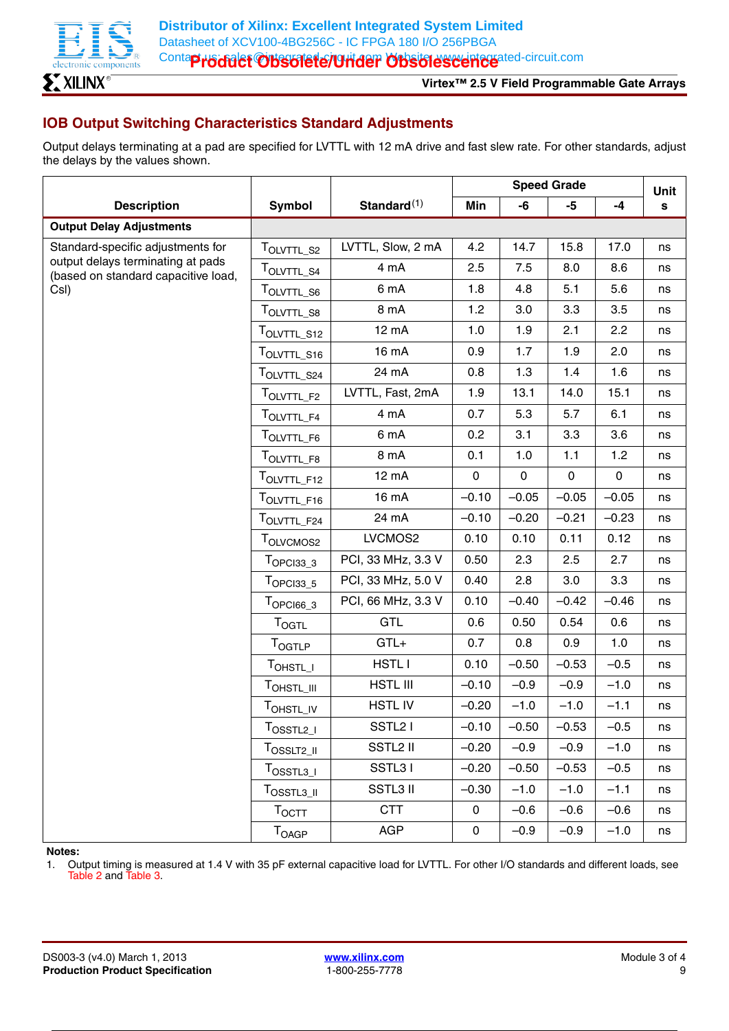## IOB Output Switching Characteristics Standard Adjustments

Output delays terminating at a pad are specified for LVTTL with 12 mA drive and fast slew rate. For other standards, adjust the delays by the values shown.

| Description | Symbol | Standard[1] | Speed Grade | | | | Units |
|---|---|---|---|---|---|---|---|
| | | | Min | -6 | -5 | -4 | |
| **Output Delay Adjustments** | | | | | | | |
| Standard-specific adjustments for output delays terminating at pads (based on standard capacitive load, Csl) | $T_{OLVTTL\_S2}$ | LVTTL, Slow, 2 mA | 4.2 | 14.7 | 15.8 | 17.0 | ns |
| | $T_{OLVTTL\_S4}$ | 4 mA | 2.5 | 7.5 | 8.0 | 8.6 | ns |
| | $T_{OLVTTL\_S6}$ | 6 mA | 1.8 | 4.8 | 5.1 | 5.6 | ns |
| | $T_{OLVTTL\_S8}$ | 8 mA | 1.2 | 3.0 | 3.3 | 3.5 | ns |
| | $T_{OLVTTL\_S12}$ | 12 mA | 1.0 | 1.9 | 2.1 | 2.2 | ns |
| | $T_{OLVTTL\_S16}$ | 16 mA | 0.9 | 1.7 | 1.9 | 2.0 | ns |
| | $T_{OLVTTL\_S24}$ | 24 mA | 0.8 | 1.3 | 1.4 | 1.6 | ns |
| | $T_{OLVTTL\_F2}$ | LVTTL, Fast, 2mA | 1.9 | 13.1 | 14.0 | 15.1 | ns |
| | $T_{OLVTTL\_F4}$ | 4 mA | 0.7 | 5.3 | 5.7 | 6.1 | ns |
| | $T_{OLVTTL\_F6}$ | 6 mA | 0.2 | 3.1 | 3.3 | 3.6 | ns |
| | $T_{OLVTTL\_F8}$ | 8 mA | 0.1 | 1.0 | 1.1 | 1.2 | ns |
| | $T_{OLVTTL\_F12}$ | 12 mA | 0 | 0 | 0 | 0 | ns |
| | $T_{OLVTTL\_F16}$ | 16 mA | –0.10 | –0.05 | –0.05 | –0.05 | ns |
| | $T_{OLVTTL\_F24}$ | 24 mA | –0.10 | –0.20 | –0.21 | –0.23 | ns |
| | $T_{OLVCMOS2}$ | LVCMOS2 | 0.10 | 0.10 | 0.11 | 0.12 | ns |
| | $T_{OPCI33\_3}$ | PCI, 33 MHz, 3.3 V | 0.50 | 2.3 | 2.5 | 2.7 | ns |
| | $T_{OPCI33\_5}$ | PCI, 33 MHz, 5.0 V | 0.40 | 2.8 | 3.0 | 3.3 | ns |
| | $T_{OPCI66\_3}$ | PCI, 66 MHz, 3.3 V | 0.10 | –0.40 | –0.42 | –0.46 | ns |
| | $T_{OGTL}$ | GTL | 0.6 | 0.50 | 0.54 | 0.6 | ns |
| | $T_{OGTLP}$ | GTL+ | 0.7 | 0.8 | 0.9 | 1.0 | ns |
| | $T_{OHSTL\_I}$ | HSTL I | 0.10 | –0.50 | –0.53 | –0.5 | ns |
| | $T_{OHSTL\_III}$ | HSTL III | –0.10 | –0.9 | –0.9 | –1.0 | ns |
| | $T_{OHSTL\_IV}$ | HSTL IV | –0.20 | –1.0 | –1.0 | –1.1 | ns |
| | $T_{OSSTL2\_I}$ | SSTL2 I | –0.10 | –0.50 | –0.53 | –0.5 | ns |
| | $T_{OSSLT2\_II}$ | SSTL2 II | –0.20 | –0.9 | –0.9 | –1.0 | ns |
| | $T_{OSSTL3\_I}$ | SSTL3 I | –0.20 | –0.50 | –0.53 | –0.5 | ns |
| | $T_{OSSTL3\_II}$ | SSTL3 II | –0.30 | –1.0 | –1.0 | –1.1 | ns |
| | $T_{OCTT}$ | CTT | 0 | –0.6 | –0.6 | –0.6 | ns |
| | $T_{OAGP}$ | AGP | 0 | –0.9 | –0.9 | –1.0 | ns |

**Notes:**

1. Output timing is measured at 1.4 V with 35 pF external capacitive load for LVTTL. For other I/O standards and different loads, see Table 2 and Table 3.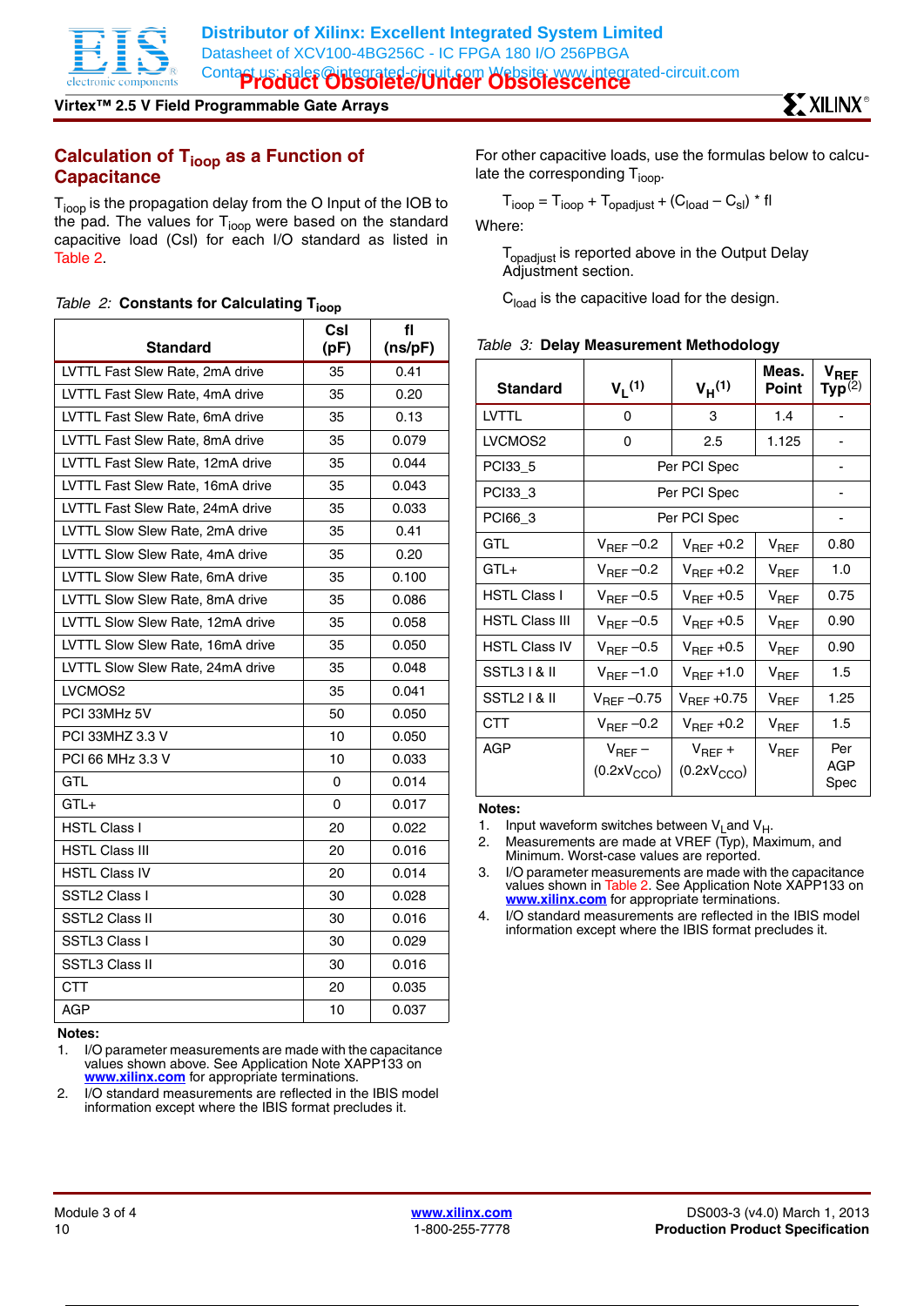## Calculation of $T_{ioop}$ as a Function of Capacitance

$T_{ioop}$ is the propagation delay from the O Input of the IOB to the pad. The values for $T_{ioop}$ were based on the standard capacitive load (Csl) for each I/O standard as listed in Table 2.

*Table 2:* **Constants for Calculating $T_{ioop}$**

| Standard | Csl (pF) | fl (ns/pF) |
|---|---|---|
| LVTTL Fast Slew Rate, 2mA drive | 35 | 0.41 |
| LVTTL Fast Slew Rate, 4mA drive | 35 | 0.20 |
| LVTTL Fast Slew Rate, 6mA drive | 35 | 0.13 |
| LVTTL Fast Slew Rate, 8mA drive | 35 | 0.079 |
| LVTTL Fast Slew Rate, 12mA drive | 35 | 0.044 |
| LVTTL Fast Slew Rate, 16mA drive | 35 | 0.043 |
| LVTTL Fast Slew Rate, 24mA drive | 35 | 0.033 |
| LVTTL Slow Slew Rate, 2mA drive | 35 | 0.41 |
| LVTTL Slow Slew Rate, 4mA drive | 35 | 0.20 |
| LVTTL Slow Slew Rate, 6mA drive | 35 | 0.100 |
| LVTTL Slow Slew Rate, 8mA drive | 35 | 0.086 |
| LVTTL Slow Slew Rate, 12mA drive | 35 | 0.058 |
| LVTTL Slow Slew Rate, 16mA drive | 35 | 0.050 |
| LVTTL Slow Slew Rate, 24mA drive | 35 | 0.048 |
| LVCMOS2 | 35 | 0.041 |
| PCI 33MHz 5V | 50 | 0.050 |
| PCI 33MHZ 3.3 V | 10 | 0.050 |
| PCI 66 MHz 3.3 V | 10 | 0.033 |
| GTL | 0 | 0.014 |
| GTL+ | 0 | 0.017 |
| HSTL Class I | 20 | 0.022 |
| HSTL Class III | 20 | 0.016 |
| HSTL Class IV | 20 | 0.014 |
| SSTL2 Class I | 30 | 0.028 |
| SSTL2 Class II | 30 | 0.016 |
| SSTL3 Class I | 30 | 0.029 |
| SSTL3 Class II | 30 | 0.016 |
| CTT | 20 | 0.035 |
| AGP | 10 | 0.037 |

**Notes:**
1. I/O parameter measurements are made with the capacitance values shown above. See Application Note XAPP133 on **www.xilinx.com** for appropriate terminations.
2. I/O standard measurements are reflected in the IBIS model information except where the IBIS format precludes it.

For other capacitive loads, use the formulas below to calculate the corresponding $T_{ioop}$.

$$T_{ioop} = T_{ioop} + T_{opadjust} + (C_{load} - C_{sl}) * fl$$

Where:

$T_{opadjust}$ is reported above in the Output Delay Adjustment section.

$C_{load}$ is the capacitive load for the design.

*Table 3:* **Delay Measurement Methodology**

| Standard | $V_L$ [(1)] | $V_H$ [(1)] | Meas. Point | $V_{REF}$ Typ [(2)] |
|---|---|---|---|---|
| LVTTL | 0 | 3 | 1.4 | - |
| LVCMOS2 | 0 | 2.5 | 1.125 | - |
| PCI33_5 | Per PCI Spec | | | - |
| PCI33_3 | Per PCI Spec | | | - |
| PCI66_3 | Per PCI Spec | | | - |
| GTL | $V_{REF}$ –0.2 | $V_{REF}$ +0.2 | $V_{REF}$ | 0.80 |
| GTL+ | $V_{REF}$ –0.2 | $V_{REF}$ +0.2 | $V_{REF}$ | 1.0 |
| HSTL Class I | $V_{REF}$ –0.5 | $V_{REF}$ +0.5 | $V_{REF}$ | 0.75 |
| HSTL Class III | $V_{REF}$ –0.5 | $V_{REF}$ +0.5 | $V_{REF}$ | 0.90 |
| HSTL Class IV | $V_{REF}$ –0.5 | $V_{REF}$ +0.5 | $V_{REF}$ | 0.90 |
| SSTL3 I & II | $V_{REF}$ –1.0 | $V_{REF}$ +1.0 | $V_{REF}$ | 1.5 |
| SSTL2 I & II | $V_{REF}$ –0.75 | $V_{REF}$ +0.75 | $V_{REF}$ | 1.25 |
| CTT | $V_{REF}$ –0.2 | $V_{REF}$ +0.2 | $V_{REF}$ | 1.5 |
| AGP | $V_{REF}$ – $(0.2xV_{CCO})$ | $V_{REF}$ + $(0.2xV_{CCO})$ | $V_{REF}$ | Per AGP Spec |

**Notes:**
1. Input waveform switches between $V_L$ and $V_H$.
2. Measurements are made at VREF (Typ), Maximum, and Minimum. Worst-case values are reported.
3. I/O parameter measurements are made with the capacitance values shown in Table 2. See Application Note XAPP133 on **www.xilinx.com** for appropriate terminations.
4. I/O standard measurements are reflected in the IBIS model information except where the IBIS format precludes it.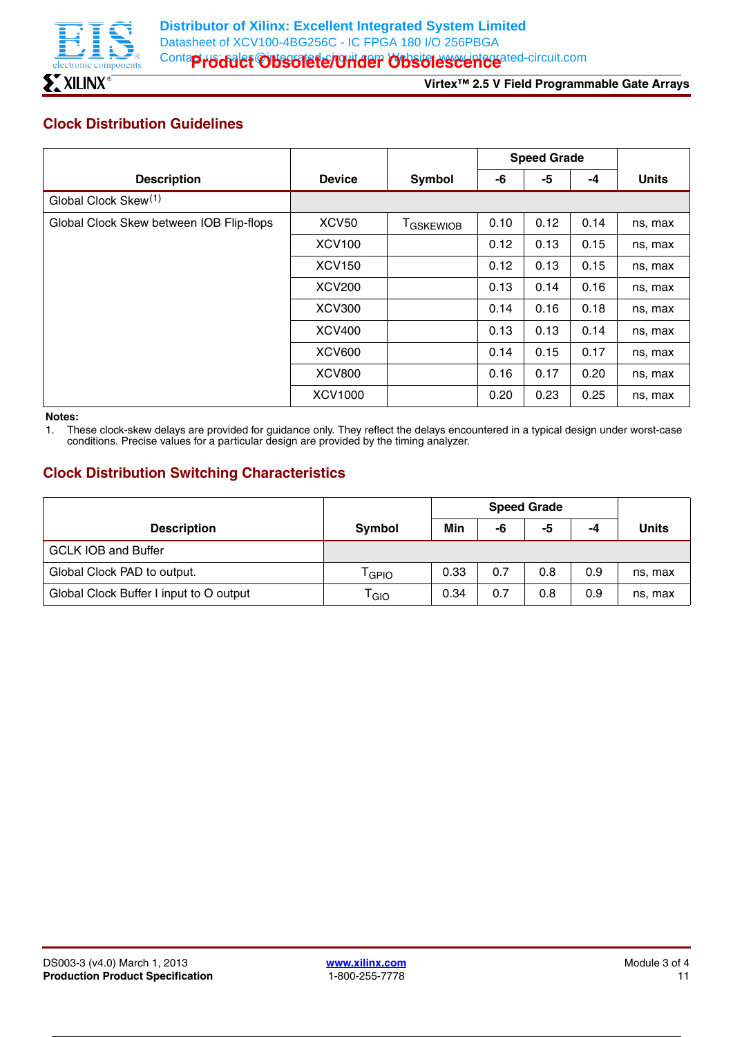## Clock Distribution Guidelines

| Description | Device | Symbol | Speed Grade | | | Units |
|---|---|---|---|---|---|---|
| | | | -6 | -5 | -4 | |
| Global Clock Skew[(1)] | | | | | | |
| Global Clock Skew between IOB Flip-flops | XCV50 | $T_{GSKEWIOB}$ | 0.10 | 0.12 | 0.14 | ns, max |
| | XCV100 | | 0.12 | 0.13 | 0.15 | ns, max |
| | XCV150 | | 0.12 | 0.13 | 0.15 | ns, max |
| | XCV200 | | 0.13 | 0.14 | 0.16 | ns, max |
| | XCV300 | | 0.14 | 0.16 | 0.18 | ns, max |
| | XCV400 | | 0.13 | 0.13 | 0.14 | ns, max |
| | XCV600 | | 0.14 | 0.15 | 0.17 | ns, max |
| | XCV800 | | 0.16 | 0.17 | 0.20 | ns, max |
| | XCV1000 | | 0.20 | 0.23 | 0.25 | ns, max |

**Notes:**

1. These clock-skew delays are provided for guidance only. They reflect the delays encountered in a typical design under worst-case conditions. Precise values for a particular design are provided by the timing analyzer.

## Clock Distribution Switching Characteristics

| Description | Symbol | Speed Grade | | | | Units |
|---|---|---|---|---|---|---|
| | | Min | -6 | -5 | -4 | |
| GCLK IOB and Buffer | | | | | | |
| Global Clock PAD to output. | $T_{GPIO}$ | 0.33 | 0.7 | 0.8 | 0.9 | ns, max |
| Global Clock Buffer I input to O output | $T_{GIO}$ | 0.34 | 0.7 | 0.8 | 0.9 | ns, max |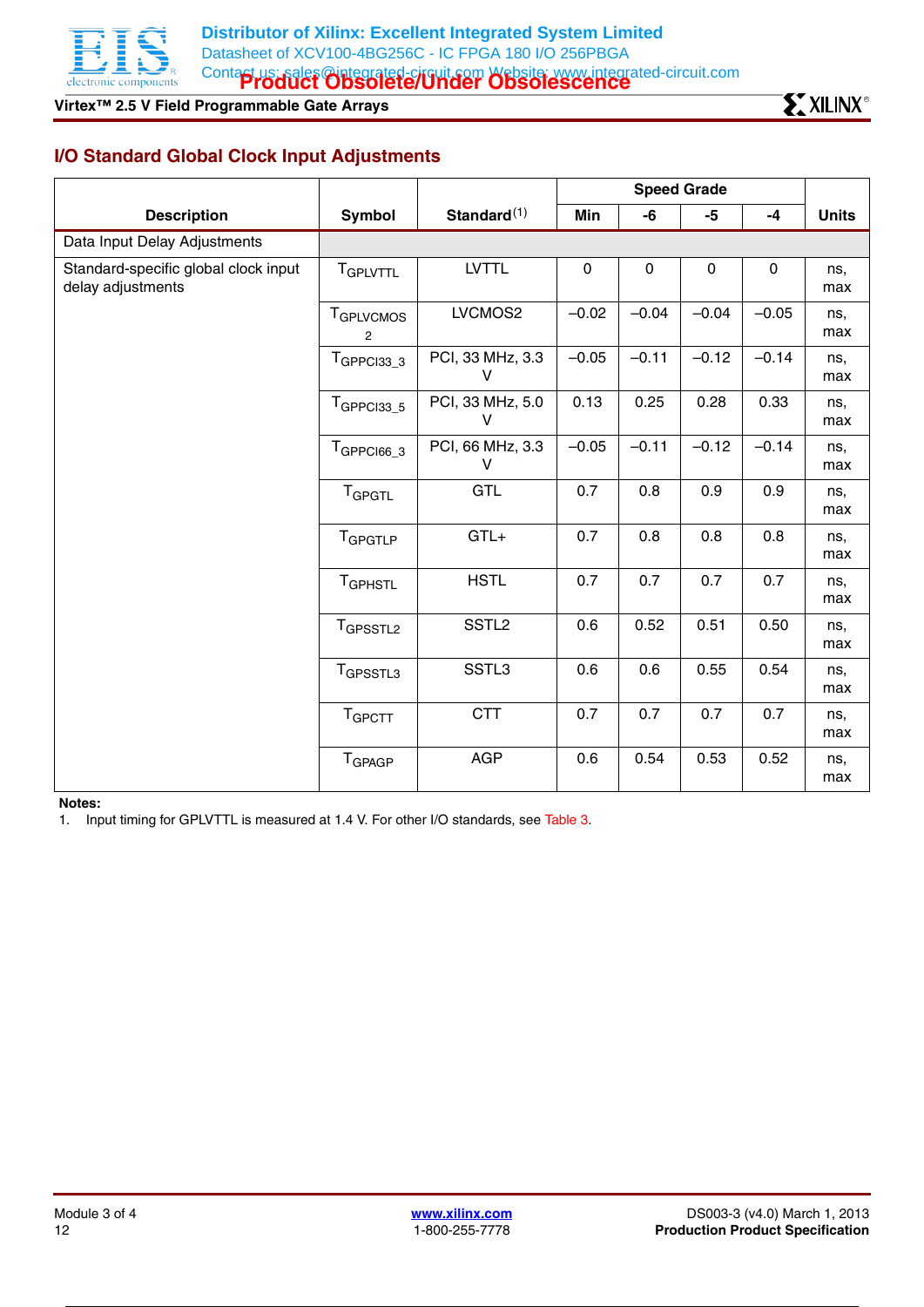## I/O Standard Global Clock Input Adjustments

| Description | Symbol | Standard(1) | Speed Grade | | | | Units |
|---|---|---|---|---|---|---|---|
| | | | Min | -6 | -5 | -4 | |
| Data Input Delay Adjustments | | | | | | | |
| Standard-specific global clock input delay adjustments | $T_{GPLVTTL}$ | LVTTL | 0 | 0 | 0 | 0 | ns, max |
| | $T_{GPLVCMOS2}$ | LVCMOS2 | –0.02 | –0.04 | –0.04 | –0.05 | ns, max |
| | $T_{GPPCI33\_3}$ | PCI, 33 MHz, 3.3 V | –0.05 | –0.11 | –0.12 | –0.14 | ns, max |
| | $T_{GPPCI33\_5}$ | PCI, 33 MHz, 5.0 V | 0.13 | 0.25 | 0.28 | 0.33 | ns, max |
| | $T_{GPPCI66\_3}$ | PCI, 66 MHz, 3.3 V | –0.05 | –0.11 | –0.12 | –0.14 | ns, max |
| | $T_{GPGTL}$ | GTL | 0.7 | 0.8 | 0.9 | 0.9 | ns, max |
| | $T_{GPGTLP}$ | GTL+ | 0.7 | 0.8 | 0.8 | 0.8 | ns, max |
| | $T_{GPHSTL}$ | HSTL | 0.7 | 0.7 | 0.7 | 0.7 | ns, max |
| | $T_{GPSSTL2}$ | SSTL2 | 0.6 | 0.52 | 0.51 | 0.50 | ns, max |
| | $T_{GPSSTL3}$ | SSTL3 | 0.6 | 0.6 | 0.55 | 0.54 | ns, max |
| | $T_{GPCTT}$ | CTT | 0.7 | 0.7 | 0.7 | 0.7 | ns, max |
| | $T_{GPAGP}$ | AGP | 0.6 | 0.54 | 0.53 | 0.52 | ns, max |

**Notes:**

1. Input timing for GPLVTTL is measured at 1.4 V. For other I/O standards, see Table 3.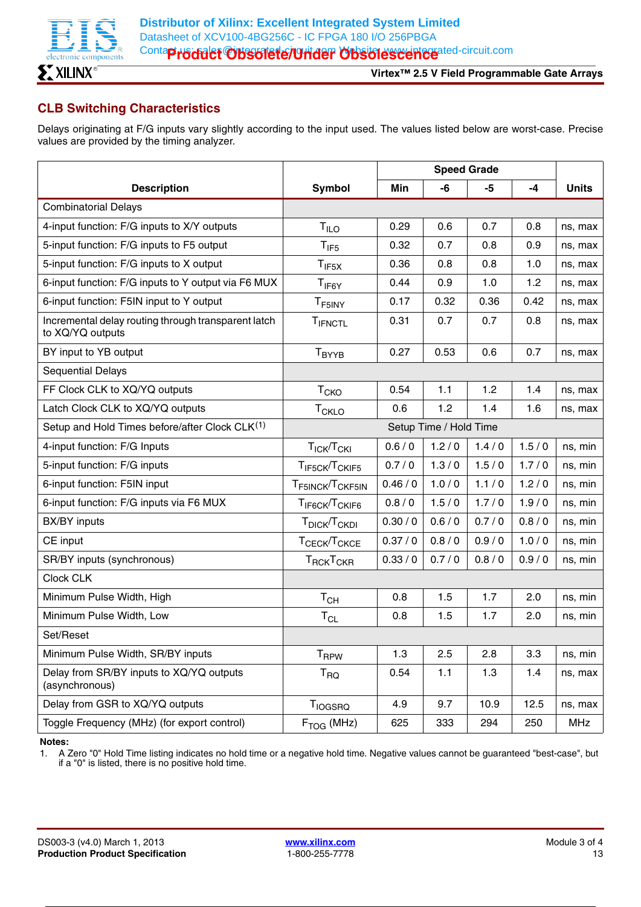## CLB Switching Characteristics

Delays originating at F/G inputs vary slightly according to the input used. The values listed below are worst-case. Precise values are provided by the timing analyzer.

| Description | Symbol | Speed Grade | | | | Units |
|---|---|---|---|---|---|---|
| | | Min | -6 | -5 | -4 | |
| Combinatorial Delays | | | | | | |
| 4-input function: F/G inputs to X/Y outputs | $T_{ILO}$ | 0.29 | 0.6 | 0.7 | 0.8 | ns, max |
| 5-input function: F/G inputs to F5 output | $T_{IF5}$ | 0.32 | 0.7 | 0.8 | 0.9 | ns, max |
| 5-input function: F/G inputs to X output | $T_{IF5X}$ | 0.36 | 0.8 | 0.8 | 1.0 | ns, max |
| 6-input function: F/G inputs to Y output via F6 MUX | $T_{IF6Y}$ | 0.44 | 0.9 | 1.0 | 1.2 | ns, max |
| 6-input function: F5IN input to Y output | $T_{F5INY}$ | 0.17 | 0.32 | 0.36 | 0.42 | ns, max |
| Incremental delay routing through transparent latch to XQ/YQ outputs | $T_{IFNCTL}$ | 0.31 | 0.7 | 0.7 | 0.8 | ns, max |
| BY input to YB output | $T_{BYYB}$ | 0.27 | 0.53 | 0.6 | 0.7 | ns, max |
| Sequential Delays | | | | | | |
| FF Clock CLK to XQ/YQ outputs | $T_{CKO}$ | 0.54 | 1.1 | 1.2 | 1.4 | ns, max |
| Latch Clock CLK to XQ/YQ outputs | $T_{CKLO}$ | 0.6 | 1.2 | 1.4 | 1.6 | ns, max |
| Setup and Hold Times before/after Clock CLK[(1)] | Setup Time / Hold Time | | | | | |
| 4-input function: F/G Inputs | $T_{ICK}/T_{CKI}$ | 0.6 / 0 | 1.2 / 0 | 1.4 / 0 | 1.5 / 0 | ns, min |
| 5-input function: F/G inputs | $T_{IF5CK}/T_{CKIF5}$ | 0.7 / 0 | 1.3 / 0 | 1.5 / 0 | 1.7 / 0 | ns, min |
| 6-input function: F5IN input | $T_{F5INCK}/T_{CKF5IN}$ | 0.46 / 0 | 1.0 / 0 | 1.1 / 0 | 1.2 / 0 | ns, min |
| 6-input function: F/G inputs via F6 MUX | $T_{IF6CK}/T_{CKIF6}$ | 0.8 / 0 | 1.5 / 0 | 1.7 / 0 | 1.9 / 0 | ns, min |
| BX/BY inputs | $T_{DICK}/T_{CKDI}$ | 0.30 / 0 | 0.6 / 0 | 0.7 / 0 | 0.8 / 0 | ns, min |
| CE input | $T_{CECK}/T_{CKCE}$ | 0.37 / 0 | 0.8 / 0 | 0.9 / 0 | 1.0 / 0 | ns, min |
| SR/BY inputs (synchronous) | $T_{RCK}T_{CKR}$ | 0.33 / 0 | 0.7 / 0 | 0.8 / 0 | 0.9 / 0 | ns, min |
| Clock CLK | | | | | | |
| Minimum Pulse Width, High | $T_{CH}$ | 0.8 | 1.5 | 1.7 | 2.0 | ns, min |
| Minimum Pulse Width, Low | $T_{CL}$ | 0.8 | 1.5 | 1.7 | 2.0 | ns, min |
| Set/Reset | | | | | | |
| Minimum Pulse Width, SR/BY inputs | $T_{RPW}$ | 1.3 | 2.5 | 2.8 | 3.3 | ns, min |
| Delay from SR/BY inputs to XQ/YQ outputs (asynchronous) | $T_{RQ}$ | 0.54 | 1.1 | 1.3 | 1.4 | ns, max |
| Delay from GSR to XQ/YQ outputs | $T_{IOGSRQ}$ | 4.9 | 9.7 | 10.9 | 12.5 | ns, max |
| Toggle Frequency (MHz) (for export control) | $F_{TOG}$ (MHz) | 625 | 333 | 294 | 250 | MHz |

**Notes:**

1. A Zero "0" Hold Time listing indicates no hold time or a negative hold time. Negative values cannot be guaranteed "best-case", but if a "0" is listed, there is no positive hold time.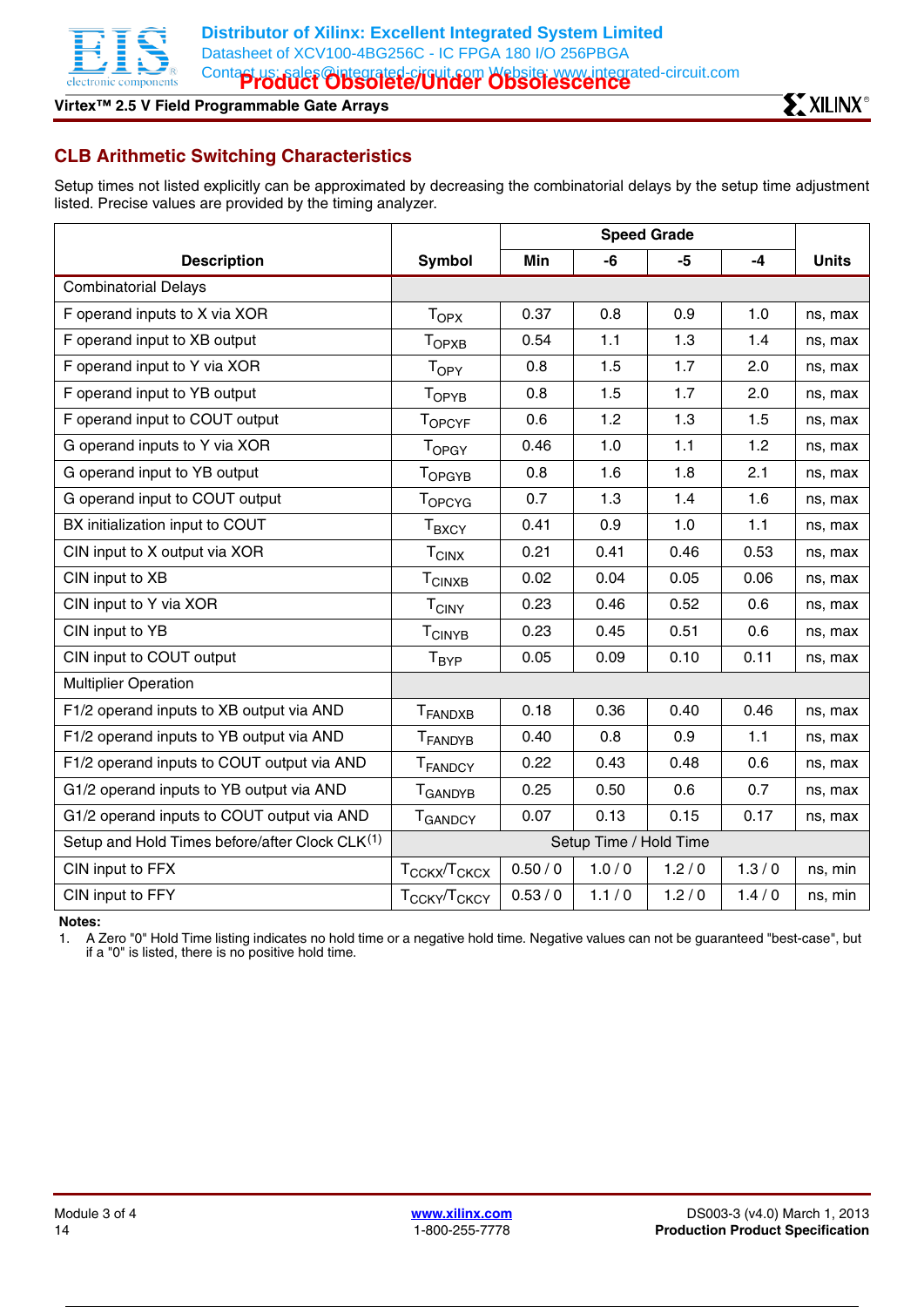## CLB Arithmetic Switching Characteristics

Setup times not listed explicitly can be approximated by decreasing the combinatorial delays by the setup time adjustment listed. Precise values are provided by the timing analyzer.

| Description | Symbol | Speed Grade | | | | Units |
|---|---|---|---|---|---|---|
| | | Min | -6 | -5 | -4 | |
| Combinatorial Delays | | | | | | |
| F operand inputs to X via XOR | $T_{OPX}$ | 0.37 | 0.8 | 0.9 | 1.0 | ns, max |
| F operand input to XB output | $T_{OPXB}$ | 0.54 | 1.1 | 1.3 | 1.4 | ns, max |
| F operand input to Y via XOR | $T_{OPY}$ | 0.8 | 1.5 | 1.7 | 2.0 | ns, max |
| F operand input to YB output | $T_{OPYB}$ | 0.8 | 1.5 | 1.7 | 2.0 | ns, max |
| F operand input to COUT output | $T_{OPCYF}$ | 0.6 | 1.2 | 1.3 | 1.5 | ns, max |
| G operand inputs to Y via XOR | $T_{OPGY}$ | 0.46 | 1.0 | 1.1 | 1.2 | ns, max |
| G operand input to YB output | $T_{OPGYB}$ | 0.8 | 1.6 | 1.8 | 2.1 | ns, max |
| G operand input to COUT output | $T_{OPCYG}$ | 0.7 | 1.3 | 1.4 | 1.6 | ns, max |
| BX initialization input to COUT | $T_{BXCY}$ | 0.41 | 0.9 | 1.0 | 1.1 | ns, max |
| CIN input to X output via XOR | $T_{CINX}$ | 0.21 | 0.41 | 0.46 | 0.53 | ns, max |
| CIN input to XB | $T_{CINXB}$ | 0.02 | 0.04 | 0.05 | 0.06 | ns, max |
| CIN input to Y via XOR | $T_{CINY}$ | 0.23 | 0.46 | 0.52 | 0.6 | ns, max |
| CIN input to YB | $T_{CINYB}$ | 0.23 | 0.45 | 0.51 | 0.6 | ns, max |
| CIN input to COUT output | $T_{BYP}$ | 0.05 | 0.09 | 0.10 | 0.11 | ns, max |
| Multiplier Operation | | | | | | |
| F1/2 operand inputs to XB output via AND | $T_{FANDXB}$ | 0.18 | 0.36 | 0.40 | 0.46 | ns, max |
| F1/2 operand inputs to YB output via AND | $T_{FANDYB}$ | 0.40 | 0.8 | 0.9 | 1.1 | ns, max |
| F1/2 operand inputs to COUT output via AND | $T_{FANDCY}$ | 0.22 | 0.43 | 0.48 | 0.6 | ns, max |
| G1/2 operand inputs to YB output via AND | $T_{GANDYB}$ | 0.25 | 0.50 | 0.6 | 0.7 | ns, max |
| G1/2 operand inputs to COUT output via AND | $T_{GANDCY}$ | 0.07 | 0.13 | 0.15 | 0.17 | ns, max |
| Setup and Hold Times before/after Clock CLK[1] | | Setup Time / Hold Time | | | | |
| CIN input to FFX | $T_{CCKX}/T_{CKCX}$ | 0.50 / 0 | 1.0 / 0 | 1.2 / 0 | 1.3 / 0 | ns, min |
| CIN input to FFY | $T_{CCKY}/T_{CKCY}$ | 0.53 / 0 | 1.1 / 0 | 1.2 / 0 | 1.4 / 0 | ns, min |

**Notes:**

1. A Zero "0" Hold Time listing indicates no hold time or a negative hold time. Negative values can not be guaranteed "best-case", but if a "0" is listed, there is no positive hold time.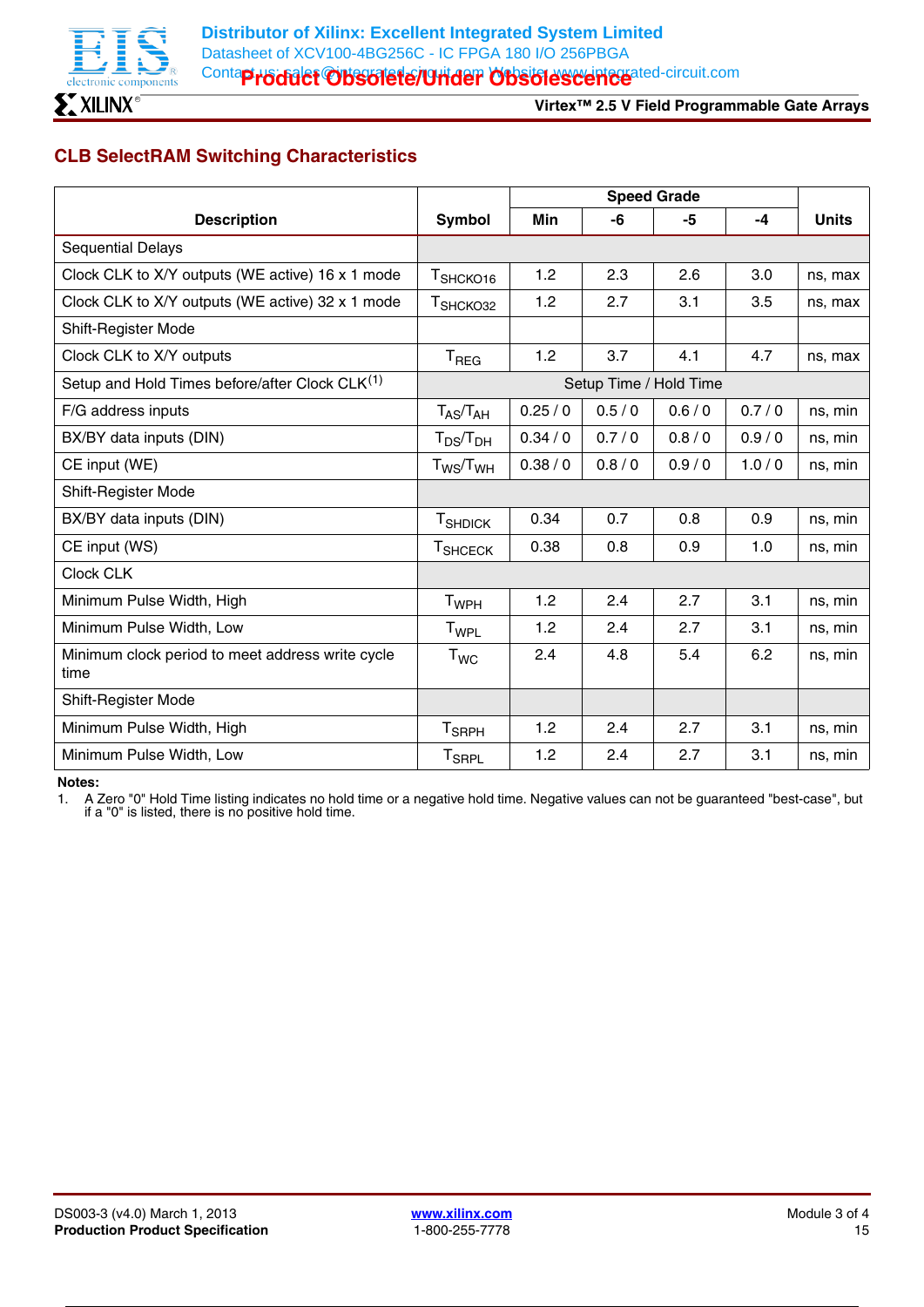## CLB SelectRAM Switching Characteristics

| Description | Symbol | Speed Grade | | | | Units |
|---|---|---|---|---|---|---|
| | | Min | -6 | -5 | -4 | |
| Sequential Delays | | | | | | |
| Clock CLK to X/Y outputs (WE active) 16 x 1 mode | $T_{SHCKO16}$ | 1.2 | 2.3 | 2.6 | 3.0 | ns, max |
| Clock CLK to X/Y outputs (WE active) 32 x 1 mode | $T_{SHCKO32}$ | 1.2 | 2.7 | 3.1 | 3.5 | ns, max |
| Shift-Register Mode | | | | | | |
| Clock CLK to X/Y outputs | $T_{REG}$ | 1.2 | 3.7 | 4.1 | 4.7 | ns, max |
| Setup and Hold Times before/after Clock CLK[1] | Setup Time / Hold Time | | | | | |
| F/G address inputs | $T_{AS}/T_{AH}$ | 0.25 / 0 | 0.5 / 0 | 0.6 / 0 | 0.7 / 0 | ns, min |
| BX/BY data inputs (DIN) | $T_{DS}/T_{DH}$ | 0.34 / 0 | 0.7 / 0 | 0.8 / 0 | 0.9 / 0 | ns, min |
| CE input (WE) | $T_{WS}/T_{WH}$ | 0.38 / 0 | 0.8 / 0 | 0.9 / 0 | 1.0 / 0 | ns, min |
| Shift-Register Mode | | | | | | |
| BX/BY data inputs (DIN) | $T_{SHDICK}$ | 0.34 | 0.7 | 0.8 | 0.9 | ns, min |
| CE input (WS) | $T_{SHCECK}$ | 0.38 | 0.8 | 0.9 | 1.0 | ns, min |
| Clock CLK | | | | | | |
| Minimum Pulse Width, High | $T_{WPH}$ | 1.2 | 2.4 | 2.7 | 3.1 | ns, min |
| Minimum Pulse Width, Low | $T_{WPL}$ | 1.2 | 2.4 | 2.7 | 3.1 | ns, min |
| Minimum clock period to meet address write cycle time | $T_{WC}$ | 2.4 | 4.8 | 5.4 | 6.2 | ns, min |
| Shift-Register Mode | | | | | | |
| Minimum Pulse Width, High | $T_{SRPH}$ | 1.2 | 2.4 | 2.7 | 3.1 | ns, min |
| Minimum Pulse Width, Low | $T_{SRPL}$ | 1.2 | 2.4 | 2.7 | 3.1 | ns, min |

**Notes:**

1. A Zero "0" Hold Time listing indicates no hold time or a negative hold time. Negative values can not be guaranteed "best-case", but if a "0" is listed, there is no positive hold time.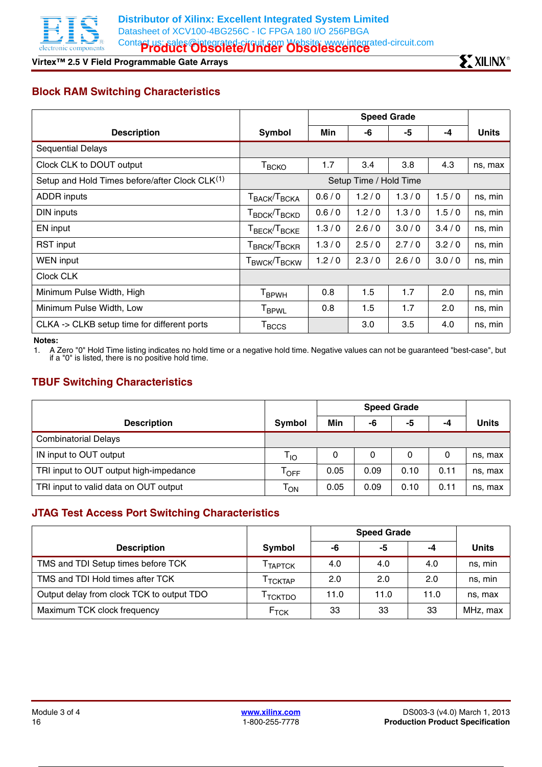Product Obsolete/Under Obsolescence

## Block RAM Switching Characteristics

| Description | Symbol | Speed Grade | | | | Units |
|---|---|---|---|---|---|---|
| | | Min | -6 | -5 | -4 | |
| Sequential Delays | | | | | | |
| Clock CLK to DOUT output | $T_{BCKO}$ | 1.7 | 3.4 | 3.8 | 4.3 | ns, max |
| Setup and Hold Times before/after Clock CLK[1] | | Setup Time / Hold Time | | | | |
| ADDR inputs | $T_{BACK}/T_{BCKA}$ | 0.6 / 0 | 1.2 / 0 | 1.3 / 0 | 1.5 / 0 | ns, min |
| DIN inputs | $T_{BDCK}/T_{BCKD}$ | 0.6 / 0 | 1.2 / 0 | 1.3 / 0 | 1.5 / 0 | ns, min |
| EN input | $T_{BECK}/T_{BCKE}$ | 1.3 / 0 | 2.6 / 0 | 3.0 / 0 | 3.4 / 0 | ns, min |
| RST input | $T_{BRCK}/T_{BCKR}$ | 1.3 / 0 | 2.5 / 0 | 2.7 / 0 | 3.2 / 0 | ns, min |
| WEN input | $T_{BWCK}/T_{BCKW}$ | 1.2 / 0 | 2.3 / 0 | 2.6 / 0 | 3.0 / 0 | ns, min |
| Clock CLK | | | | | | |
| Minimum Pulse Width, High | $T_{BPWH}$ | 0.8 | 1.5 | 1.7 | 2.0 | ns, min |
| Minimum Pulse Width, Low | $T_{BPWL}$ | 0.8 | 1.5 | 1.7 | 2.0 | ns, min |
| CLKA -> CLKB setup time for different ports | $T_{BCCS}$ | | 3.0 | 3.5 | 4.0 | ns, min |

**Notes:**

1. A Zero "0" Hold Time listing indicates no hold time or a negative hold time. Negative values can not be guaranteed "best-case", but if a "0" is listed, there is no positive hold time.

## TBUF Switching Characteristics

| Description | Symbol | Speed Grade | | | | Units |
|---|---|---|---|---|---|---|
| | | Min | -6 | -5 | -4 | |
| Combinatorial Delays | | | | | | |
| IN input to OUT output | $T_{IO}$ | 0 | 0 | 0 | 0 | ns, max |
| TRI input to OUT output high-impedance | $T_{OFF}$ | 0.05 | 0.09 | 0.10 | 0.11 | ns, max |
| TRI input to valid data on OUT output | $T_{ON}$ | 0.05 | 0.09 | 0.10 | 0.11 | ns, max |

## JTAG Test Access Port Switching Characteristics

| Description | Symbol | Speed Grade | | | Units |
|---|---|---|---|---|---|
| | | -6 | -5 | -4 | |
| TMS and TDI Setup times before TCK | $T_{TAPTCK}$ | 4.0 | 4.0 | 4.0 | ns, min |
| TMS and TDI Hold times after TCK | $T_{TCKTAP}$ | 2.0 | 2.0 | 2.0 | ns, min |
| Output delay from clock TCK to output TDO | $T_{TCKTDO}$ | 11.0 | 11.0 | 11.0 | ns, max |
| Maximum TCK clock frequency | $F_{TCK}$ | 33 | 33 | 33 | MHz, max |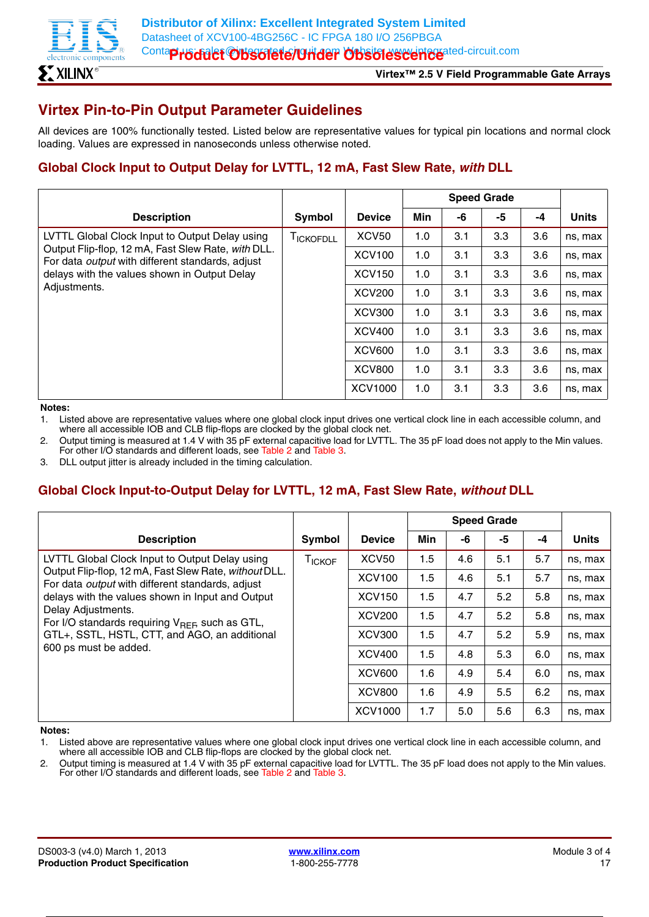## Virtex Pin-to-Pin Output Parameter Guidelines

All devices are 100% functionally tested. Listed below are representative values for typical pin locations and normal clock loading. Values are expressed in nanoseconds unless otherwise noted.

### Global Clock Input to Output Delay for LVTTL, 12 mA, Fast Slew Rate, *with* DLL

| Description | Symbol | Device | Speed Grade | | | | Units |
|---|---|---|---|---|---|---|---|
| | | | Min | -6 | -5 | -4 | |
| LVTTL Global Clock Input to Output Delay using Output Flip-flop, 12 mA, Fast Slew Rate, *with* DLL. For data *output* with different standards, adjust delays with the values shown in Output Delay Adjustments. | $T_{ICKOFDLL}$ | XCV50 | 1.0 | 3.1 | 3.3 | 3.6 | ns, max |
| | | XCV100 | 1.0 | 3.1 | 3.3 | 3.6 | ns, max |
| | | XCV150 | 1.0 | 3.1 | 3.3 | 3.6 | ns, max |
| | | XCV200 | 1.0 | 3.1 | 3.3 | 3.6 | ns, max |
| | | XCV300 | 1.0 | 3.1 | 3.3 | 3.6 | ns, max |
| | | XCV400 | 1.0 | 3.1 | 3.3 | 3.6 | ns, max |
| | | XCV600 | 1.0 | 3.1 | 3.3 | 3.6 | ns, max |
| | | XCV800 | 1.0 | 3.1 | 3.3 | 3.6 | ns, max |
| | | XCV1000 | 1.0 | 3.1 | 3.3 | 3.6 | ns, max |

**Notes:**

1. Listed above are representative values where one global clock input drives one vertical clock line in each accessible column, and where all accessible IOB and CLB flip-flops are clocked by the global clock net.
2. Output timing is measured at 1.4 V with 35 pF external capacitive load for LVTTL. The 35 pF load does not apply to the Min values. For other I/O standards and different loads, see Table 2 and Table 3.
3. DLL output jitter is already included in the timing calculation.

### Global Clock Input-to-Output Delay for LVTTL, 12 mA, Fast Slew Rate, *without* DLL

| Description | Symbol | Device | Speed Grade | | | | Units |
|---|---|---|---|---|---|---|---|
| | | | Min | -6 | -5 | -4 | |
| LVTTL Global Clock Input to Output Delay using Output Flip-flop, 12 mA, Fast Slew Rate, *without* DLL. For data *output* with different standards, adjust delays with the values shown in Input and Output Delay Adjustments. For I/O standards requiring $V_{REF}$, such as GTL, GTL+, SSTL, HSTL, CTT, and AGO, an additional 600 ps must be added. | $T_{ICKOF}$ | XCV50 | 1.5 | 4.6 | 5.1 | 5.7 | ns, max |
| | | XCV100 | 1.5 | 4.6 | 5.1 | 5.7 | ns, max |
| | | XCV150 | 1.5 | 4.7 | 5.2 | 5.8 | ns, max |
| | | XCV200 | 1.5 | 4.7 | 5.2 | 5.8 | ns, max |
| | | XCV300 | 1.5 | 4.7 | 5.2 | 5.9 | ns, max |
| | | XCV400 | 1.5 | 4.8 | 5.3 | 6.0 | ns, max |
| | | XCV600 | 1.6 | 4.9 | 5.4 | 6.0 | ns, max |
| | | XCV800 | 1.6 | 4.9 | 5.5 | 6.2 | ns, max |
| | | XCV1000 | 1.7 | 5.0 | 5.6 | 6.3 | ns, max |

**Notes:**

1. Listed above are representative values where one global clock input drives one vertical clock line in each accessible column, and where all accessible IOB and CLB flip-flops are clocked by the global clock net.
2. Output timing is measured at 1.4 V with 35 pF external capacitive load for LVTTL. The 35 pF load does not apply to the Min values. For other I/O standards and different loads, see Table 2 and Table 3.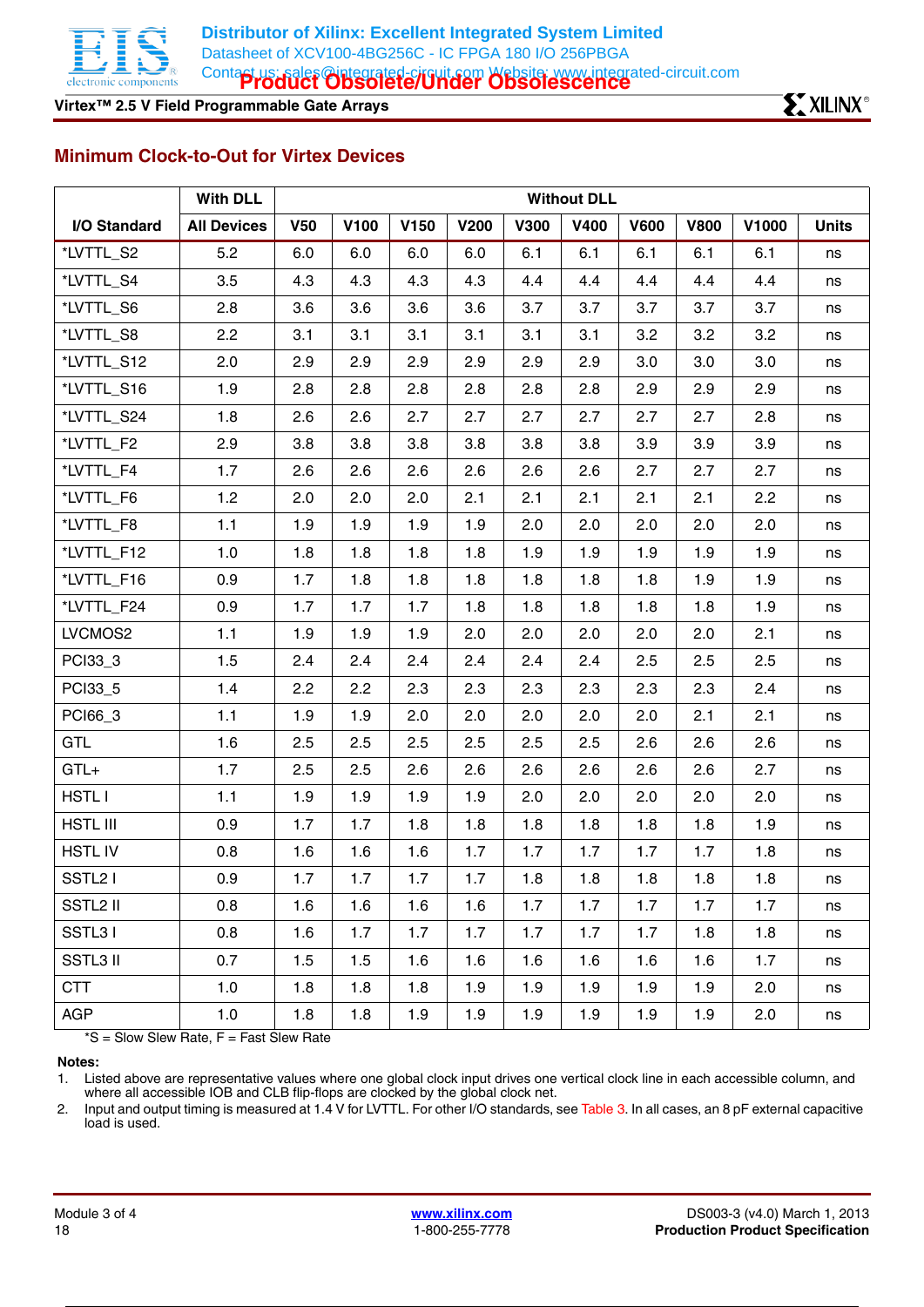## Minimum Clock-to-Out for Virtex Devices

| | With DLL | Without DLL | | | | | | | | | |
|---|---|---|---|---|---|---|---|---|---|---|---|
| **I/O Standard** | **All Devices** | **V50** | **V100** | **V150** | **V200** | **V300** | **V400** | **V600** | **V800** | **V1000** | **Units** |
| *LVTTL_S2 | 5.2 | 6.0 | 6.0 | 6.0 | 6.0 | 6.1 | 6.1 | 6.1 | 6.1 | 6.1 | ns |
| *LVTTL_S4 | 3.5 | 4.3 | 4.3 | 4.3 | 4.3 | 4.4 | 4.4 | 4.4 | 4.4 | 4.4 | ns |
| *LVTTL_S6 | 2.8 | 3.6 | 3.6 | 3.6 | 3.6 | 3.7 | 3.7 | 3.7 | 3.7 | 3.7 | ns |
| *LVTTL_S8 | 2.2 | 3.1 | 3.1 | 3.1 | 3.1 | 3.1 | 3.1 | 3.2 | 3.2 | 3.2 | ns |
| *LVTTL_S12 | 2.0 | 2.9 | 2.9 | 2.9 | 2.9 | 2.9 | 2.9 | 3.0 | 3.0 | 3.0 | ns |
| *LVTTL_S16 | 1.9 | 2.8 | 2.8 | 2.8 | 2.8 | 2.8 | 2.8 | 2.9 | 2.9 | 2.9 | ns |
| *LVTTL_S24 | 1.8 | 2.6 | 2.6 | 2.7 | 2.7 | 2.7 | 2.7 | 2.7 | 2.7 | 2.8 | ns |
| *LVTTL_F2 | 2.9 | 3.8 | 3.8 | 3.8 | 3.8 | 3.8 | 3.8 | 3.9 | 3.9 | 3.9 | ns |
| *LVTTL_F4 | 1.7 | 2.6 | 2.6 | 2.6 | 2.6 | 2.6 | 2.6 | 2.7 | 2.7 | 2.7 | ns |
| *LVTTL_F6 | 1.2 | 2.0 | 2.0 | 2.0 | 2.1 | 2.1 | 2.1 | 2.1 | 2.1 | 2.2 | ns |
| *LVTTL_F8 | 1.1 | 1.9 | 1.9 | 1.9 | 1.9 | 2.0 | 2.0 | 2.0 | 2.0 | 2.0 | ns |
| *LVTTL_F12 | 1.0 | 1.8 | 1.8 | 1.8 | 1.8 | 1.9 | 1.9 | 1.9 | 1.9 | 1.9 | ns |
| *LVTTL_F16 | 0.9 | 1.7 | 1.8 | 1.8 | 1.8 | 1.8 | 1.8 | 1.8 | 1.9 | 1.9 | ns |
| *LVTTL_F24 | 0.9 | 1.7 | 1.7 | 1.7 | 1.8 | 1.8 | 1.8 | 1.8 | 1.8 | 1.9 | ns |
| LVCMOS2 | 1.1 | 1.9 | 1.9 | 1.9 | 2.0 | 2.0 | 2.0 | 2.0 | 2.0 | 2.1 | ns |
| PCI33_3 | 1.5 | 2.4 | 2.4 | 2.4 | 2.4 | 2.4 | 2.4 | 2.5 | 2.5 | 2.5 | ns |
| PCI33_5 | 1.4 | 2.2 | 2.2 | 2.3 | 2.3 | 2.3 | 2.3 | 2.3 | 2.3 | 2.4 | ns |
| PCI66_3 | 1.1 | 1.9 | 1.9 | 2.0 | 2.0 | 2.0 | 2.0 | 2.0 | 2.1 | 2.1 | ns |
| GTL | 1.6 | 2.5 | 2.5 | 2.5 | 2.5 | 2.5 | 2.5 | 2.6 | 2.6 | 2.6 | ns |
| GTL+ | 1.7 | 2.5 | 2.5 | 2.6 | 2.6 | 2.6 | 2.6 | 2.6 | 2.6 | 2.7 | ns |
| HSTL I | 1.1 | 1.9 | 1.9 | 1.9 | 1.9 | 2.0 | 2.0 | 2.0 | 2.0 | 2.0 | ns |
| HSTL III | 0.9 | 1.7 | 1.7 | 1.8 | 1.8 | 1.8 | 1.8 | 1.8 | 1.8 | 1.9 | ns |
| HSTL IV | 0.8 | 1.6 | 1.6 | 1.6 | 1.7 | 1.7 | 1.7 | 1.7 | 1.7 | 1.8 | ns |
| SSTL2 I | 0.9 | 1.7 | 1.7 | 1.7 | 1.7 | 1.8 | 1.8 | 1.8 | 1.8 | 1.8 | ns |
| SSTL2 II | 0.8 | 1.6 | 1.6 | 1.6 | 1.6 | 1.7 | 1.7 | 1.7 | 1.7 | 1.7 | ns |
| SSTL3 I | 0.8 | 1.6 | 1.7 | 1.7 | 1.7 | 1.7 | 1.7 | 1.7 | 1.8 | 1.8 | ns |
| SSTL3 II | 0.7 | 1.5 | 1.5 | 1.6 | 1.6 | 1.6 | 1.6 | 1.6 | 1.6 | 1.7 | ns |
| CTT | 1.0 | 1.8 | 1.8 | 1.8 | 1.9 | 1.9 | 1.9 | 1.9 | 1.9 | 2.0 | ns |
| AGP | 1.0 | 1.8 | 1.8 | 1.9 | 1.9 | 1.9 | 1.9 | 1.9 | 1.9 | 2.0 | ns |

*S = Slow Slew Rate, F = Fast Slew Rate

**Notes:**

1. Listed above are representative values where one global clock input drives one vertical clock line in each accessible column, and where all accessible IOB and CLB flip-flops are clocked by the global clock net.
2. Input and output timing is measured at 1.4 V for LVTTL. For other I/O standards, see Table 3. In all cases, an 8 pF external capacitive load is used.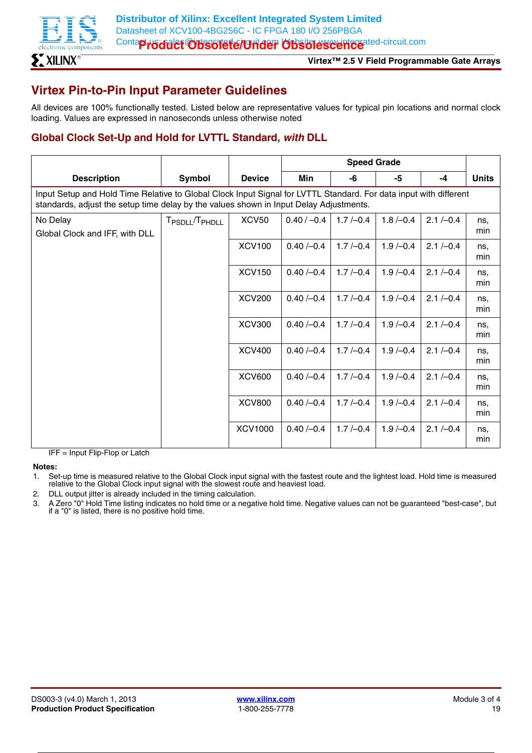## Virtex Pin-to-Pin Input Parameter Guidelines

All devices are 100% functionally tested. Listed below are representative values for typical pin locations and normal clock loading. Values are expressed in nanoseconds unless otherwise noted

### Global Clock Set-Up and Hold for LVTTL Standard, *with* DLL

| Description | Symbol | Device | Speed Grade | | | | Units |
|---|---|---|---|---|---|---|---|
| | | | Min | -6 | -5 | -4 | |
| Input Setup and Hold Time Relative to Global Clock Input Signal for LVTTL Standard. For data input with different standards, adjust the setup time delay by the values shown in Input Delay Adjustments. | | | | | | | |
| No Delay<br>Global Clock and IFF, with DLL | $T_{PSDLL}/T_{PHDLL}$ | XCV50 | 0.40 / –0.4 | 1.7 /–0.4 | 1.8 /–0.4 | 2.1 /–0.4 | ns, min |
| | | XCV100 | 0.40 /–0.4 | 1.7 /–0.4 | 1.9 /–0.4 | 2.1 /–0.4 | ns, min |
| | | XCV150 | 0.40 /–0.4 | 1.7 /–0.4 | 1.9 /–0.4 | 2.1 /–0.4 | ns, min |
| | | XCV200 | 0.40 /–0.4 | 1.7 /–0.4 | 1.9 /–0.4 | 2.1 /–0.4 | ns, min |
| | | XCV300 | 0.40 /–0.4 | 1.7 /–0.4 | 1.9 /–0.4 | 2.1 /–0.4 | ns, min |
| | | XCV400 | 0.40 /–0.4 | 1.7 /–0.4 | 1.9 /–0.4 | 2.1 /–0.4 | ns, min |
| | | XCV600 | 0.40 /–0.4 | 1.7 /–0.4 | 1.9 /–0.4 | 2.1 /–0.4 | ns, min |
| | | XCV800 | 0.40 /–0.4 | 1.7 /–0.4 | 1.9 /–0.4 | 2.1 /–0.4 | ns, min |
| | | XCV1000 | 0.40 /–0.4 | 1.7 /–0.4 | 1.9 /–0.4 | 2.1 /–0.4 | ns, min |

IFF = Input Flip-Flop or Latch

**Notes:**

1. Set-up time is measured relative to the Global Clock input signal with the fastest route and the lightest load. Hold time is measured relative to the Global Clock input signal with the slowest route and heaviest load.
2. DLL output jitter is already included in the timing calculation.
3. A Zero "0" Hold Time listing indicates no hold time or a negative hold time. Negative values can not be guaranteed "best-case", but if a "0" is listed, there is no positive hold time.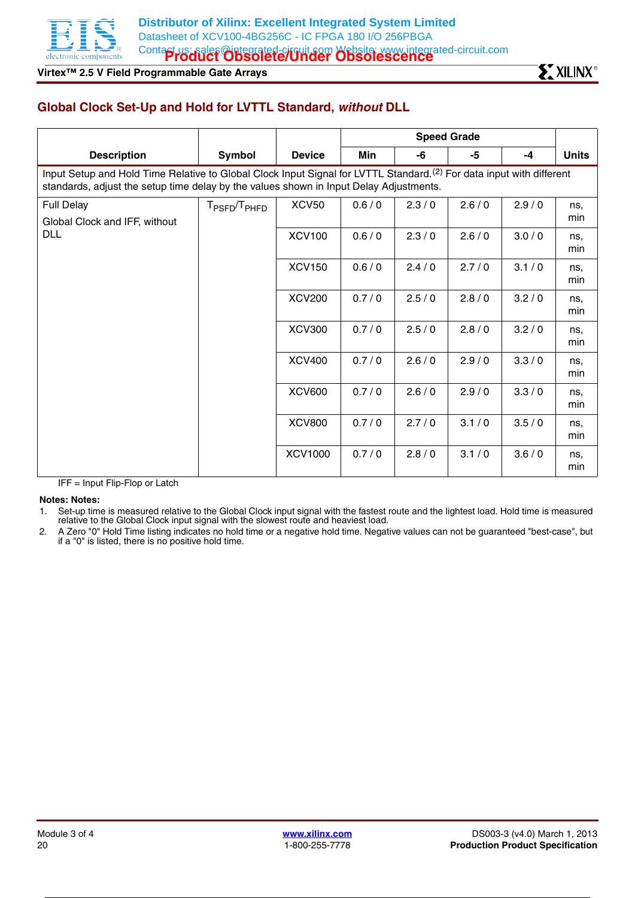## Global Clock Set-Up and Hold for LVTTL Standard, *without* DLL

| Description | Symbol | Device | Speed Grade | | | | Units |
|---|---|---|---|---|---|---|---|
| | | | Min | -6 | -5 | -4 | |
| Input Setup and Hold Time Relative to Global Clock Input Signal for LVTTL Standard.[2] For data input with different standards, adjust the setup time delay by the values shown in Input Delay Adjustments. | | | | | | | |
| Full Delay<br>Global Clock and IFF, without DLL | $T_{PSFD}/T_{PHFD}$ | XCV50 | 0.6 / 0 | 2.3 / 0 | 2.6 / 0 | 2.9 / 0 | ns, min |
| | | XCV100 | 0.6 / 0 | 2.3 / 0 | 2.6 / 0 | 3.0 / 0 | ns, min |
| | | XCV150 | 0.6 / 0 | 2.4 / 0 | 2.7 / 0 | 3.1 / 0 | ns, min |
| | | XCV200 | 0.7 / 0 | 2.5 / 0 | 2.8 / 0 | 3.2 / 0 | ns, min |
| | | XCV300 | 0.7 / 0 | 2.5 / 0 | 2.8 / 0 | 3.2 / 0 | ns, min |
| | | XCV400 | 0.7 / 0 | 2.6 / 0 | 2.9 / 0 | 3.3 / 0 | ns, min |
| | | XCV600 | 0.7 / 0 | 2.6 / 0 | 2.9 / 0 | 3.3 / 0 | ns, min |
| | | XCV800 | 0.7 / 0 | 2.7 / 0 | 3.1 / 0 | 3.5 / 0 | ns, min |
| | | XCV1000 | 0.7 / 0 | 2.8 / 0 | 3.1 / 0 | 3.6 / 0 | ns, min |

IFF = Input Flip-Flop or Latch

**Notes: Notes:**

1. Set-up time is measured relative to the Global Clock input signal with the fastest route and the lightest load. Hold time is measured relative to the Global Clock input signal with the slowest route and heaviest load.
2. A Zero "0" Hold Time listing indicates no hold time or a negative hold time. Negative values can not be guaranteed "best-case", but if a "0" is listed, there is no positive hold time.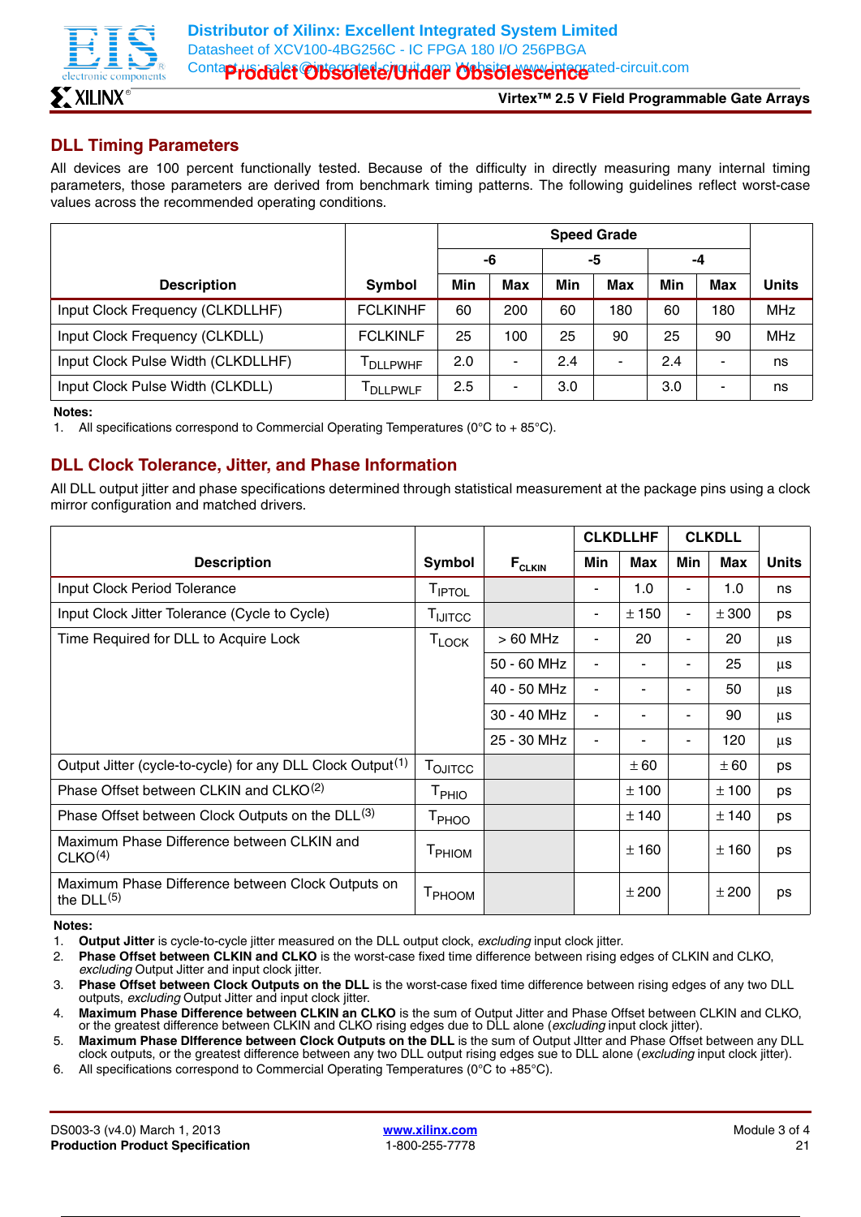## DLL Timing Parameters

All devices are 100 percent functionally tested. Because of the difficulty in directly measuring many internal timing parameters, those parameters are derived from benchmark timing patterns. The following guidelines reflect worst-case values across the recommended operating conditions.

| Description | Symbol | Speed Grade | | | | | | Units |
|---|---|---|---|---|---|---|---|---|
| | | -6 | | -5 | | -4 | | |
| | | Min | Max | Min | Max | Min | Max | |
| Input Clock Frequency (CLKDLLHF) | FCLKINHF | 60 | 200 | 60 | 180 | 60 | 180 | MHz |
| Input Clock Frequency (CLKDLL) | FCLKINLF | 25 | 100 | 25 | 90 | 25 | 90 | MHz |
| Input Clock Pulse Width (CLKDLLHF) | $T_{DLLPWHF}$ | 2.0 | - | 2.4 | - | 2.4 | - | ns |
| Input Clock Pulse Width (CLKDLL) | $T_{DLLPWLF}$ | 2.5 | - | 3.0 | | 3.0 | - | ns |

**Notes:**
1. All specifications correspond to Commercial Operating Temperatures (0°C to + 85°C).

## DLL Clock Tolerance, Jitter, and Phase Information

All DLL output jitter and phase specifications determined through statistical measurement at the package pins using a clock mirror configuration and matched drivers.

| Description | Symbol | $F_{CLKIN}$ | CLKDLLHF | | CLKDLL | | Units |
|---|---|---|---|---|---|---|---|
| | | | Min | Max | Min | Max | |
| Input Clock Period Tolerance | $T_{IPTOL}$ | | - | 1.0 | - | 1.0 | ns |
| Input Clock Jitter Tolerance (Cycle to Cycle) | $T_{IJITCC}$ | | - | ± 150 | - | ± 300 | ps |
| Time Required for DLL to Acquire Lock | $T_{LOCK}$ | > 60 MHz | - | 20 | - | 20 | µs |
| | | 50 - 60 MHz | - | - | - | 25 | µs |
| | | 40 - 50 MHz | - | - | - | 50 | µs |
| | | 30 - 40 MHz | - | - | - | 90 | µs |
| | | 25 - 30 MHz | - | - | - | 120 | µs |
| Output Jitter (cycle-to-cycle) for any DLL Clock Output(1) | $T_{OJITCC}$ | | | ± 60 | | ± 60 | ps |
| Phase Offset between CLKIN and CLKO(2) | $T_{PHIO}$ | | | ± 100 | | ± 100 | ps |
| Phase Offset between Clock Outputs on the DLL(3) | $T_{PHOO}$ | | | ± 140 | | ± 140 | ps |
| Maximum Phase Difference between CLKIN and CLKO(4) | $T_{PHIOM}$ | | | ± 160 | | ± 160 | ps |
| Maximum Phase Difference between Clock Outputs on the DLL(5) | $T_{PHOOM}$ | | | ± 200 | | ± 200 | ps |

**Notes:**
1. **Output Jitter** is cycle-to-cycle jitter measured on the DLL output clock, *excluding* input clock jitter.
2. **Phase Offset between CLKIN and CLKO** is the worst-case fixed time difference between rising edges of CLKIN and CLKO, *excluding* Output Jitter and input clock jitter.
3. **Phase Offset between Clock Outputs on the DLL** is the worst-case fixed time difference between rising edges of any two DLL outputs, *excluding* Output Jitter and input clock jitter.
4. **Maximum Phase Difference between CLKIN an CLKO** is the sum of Output Jitter and Phase Offset between CLKIN and CLKO, or the greatest difference between CLKIN and CLKO rising edges due to DLL alone (*excluding* input clock jitter).
5. **Maximum Phase DIfference between Clock Outputs on the DLL** is the sum of Output JItter and Phase Offset between any DLL clock outputs, or the greatest difference between any two DLL output rising edges sue to DLL alone (*excluding* input clock jitter).
6. All specifications correspond to Commercial Operating Temperatures (0°C to +85°C).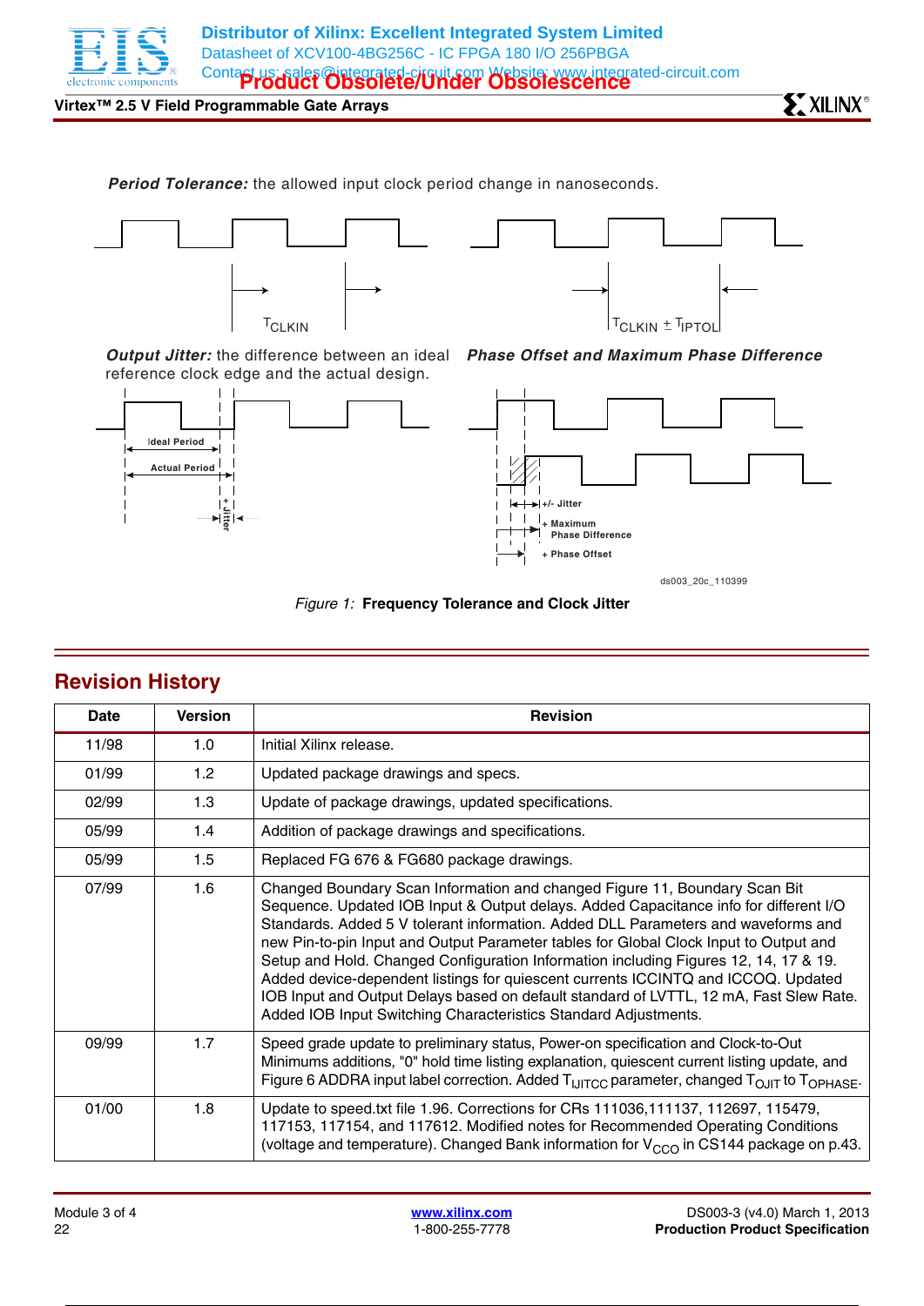**Period Tolerance:** the allowed input clock period change in nanoseconds.

$T_{CLKIN}$

$T_{CLKIN} \pm T_{IPTOL}$

**Output Jitter:** the difference between an ideal reference clock edge and the actual design.

**Phase Offset and Maximum Phase Difference**

Ideal Period

Actual Period

+ Jitter

+/- Jitter

+ Maximum Phase Difference

+ Phase Offset

ds003_20c_110399

*Figure 1:* **Frequency Tolerance and Clock Jitter**

## Revision History

| Date | Version | Revision |
|---|---|---|
| 11/98 | 1.0 | Initial Xilinx release. |
| 01/99 | 1.2 | Updated package drawings and specs. |
| 02/99 | 1.3 | Update of package drawings, updated specifications. |
| 05/99 | 1.4 | Addition of package drawings and specifications. |
| 05/99 | 1.5 | Replaced FG 676 & FG680 package drawings. |
| 07/99 | 1.6 | Changed Boundary Scan Information and changed Figure 11, Boundary Scan Bit Sequence. Updated IOB Input & Output delays. Added Capacitance info for different I/O Standards. Added 5 V tolerant information. Added DLL Parameters and waveforms and new Pin-to-pin Input and Output Parameter tables for Global Clock Input to Output and Setup and Hold. Changed Configuration Information including Figures 12, 14, 17 & 19. Added device-dependent listings for quiescent currents ICCINTQ and ICCOQ. Updated IOB Input and Output Delays based on default standard of LVTTL, 12 mA, Fast Slew Rate. Added IOB Input Switching Characteristics Standard Adjustments. |
| 09/99 | 1.7 | Speed grade update to preliminary status, Power-on specification and Clock-to-Out Minimums additions, "0" hold time listing explanation, quiescent current listing update, and Figure 6 ADDRA input label correction. Added $T_{IJITCC}$ parameter, changed $T_{OJIT}$ to $T_{OPHASE}$. |
| 01/00 | 1.8 | Update to speed.txt file 1.96. Corrections for CRs 111036,111137, 112697, 115479, 117153, 117154, and 117612. Modified notes for Recommended Operating Conditions (voltage and temperature). Changed Bank information for $V_{CCO}$ in CS144 package on p.43. |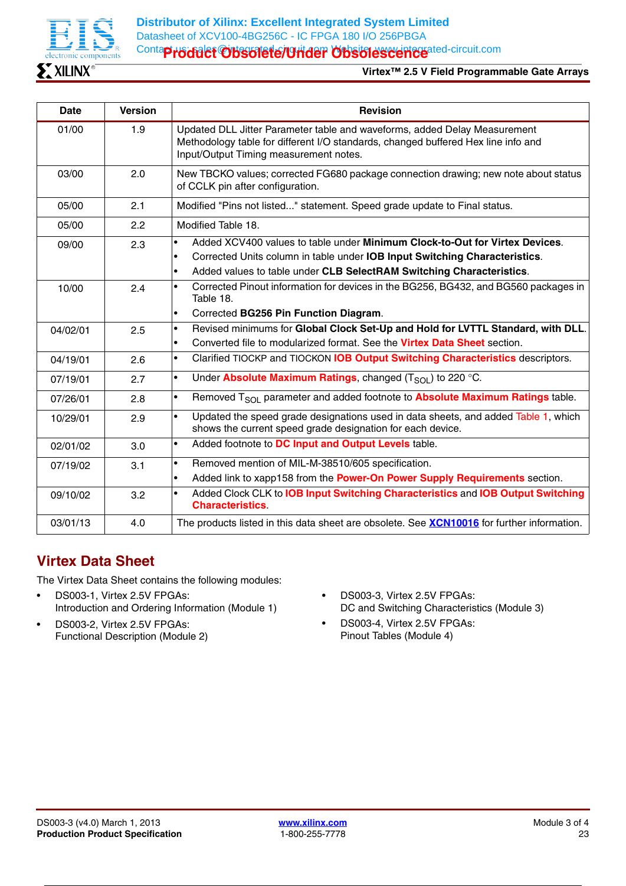| Date | Version | Revision |
|---|---|---|
| 01/00 | 1.9 | Updated DLL Jitter Parameter table and waveforms, added Delay Measurement Methodology table for different I/O standards, changed buffered Hex line info and Input/Output Timing measurement notes. |
| 03/00 | 2.0 | New TBCKO values; corrected FG680 package connection drawing; new note about status of CCLK pin after configuration. |
| 05/00 | 2.1 | Modified "Pins not listed..." statement. Speed grade update to Final status. |
| 05/00 | 2.2 | Modified Table 18. |
| 09/00 | 2.3 | • Added XCV400 values to table under **Minimum Clock-to-Out for Virtex Devices**.<br>• Corrected Units column in table under **IOB Input Switching Characteristics**.<br>• Added values to table under **CLB SelectRAM Switching Characteristics**. |
| 10/00 | 2.4 | • Corrected Pinout information for devices in the BG256, BG432, and BG560 packages in Table 18.<br>• Corrected **BG256 Pin Function Diagram**. |
| 04/02/01 | 2.5 | • Revised minimums for **Global Clock Set-Up and Hold for LVTTL Standard, with DLL**.<br>• Converted file to modularized format. See the **Virtex Data Sheet** section. |
| 04/19/01 | 2.6 | • Clarified TIOCKP and TIOCKON **IOB Output Switching Characteristics** descriptors. |
| 07/19/01 | 2.7 | • Under **Absolute Maximum Ratings**, changed ($T_{SOL}$) to 220 °C. |
| 07/26/01 | 2.8 | • Removed $T_{SOL}$ parameter and added footnote to **Absolute Maximum Ratings** table. |
| 10/29/01 | 2.9 | • Updated the speed grade designations used in data sheets, and added Table 1, which shows the current speed grade designation for each device. |
| 02/01/02 | 3.0 | • Added footnote to **DC Input and Output Levels** table. |
| 07/19/02 | 3.1 | • Removed mention of MIL-M-38510/605 specification.<br>• Added link to xapp158 from the **Power-On Power Supply Requirements** section. |
| 09/10/02 | 3.2 | • Added Clock CLK to **IOB Input Switching Characteristics** and **IOB Output Switching Characteristics**. |
| 03/01/13 | 4.0 | The products listed in this data sheet are obsolete. See **XCN10016** for further information. |

## Virtex Data Sheet

The Virtex Data Sheet contains the following modules:

- DS003-1, Virtex 2.5V FPGAs:
  Introduction and Ordering Information (Module 1)
- DS003-2, Virtex 2.5V FPGAs:
  Functional Description (Module 2)
- DS003-3, Virtex 2.5V FPGAs:
  DC and Switching Characteristics (Module 3)
- DS003-4, Virtex 2.5V FPGAs:
  Pinout Tables (Module 4)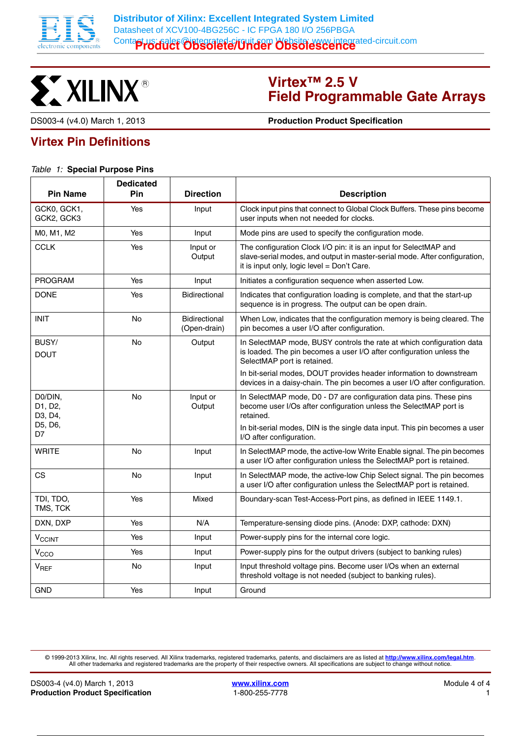# Virtex™ 2.5 V Field Programmable Gate Arrays

DS003-4 (v4.0) March 1, 2013 **Production Product Specification**

## Virtex Pin Definitions

*Table 1:* **Special Purpose Pins**

| Pin Name | Dedicated Pin | Direction | Description |
|---|---|---|---|
| GCK0, GCK1, GCK2, GCK3 | Yes | Input | Clock input pins that connect to Global Clock Buffers. These pins become user inputs when not needed for clocks. |
| M0, M1, M2 | Yes | Input | Mode pins are used to specify the configuration mode. |
| CCLK | Yes | Input or Output | The configuration Clock I/O pin: it is an input for SelectMAP and slave-serial modes, and output in master-serial mode. After configuration, it is input only, logic level = Don't Care. |
| PROGRAM | Yes | Input | Initiates a configuration sequence when asserted Low. |
| DONE | Yes | Bidirectional | Indicates that configuration loading is complete, and that the start-up sequence is in progress. The output can be open drain. |
| INIT | No | Bidirectional (Open-drain) | When Low, indicates that the configuration memory is being cleared. The pin becomes a user I/O after configuration. |
| BUSY/ DOUT | No | Output | In SelectMAP mode, BUSY controls the rate at which configuration data is loaded. The pin becomes a user I/O after configuration unless the SelectMAP port is retained. In bit-serial modes, DOUT provides header information to downstream devices in a daisy-chain. The pin becomes a user I/O after configuration. |
| D0/DIN, D1, D2, D3, D4, D5, D6, D7 | No | Input or Output | In SelectMAP mode, D0 - D7 are configuration data pins. These pins become user I/Os after configuration unless the SelectMAP port is retained. In bit-serial modes, DIN is the single data input. This pin becomes a user I/O after configuration. |
| WRITE | No | Input | In SelectMAP mode, the active-low Write Enable signal. The pin becomes a user I/O after configuration unless the SelectMAP port is retained. |
| CS | No | Input | In SelectMAP mode, the active-low Chip Select signal. The pin becomes a user I/O after configuration unless the SelectMAP port is retained. |
| TDI, TDO, TMS, TCK | Yes | Mixed | Boundary-scan Test-Access-Port pins, as defined in IEEE 1149.1. |
| DXN, DXP | Yes | N/A | Temperature-sensing diode pins. (Anode: DXP, cathode: DXN) |
| $V_{CCINT}$ | Yes | Input | Power-supply pins for the internal core logic. |
| $V_{CCO}$ | Yes | Input | Power-supply pins for the output drivers (subject to banking rules) |
| $V_{REF}$ | No | Input | Input threshold voltage pins. Become user I/Os when an external threshold voltage is not needed (subject to banking rules). |
| GND | Yes | Input | Ground |

© 1999-2013 Xilinx, Inc. All rights reserved. All Xilinx trademarks, registered trademarks, patents, and disclaimers are as listed at http://www.xilinx.com/legal.htm. All other trademarks and registered trademarks are the property of their respective owners. All specifications are subject to change without notice.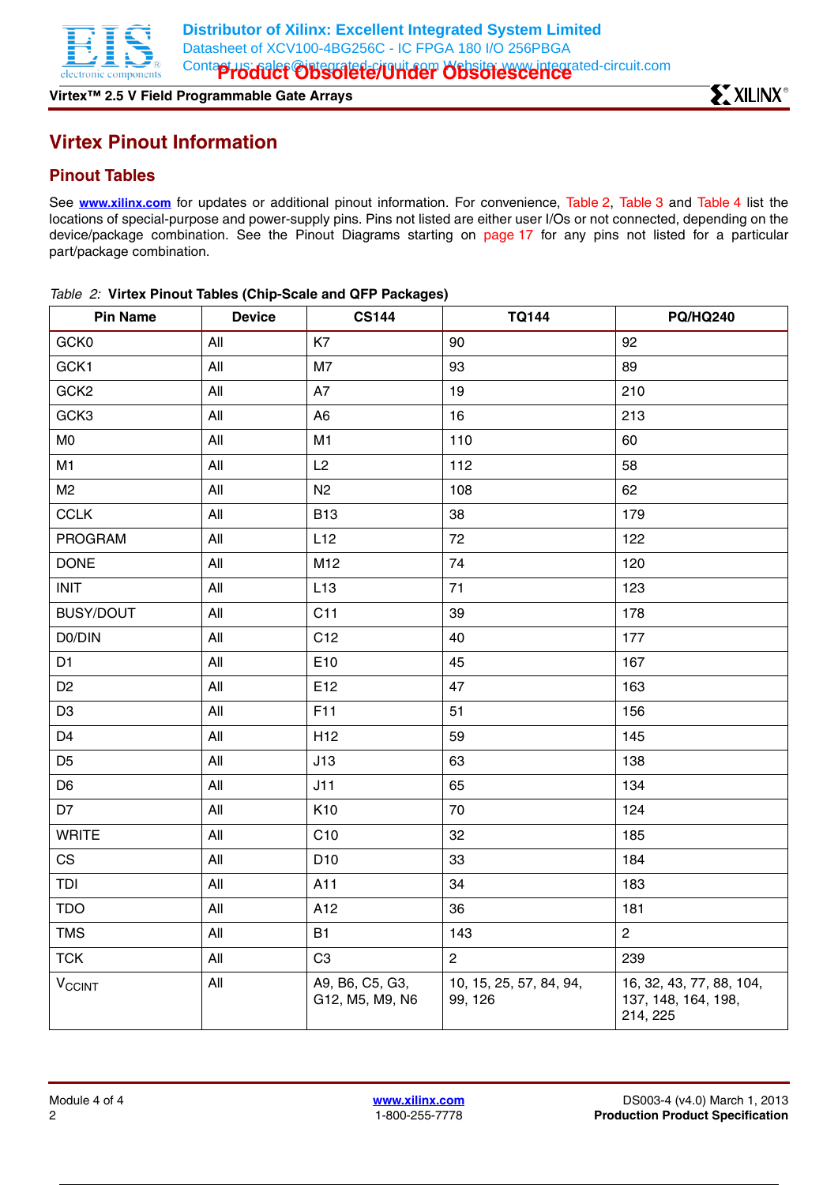# Virtex Pinout Information

## Pinout Tables

See **www.xilinx.com** for updates or additional pinout information. For convenience, Table 2, Table 3 and Table 4 list the locations of special-purpose and power-supply pins. Pins not listed are either user I/Os or not connected, depending on the device/package combination. See the Pinout Diagrams starting on page 17 for any pins not listed for a particular part/package combination.

*Table 2:* **Virtex Pinout Tables (Chip-Scale and QFP Packages)**

| Pin Name | Device | CS144 | TQ144 | PQ/HQ240 |
|---|---|---|---|---|
| GCK0 | All | K7 | 90 | 92 |
| GCK1 | All | M7 | 93 | 89 |
| GCK2 | All | A7 | 19 | 210 |
| GCK3 | All | A6 | 16 | 213 |
| M0 | All | M1 | 110 | 60 |
| M1 | All | L2 | 112 | 58 |
| M2 | All | N2 | 108 | 62 |
| CCLK | All | B13 | 38 | 179 |
| PROGRAM | All | L12 | 72 | 122 |
| DONE | All | M12 | 74 | 120 |
| INIT | All | L13 | 71 | 123 |
| BUSY/DOUT | All | C11 | 39 | 178 |
| D0/DIN | All | C12 | 40 | 177 |
| D1 | All | E10 | 45 | 167 |
| D2 | All | E12 | 47 | 163 |
| D3 | All | F11 | 51 | 156 |
| D4 | All | H12 | 59 | 145 |
| D5 | All | J13 | 63 | 138 |
| D6 | All | J11 | 65 | 134 |
| D7 | All | K10 | 70 | 124 |
| WRITE | All | C10 | 32 | 185 |
| CS | All | D10 | 33 | 184 |
| TDI | All | A11 | 34 | 183 |
| TDO | All | A12 | 36 | 181 |
| TMS | All | B1 | 143 | 2 |
| TCK | All | C3 | 2 | 239 |
| $V_{CCINT}$ | All | A9, B6, C5, G3, G12, M5, M9, N6 | 10, 15, 25, 57, 84, 94, 99, 126 | 16, 32, 43, 77, 88, 104, 137, 148, 164, 198, 214, 225 |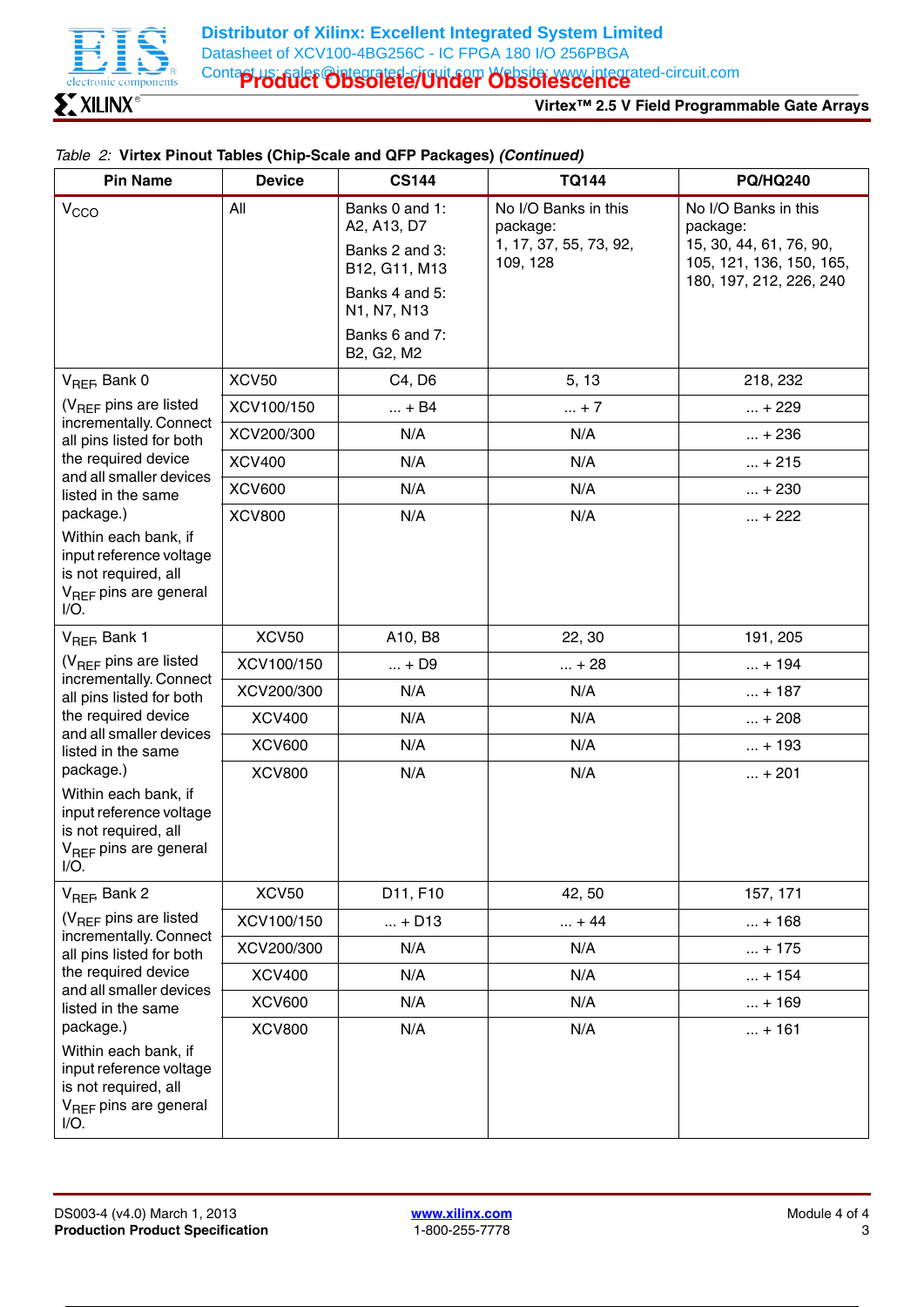*Table 2:* **Virtex Pinout Tables (Chip-Scale and QFP Packages)** ***(Continued)***

| Pin Name | Device | CS144 | TQ144 | PQ/HQ240 |
|---|---|---|---|---|
| $V_{CCO}$ | All | Banks 0 and 1: A2, A13, D7<br>Banks 2 and 3: B12, G11, M13<br>Banks 4 and 5: N1, N7, N13<br>Banks 6 and 7: B2, G2, M2 | No I/O Banks in this package:<br>1, 17, 37, 55, 73, 92, 109, 128 | No I/O Banks in this package:<br>15, 30, 44, 61, 76, 90, 105, 121, 136, 150, 165, 180, 197, 212, 226, 240 |
| $V_{REF}$ Bank 0<br>($V_{REF}$ pins are listed incrementally. Connect all pins listed for both the required device and all smaller devices listed in the same package.)<br>Within each bank, if input reference voltage is not required, all $V_{REF}$ pins are general I/O. | XCV50 | C4, D6 | 5, 13 | 218, 232 |
| | XCV100/150 | ... + B4 | ... + 7 | ... + 229 |
| | XCV200/300 | N/A | N/A | ... + 236 |
| | XCV400 | N/A | N/A | ... + 215 |
| | XCV600 | N/A | N/A | ... + 230 |
| | XCV800 | N/A | N/A | ... + 222 |
| $V_{REF}$ Bank 1<br>($V_{REF}$ pins are listed incrementally. Connect all pins listed for both the required device and all smaller devices listed in the same package.)<br>Within each bank, if input reference voltage is not required, all $V_{REF}$ pins are general I/O. | XCV50 | A10, B8 | 22, 30 | 191, 205 |
| | XCV100/150 | ... + D9 | ... + 28 | ... + 194 |
| | XCV200/300 | N/A | N/A | ... + 187 |
| | XCV400 | N/A | N/A | ... + 208 |
| | XCV600 | N/A | N/A | ... + 193 |
| | XCV800 | N/A | N/A | ... + 201 |
| $V_{REF}$ Bank 2<br>($V_{REF}$ pins are listed incrementally. Connect all pins listed for both the required device and all smaller devices listed in the same package.)<br>Within each bank, if input reference voltage is not required, all $V_{REF}$ pins are general I/O. | XCV50 | D11, F10 | 42, 50 | 157, 171 |
| | XCV100/150 | ... + D13 | ... + 44 | ... + 168 |
| | XCV200/300 | N/A | N/A | ... + 175 |
| | XCV400 | N/A | N/A | ... + 154 |
| | XCV600 | N/A | N/A | ... + 169 |
| | XCV800 | N/A | N/A | ... + 161 |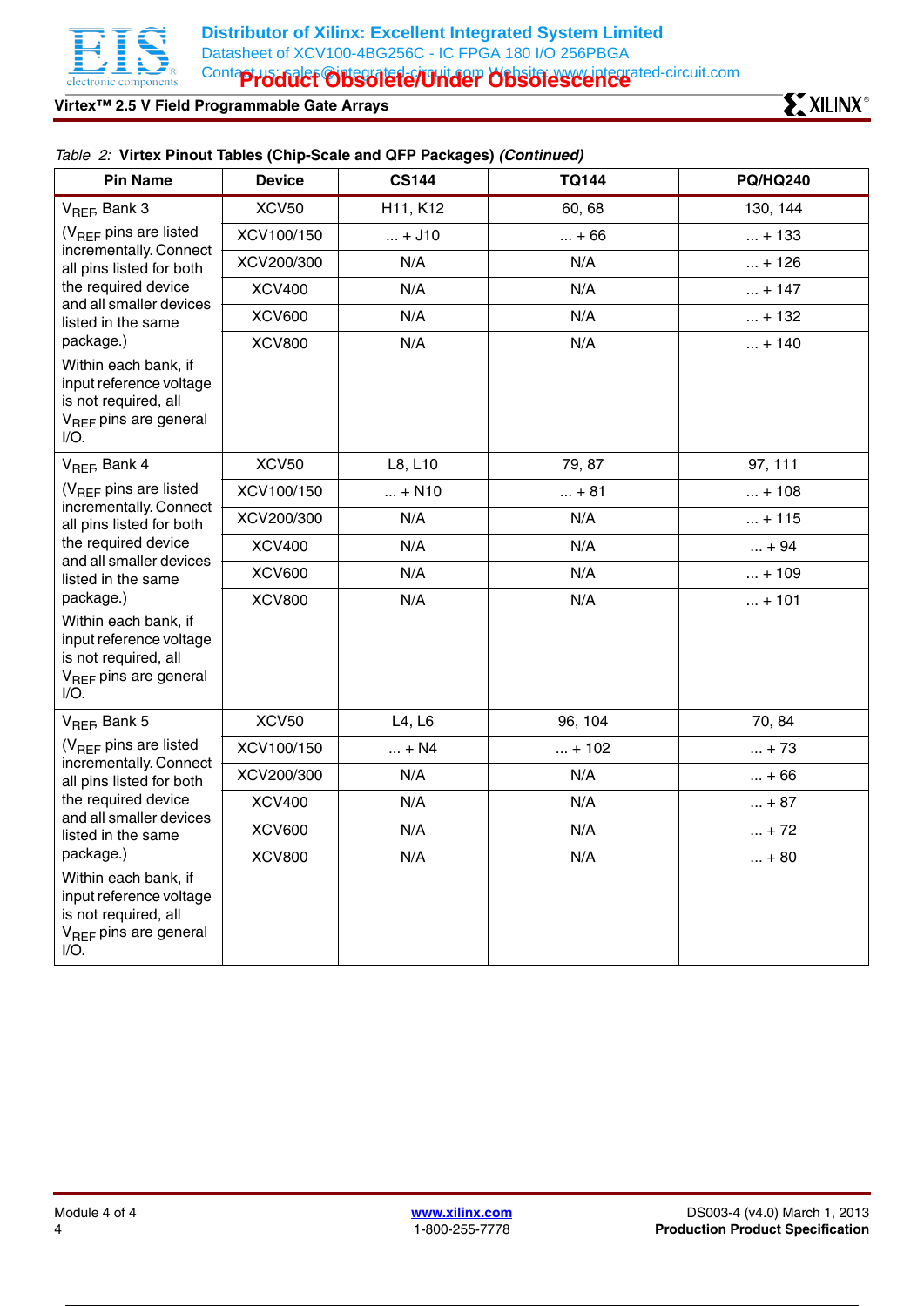Table 2: **Virtex Pinout Tables (Chip-Scale and QFP Packages)** ***(Continued)***

| Pin Name | Device | CS144 | TQ144 | PQ/HQ240 |
|---|---|---|---|---|
| $V_{REF}$ Bank 3 (VREF pins are listed incrementally. Connect all pins listed for both the required device and all smaller devices listed in the same package.) Within each bank, if input reference voltage is not required, all $V_{REF}$ pins are general I/O. | XCV50 | H11, K12 | 60, 68 | 130, 144 |
| | XCV100/150 | ... + J10 | ... + 66 | ... + 133 |
| | XCV200/300 | N/A | N/A | ... + 126 |
| | XCV400 | N/A | N/A | ... + 147 |
| | XCV600 | N/A | N/A | ... + 132 |
| | XCV800 | N/A | N/A | ... + 140 |
| $V_{REF}$ Bank 4 ($V_{REF}$ pins are listed incrementally. Connect all pins listed for both the required device and all smaller devices listed in the same package.) Within each bank, if input reference voltage is not required, all $V_{REF}$ pins are general I/O. | XCV50 | L8, L10 | 79, 87 | 97, 111 |
| | XCV100/150 | ... + N10 | ... + 81 | ... + 108 |
| | XCV200/300 | N/A | N/A | ... + 115 |
| | XCV400 | N/A | N/A | ... + 94 |
| | XCV600 | N/A | N/A | ... + 109 |
| | XCV800 | N/A | N/A | ... + 101 |
| $V_{REF}$ Bank 5 ($V_{REF}$ pins are listed incrementally. Connect all pins listed for both the required device and all smaller devices listed in the same package.) Within each bank, if input reference voltage is not required, all $V_{REF}$ pins are general I/O. | XCV50 | L4, L6 | 96, 104 | 70, 84 |
| | XCV100/150 | ... + N4 | ... + 102 | ... + 73 |
| | XCV200/300 | N/A | N/A | ... + 66 |
| | XCV400 | N/A | N/A | ... + 87 |
| | XCV600 | N/A | N/A | ... + 72 |
| | XCV800 | N/A | N/A | ... + 80 |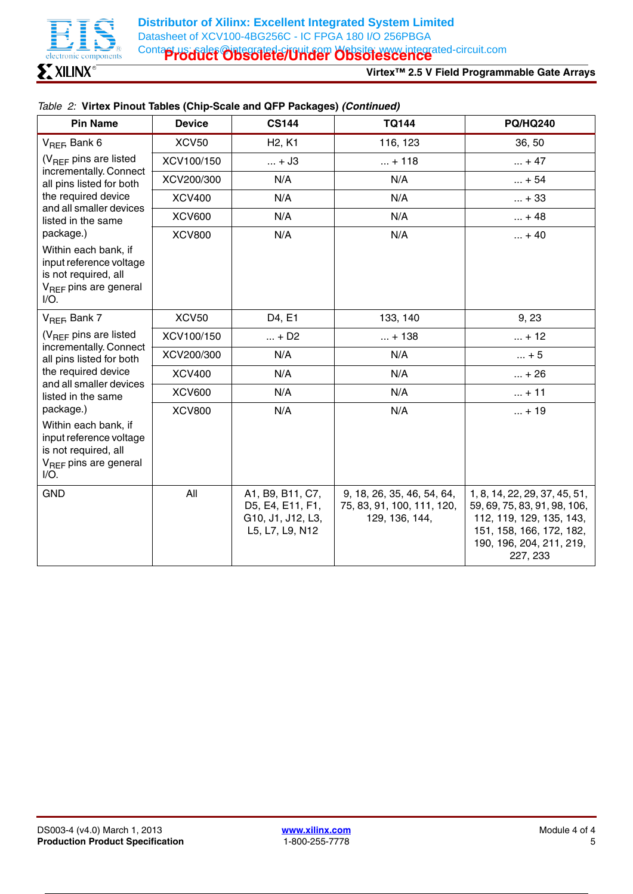*Table 2:* **Virtex Pinout Tables (Chip-Scale and QFP Packages) *(Continued)***

| Pin Name | Device | CS144 | TQ144 | PQ/HQ240 |
|---|---|---|---|---|
| $V_{REF}$ Bank 6 | XCV50 | H2, K1 | 116, 123 | 36, 50 |
| ($V_{REF}$ pins are listed incrementally. Connect all pins listed for both the required device and all smaller devices listed in the same package.) | XCV100/150 | ... + J3 | ... + 118 | ... + 47 |
| | XCV200/300 | N/A | N/A | ... + 54 |
| | XCV400 | N/A | N/A | ... + 33 |
| | XCV600 | N/A | N/A | ... + 48 |
| Within each bank, if input reference voltage is not required, all $V_{REF}$ pins are general I/O. | XCV800 | N/A | N/A | ... + 40 |
| $V_{REF}$ Bank 7 | XCV50 | D4, E1 | 133, 140 | 9, 23 |
| ($V_{REF}$ pins are listed incrementally. Connect all pins listed for both the required device and all smaller devices listed in the same package.) | XCV100/150 | ... + D2 | ... + 138 | ... + 12 |
| | XCV200/300 | N/A | N/A | ... + 5 |
| | XCV400 | N/A | N/A | ... + 26 |
| | XCV600 | N/A | N/A | ... + 11 |
| Within each bank, if input reference voltage is not required, all $V_{REF}$ pins are general I/O. | XCV800 | N/A | N/A | ... + 19 |
| GND | All | A1, B9, B11, C7, D5, E4, E11, F1, G10, J1, J12, L3, L5, L7, L9, N12 | 9, 18, 26, 35, 46, 54, 64, 75, 83, 91, 100, 111, 120, 129, 136, 144, | 1, 8, 14, 22, 29, 37, 45, 51, 59, 69, 75, 83, 91, 98, 106, 112, 119, 129, 135, 143, 151, 158, 166, 172, 182, 190, 196, 204, 211, 219, 227, 233 |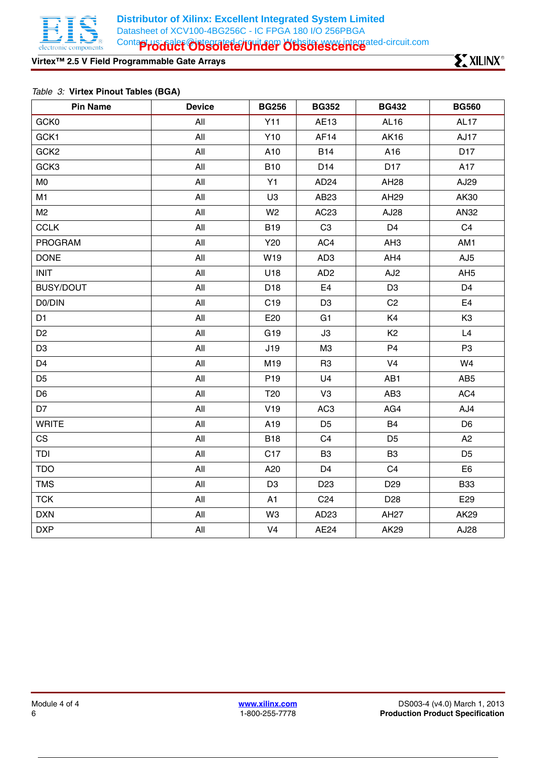*Table 3:* **Virtex Pinout Tables (BGA)**

| Pin Name | Device | BG256 | BG352 | BG432 | BG560 |
|---|---|---|---|---|---|
| GCK0 | All | Y11 | AE13 | AL16 | AL17 |
| GCK1 | All | Y10 | AF14 | AK16 | AJ17 |
| GCK2 | All | A10 | B14 | A16 | D17 |
| GCK3 | All | B10 | D14 | D17 | A17 |
| M0 | All | Y1 | AD24 | AH28 | AJ29 |
| M1 | All | U3 | AB23 | AH29 | AK30 |
| M2 | All | W2 | AC23 | AJ28 | AN32 |
| CCLK | All | B19 | C3 | D4 | C4 |
| PROGRAM | All | Y20 | AC4 | AH3 | AM1 |
| DONE | All | W19 | AD3 | AH4 | AJ5 |
| INIT | All | U18 | AD2 | AJ2 | AH5 |
| BUSY/DOUT | All | D18 | E4 | D3 | D4 |
| D0/DIN | All | C19 | D3 | C2 | E4 |
| D1 | All | E20 | G1 | K4 | K3 |
| D2 | All | G19 | J3 | K2 | L4 |
| D3 | All | J19 | M3 | P4 | P3 |
| D4 | All | M19 | R3 | V4 | W4 |
| D5 | All | P19 | U4 | AB1 | AB5 |
| D6 | All | T20 | V3 | AB3 | AC4 |
| D7 | All | V19 | AC3 | AG4 | AJ4 |
| WRITE | All | A19 | D5 | B4 | D6 |
| CS | All | B18 | C4 | D5 | A2 |
| TDI | All | C17 | B3 | B3 | D5 |
| TDO | All | A20 | D4 | C4 | E6 |
| TMS | All | D3 | D23 | D29 | B33 |
| TCK | All | A1 | C24 | D28 | E29 |
| DXN | All | W3 | AD23 | AH27 | AK29 |
| DXP | All | V4 | AE24 | AK29 | AJ28 |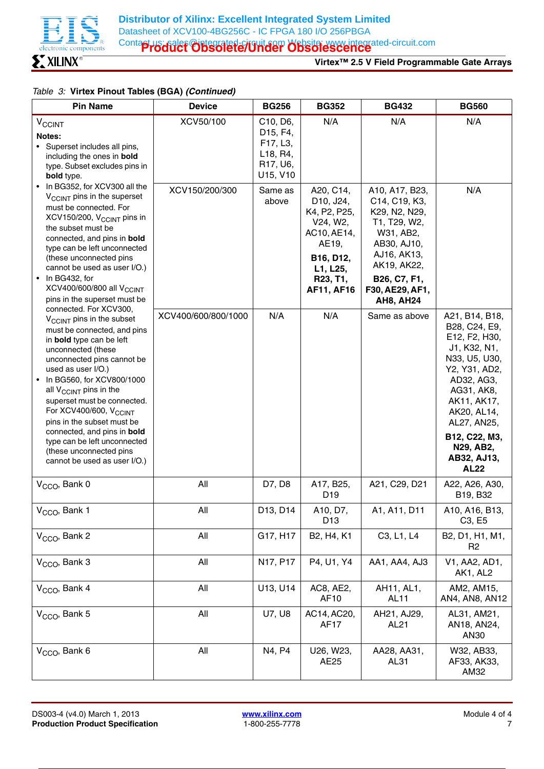Table 3: **Virtex Pinout Tables (BGA)** ***(Continued)***

| Pin Name | Device | BG256 | BG352 | BG432 | BG560 |
|---|---|---|---|---|---|
| $V_{CCINT}$ | XCV50/100 | C10, D6, D15, F4, F17, L3, L18, R4, R17, U6, U15, V10 | N/A | N/A | N/A |
| | XCV150/200/300 | Same as above | A20, C14, D10, J24, K4, P2, P25, V24, W2, AC10, AE14, AE19, **B16, D12, L1, L25, R23, T1, AF11, AF16** | A10, A17, B23, C14, C19, K3, K29, N2, N29, T1, T29, W2, W31, AB2, AB30, AJ10, AJ16, AK13, AK19, AK22, **B26, C7, F1, F30, AE29, AF1, AH8, AH24** | N/A |
| | XCV400/600/800/1000 | N/A | N/A | Same as above | A21, B14, B18, B28, C24, E9, E12, F2, H30, J1, K32, N1, N33, U5, U30, Y2, Y31, AD2, AD32, AG3, AG31, AK8, AK11, AK17, AK20, AL14, AL27, AN25, **B12, C22, M3, N29, AB2, AB32, AJ13, AL22** |
| $V_{CCO}$, Bank 0 | All | D7, D8 | A17, B25, D19 | A21, C29, D21 | A22, A26, A30, B19, B32 |
| $V_{CCO}$, Bank 1 | All | D13, D14 | A10, D7, D13 | A1, A11, D11 | A10, A16, B13, C3, E5 |
| $V_{CCO}$, Bank 2 | All | G17, H17 | B2, H4, K1 | C3, L1, L4 | B2, D1, H1, M1, R2 |
| $V_{CCO}$, Bank 3 | All | N17, P17 | P4, U1, Y4 | AA1, AA4, AJ3 | V1, AA2, AD1, AK1, AL2 |
| $V_{CCO}$, Bank 4 | All | U13, U14 | AC8, AE2, AF10 | AH11, AL1, AL11 | AM2, AM15, AN4, AN8, AN12 |
| $V_{CCO}$, Bank 5 | All | U7, U8 | AC14, AC20, AF17 | AH21, AJ29, AL21 | AL31, AM21, AN18, AN24, AN30 |
| $V_{CCO}$, Bank 6 | All | N4, P4 | U26, W23, AE25 | AA28, AA31, AL31 | W32, AB33, AF33, AK33, AM32 |

**Notes** (for $V_{CCINT}$):

- Superset includes all pins, including the ones in **bold** type. Subset excludes pins in **bold** type.
- In BG352, for XCV300 all the $V_{CCINT}$ pins in the superset must be connected. For XCV150/200, $V_{CCINT}$ pins in the subset must be connected, and pins in **bold** type can be left unconnected (these unconnected pins cannot be used as user I/O.)
- In BG432, for XCV400/600/800 all $V_{CCINT}$ pins in the superset must be connected. For XCV300, $V_{CCINT}$ pins in the subset must be connected, and pins in **bold** type can be left unconnected (these unconnected pins cannot be used as user I/O.)
- In BG560, for XCV800/1000 all $V_{CCINT}$ pins in the superset must be connected. For XCV400/600, $V_{CCINT}$ pins in the subset must be connected, and pins in **bold** type can be left unconnected (these unconnected pins cannot be used as user I/O.)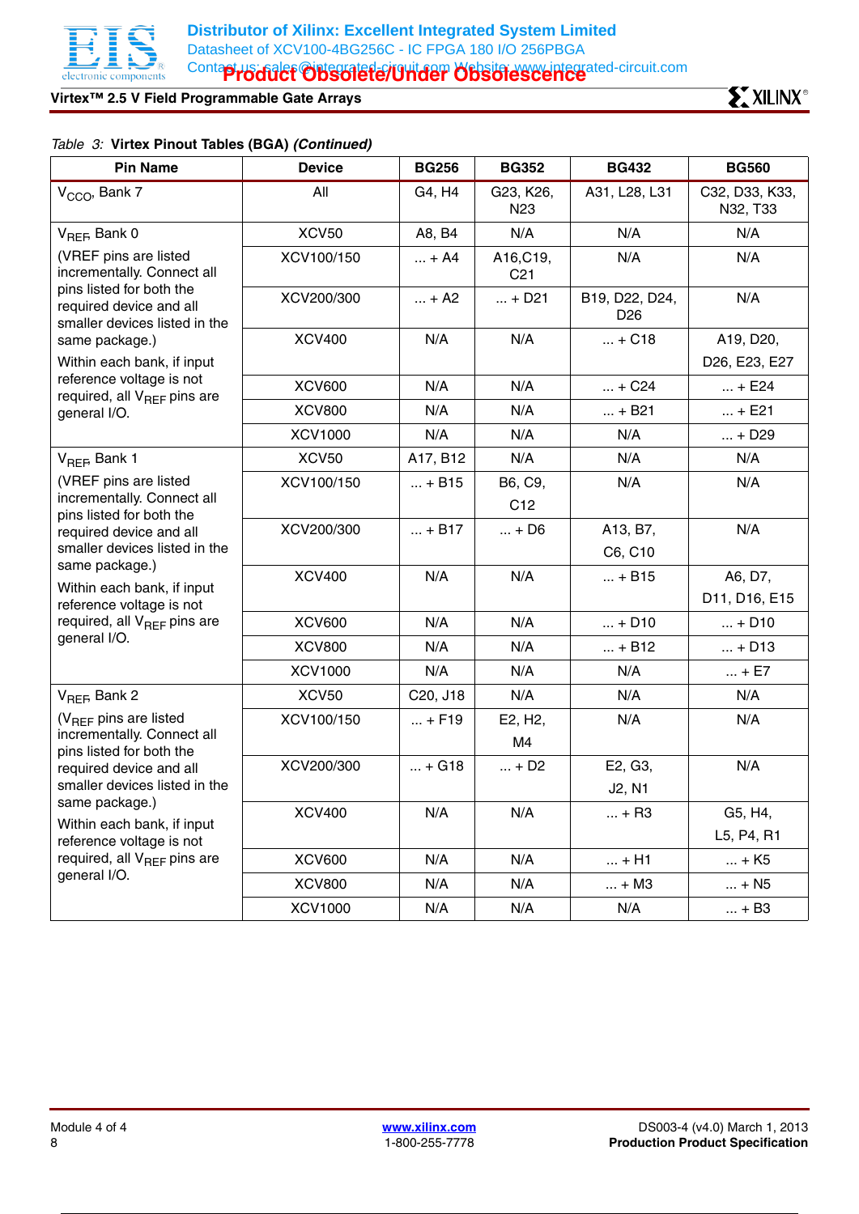*Table 3:* **Virtex Pinout Tables (BGA)** ***(Continued)***

| Pin Name | Device | BG256 | BG352 | BG432 | BG560 |
|---|---|---|---|---|---|
| $V_{CCO}$, Bank 7 | All | G4, H4 | G23, K26, N23 | A31, L28, L31 | C32, D33, K33, N32, T33 |
| $V_{REF}$, Bank 0 (VREF pins are listed incrementally. Connect all pins listed for both the required device and all smaller devices listed in the same package.) Within each bank, if input reference voltage is not required, all $V_{REF}$ pins are general I/O. | XCV50 | A8, B4 | N/A | N/A | N/A |
| | XCV100/150 | ... + A4 | A16,C19, C21 | N/A | N/A |
| | XCV200/300 | ... + A2 | ... + D21 | B19, D22, D24, D26 | N/A |
| | XCV400 | N/A | N/A | ... + C18 | A19, D20, D26, E23, E27 |
| | XCV600 | N/A | N/A | ... + C24 | ... + E24 |
| | XCV800 | N/A | N/A | ... + B21 | ... + E21 |
| | XCV1000 | N/A | N/A | N/A | ... + D29 |
| $V_{REF}$, Bank 1 (VREF pins are listed incrementally. Connect all pins listed for both the required device and all smaller devices listed in the same package.) Within each bank, if input reference voltage is not required, all $V_{REF}$ pins are general I/O. | XCV50 | A17, B12 | N/A | N/A | N/A |
| | XCV100/150 | ... + B15 | B6, C9, C12 | N/A | N/A |
| | XCV200/300 | ... + B17 | ... + D6 | A13, B7, C6, C10 | N/A |
| | XCV400 | N/A | N/A | ... + B15 | A6, D7, D11, D16, E15 |
| | XCV600 | N/A | N/A | ... + D10 | ... + D10 |
| | XCV800 | N/A | N/A | ... + B12 | ... + D13 |
| | XCV1000 | N/A | N/A | N/A | ... + E7 |
| $V_{REF}$, Bank 2 ($V_{REF}$ pins are listed incrementally. Connect all pins listed for both the required device and all smaller devices listed in the same package.) Within each bank, if input reference voltage is not required, all $V_{REF}$ pins are general I/O. | XCV50 | C20, J18 | N/A | N/A | N/A |
| | XCV100/150 | ... + F19 | E2, H2, M4 | N/A | N/A |
| | XCV200/300 | ... + G18 | ... + D2 | E2, G3, J2, N1 | N/A |
| | XCV400 | N/A | N/A | ... + R3 | G5, H4, L5, P4, R1 |
| | XCV600 | N/A | N/A | ... + H1 | ... + K5 |
| | XCV800 | N/A | N/A | ... + M3 | ... + N5 |
| | XCV1000 | N/A | N/A | N/A | ... + B3 |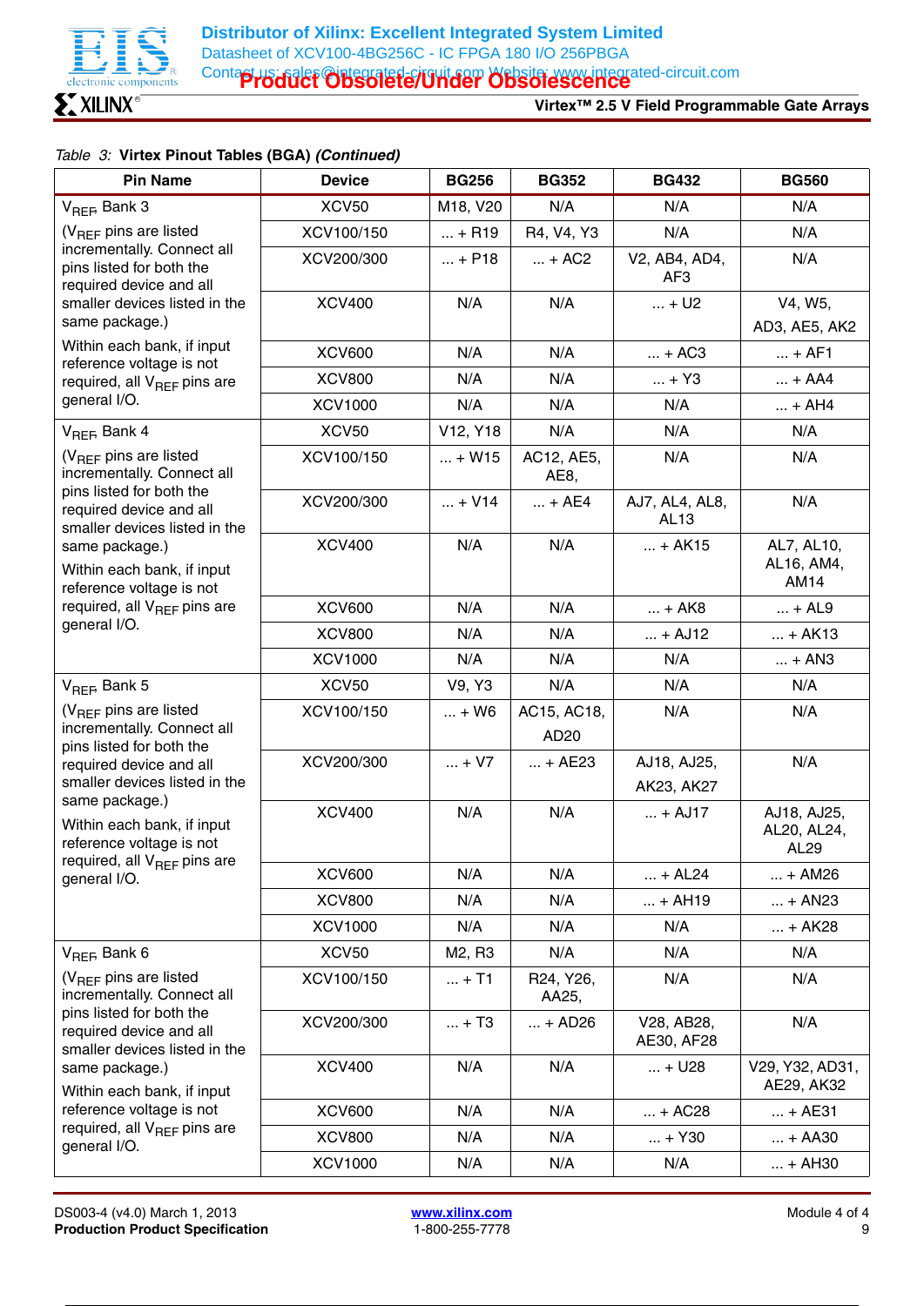Table 3: **Virtex Pinout Tables (BGA)** ***(Continued)***

| Pin Name | Device | BG256 | BG352 | BG432 | BG560 |
|---|---|---|---|---|---|
| $V_{REF}$ Bank 3 | XCV50 | M18, V20 | N/A | N/A | N/A |
| ($V_{REF}$ pins are listed incrementally. Connect all pins listed for both the required device and all smaller devices listed in the same package.) | XCV100/150 | ... + R19 | R4, V4, Y3 | N/A | N/A |
| | XCV200/300 | ... + P18 | ... + AC2 | V2, AB4, AD4, AF3 | N/A |
| | XCV400 | N/A | N/A | ... + U2 | V4, W5, AD3, AE5, AK2 |
| Within each bank, if input reference voltage is not required, all $V_{REF}$ pins are general I/O. | XCV600 | N/A | N/A | ... + AC3 | ... + AF1 |
| | XCV800 | N/A | N/A | ... + Y3 | ... + AA4 |
| | XCV1000 | N/A | N/A | N/A | ... + AH4 |
| $V_{REF}$ Bank 4 | XCV50 | V12, Y18 | N/A | N/A | N/A |
| ($V_{REF}$ pins are listed incrementally. Connect all pins listed for both the required device and all smaller devices listed in the same package.) | XCV100/150 | ... + W15 | AC12, AE5, AE8, | N/A | N/A |
| | XCV200/300 | ... + V14 | ... + AE4 | AJ7, AL4, AL8, AL13 | N/A |
| | XCV400 | N/A | N/A | ... + AK15 | AL7, AL10, AL16, AM4, AM14 |
| Within each bank, if input reference voltage is not required, all $V_{REF}$ pins are general I/O. | XCV600 | N/A | N/A | ... + AK8 | ... + AL9 |
| | XCV800 | N/A | N/A | ... + AJ12 | ... + AK13 |
| | XCV1000 | N/A | N/A | N/A | ... + AN3 |
| $V_{REF}$ Bank 5 | XCV50 | V9, Y3 | N/A | N/A | N/A |
| ($V_{REF}$ pins are listed incrementally. Connect all pins listed for both the required device and all smaller devices listed in the same package.) | XCV100/150 | ... + W6 | AC15, AC18, AD20 | N/A | N/A |
| | XCV200/300 | ... + V7 | ... + AE23 | AJ18, AJ25, AK23, AK27 | N/A |
| Within each bank, if input reference voltage is not required, all $V_{REF}$ pins are general I/O. | XCV400 | N/A | N/A | ... + AJ17 | AJ18, AJ25, AL20, AL24, AL29 |
| | XCV600 | N/A | N/A | ... + AL24 | ... + AM26 |
| | XCV800 | N/A | N/A | ... + AH19 | ... + AN23 |
| | XCV1000 | N/A | N/A | N/A | ... + AK28 |
| $V_{REF}$ Bank 6 | XCV50 | M2, R3 | N/A | N/A | N/A |
| ($V_{REF}$ pins are listed incrementally. Connect all pins listed for both the required device and all smaller devices listed in the same package.) | XCV100/150 | ... + T1 | R24, Y26, AA25, | N/A | N/A |
| | XCV200/300 | ... + T3 | ... + AD26 | V28, AB28, AE30, AF28 | N/A |
| | XCV400 | N/A | N/A | ... + U28 | V29, Y32, AD31, AE29, AK32 |
| Within each bank, if input reference voltage is not required, all $V_{REF}$ pins are general I/O. | XCV600 | N/A | N/A | ... + AC28 | ... + AE31 |
| | XCV800 | N/A | N/A | ... + Y30 | ... + AA30 |
| | XCV1000 | N/A | N/A | N/A | ... + AH30 |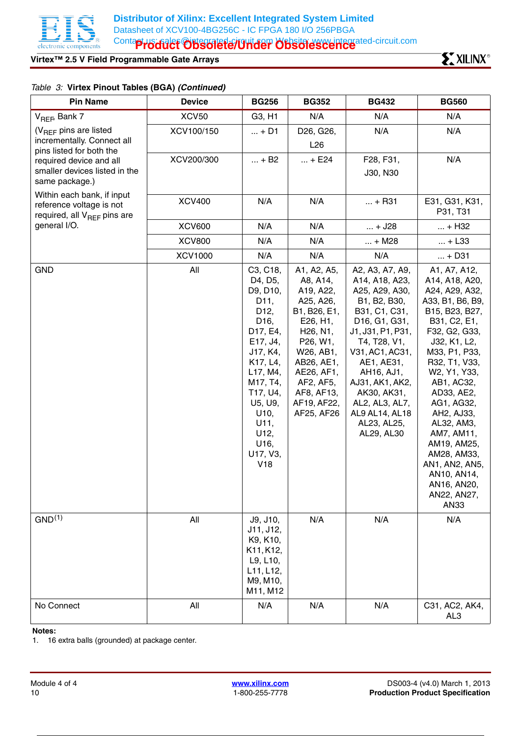Table 3: **Virtex Pinout Tables (BGA)** ***(Continued)***

| Pin Name | Device | BG256 | BG352 | BG432 | BG560 |
|---|---|---|---|---|---|
| $V_{REF}$ Bank 7 | XCV50 | G3, H1 | N/A | N/A | N/A |
| ($V_{REF}$ pins are listed incrementally. Connect all pins listed for both the required device and all smaller devices listed in the same package.) | XCV100/150 | ... + D1 | D26, G26, L26 | N/A | N/A |
| | XCV200/300 | ... + B2 | ... + E24 | F28, F31, J30, N30 | N/A |
| Within each bank, if input reference voltage is not required, all $V_{REF}$ pins are general I/O. | XCV400 | N/A | N/A | ... + R31 | E31, G31, K31, P31, T31 |
| | XCV600 | N/A | N/A | ... + J28 | ... + H32 |
| | XCV800 | N/A | N/A | ... + M28 | ... + L33 |
| | XCV1000 | N/A | N/A | N/A | ... + D31 |
| GND | All | C3, C18, D4, D5, D9, D10, D11, D12, D16, D17, E4, E17, J4, J17, K4, K17, L4, L17, M4, M17, T4, T17, U4, U5, U9, U10, U11, U12, U16, U17, V3, V18 | A1, A2, A5, A8, A14, A19, A22, A25, A26, B1, B26, E1, E26, H1, H26, N1, P26, W1, W26, AB1, AB26, AE1, AE26, AF1, AF2, AF5, AF8, AF13, AF19, AF22, AF25, AF26 | A2, A3, A7, A9, A14, A18, A23, A25, A29, A30, B1, B2, B30, B31, C1, C31, D16, G1, G31, J1, J31, P1, P31, T4, T28, V1, V31, AC1, AC31, AE1, AE31, AH16, AJ1, AJ31, AK1, AK2, AK30, AK31, AL2, AL3, AL7, AL9 AL14, AL18 AL23, AL25, AL29, AL30 | A1, A7, A12, A14, A18, A20, A24, A29, A32, A33, B1, B6, B9, B15, B23, B27, B31, C2, E1, F32, G2, G33, J32, K1, L2, M33, P1, P33, R32, T1, V33, W2, Y1, Y33, AB1, AC32, AD33, AE2, AG1, AG32, AH2, AJ33, AL32, AM3, AM7, AM11, AM19, AM25, AM28, AM33, AN1, AN2, AN5, AN10, AN14, AN16, AN20, AN22, AN27, AN33 |
| GND[(1)] | All | J9, J10, J11, J12, K9, K10, K11, K12, L9, L10, L11, L12, M9, M10, M11, M12 | N/A | N/A | N/A |
| No Connect | All | N/A | N/A | N/A | C31, AC2, AK4, AL3 |

**Notes:**
1. 16 extra balls (grounded) at package center.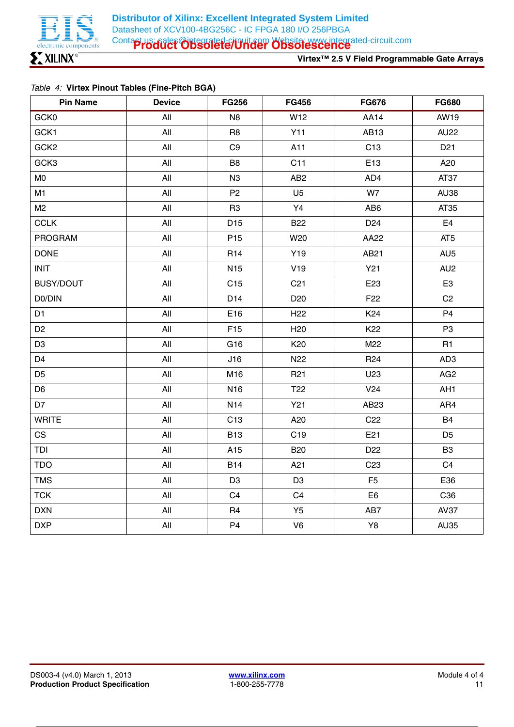*Table 4:* **Virtex Pinout Tables (Fine-Pitch BGA)**

| Pin Name | Device | FG256 | FG456 | FG676 | FG680 |
|---|---|---|---|---|---|
| GCK0 | All | N8 | W12 | AA14 | AW19 |
| GCK1 | All | R8 | Y11 | AB13 | AU22 |
| GCK2 | All | C9 | A11 | C13 | D21 |
| GCK3 | All | B8 | C11 | E13 | A20 |
| M0 | All | N3 | AB2 | AD4 | AT37 |
| M1 | All | P2 | U5 | W7 | AU38 |
| M2 | All | R3 | Y4 | AB6 | AT35 |
| CCLK | All | D15 | B22 | D24 | E4 |
| PROGRAM | All | P15 | W20 | AA22 | AT5 |
| DONE | All | R14 | Y19 | AB21 | AU5 |
| INIT | All | N15 | V19 | Y21 | AU2 |
| BUSY/DOUT | All | C15 | C21 | E23 | E3 |
| D0/DIN | All | D14 | D20 | F22 | C2 |
| D1 | All | E16 | H22 | K24 | P4 |
| D2 | All | F15 | H20 | K22 | P3 |
| D3 | All | G16 | K20 | M22 | R1 |
| D4 | All | J16 | N22 | R24 | AD3 |
| D5 | All | M16 | R21 | U23 | AG2 |
| D6 | All | N16 | T22 | V24 | AH1 |
| D7 | All | N14 | Y21 | AB23 | AR4 |
| WRITE | All | C13 | A20 | C22 | B4 |
| CS | All | B13 | C19 | E21 | D5 |
| TDI | All | A15 | B20 | D22 | B3 |
| TDO | All | B14 | A21 | C23 | C4 |
| TMS | All | D3 | D3 | F5 | E36 |
| TCK | All | C4 | C4 | E6 | C36 |
| DXN | All | R4 | Y5 | AB7 | AV37 |
| DXP | All | P4 | V6 | Y8 | AU35 |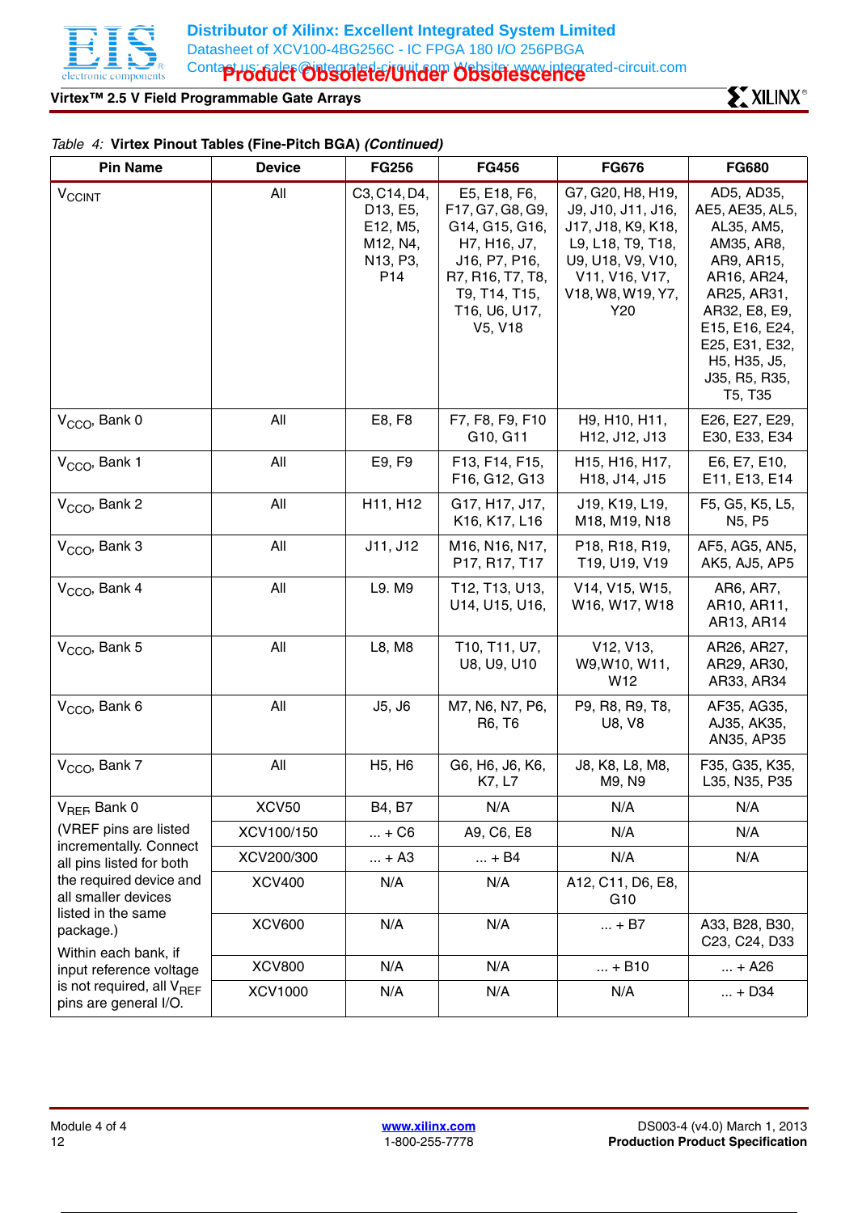Table 4: **Virtex Pinout Tables (Fine-Pitch BGA)** ***(Continued)***

| Pin Name | Device | FG256 | FG456 | FG676 | FG680 |
|---|---|---|---|---|---|
| $V_{CCINT}$ | All | C3, C14, D4, D13, E5, E12, M5, M12, N4, N13, P3, P14 | E5, E18, F6, F17, G7, G8, G9, G14, G15, G16, H7, H16, J7, J16, P7, P16, R7, R16, T7, T8, T9, T14, T15, T16, U6, U17, V5, V18 | G7, G20, H8, H19, J9, J10, J11, J16, J17, J18, K9, K18, L9, L18, T9, T18, U9, U18, V9, V10, V11, V16, V17, V18, W8, W19, Y7, Y20 | AD5, AD35, AE5, AE35, AL5, AL35, AM5, AM35, AR8, AR9, AR15, AR16, AR24, AR25, AR31, AR32, E8, E9, E15, E16, E24, E25, E31, E32, H5, H35, J5, J35, R5, R35, T5, T35 |
| $V_{CCO}$, Bank 0 | All | E8, F8 | F7, F8, F9, F10 G10, G11 | H9, H10, H11, H12, J12, J13 | E26, E27, E29, E30, E33, E34 |
| $V_{CCO}$, Bank 1 | All | E9, F9 | F13, F14, F15, F16, G12, G13 | H15, H16, H17, H18, J14, J15 | E6, E7, E10, E11, E13, E14 |
| $V_{CCO}$, Bank 2 | All | H11, H12 | G17, H17, J17, K16, K17, L16 | J19, K19, L19, M18, M19, N18 | F5, G5, K5, L5, N5, P5 |
| $V_{CCO}$, Bank 3 | All | J11, J12 | M16, N16, N17, P17, R17, T17 | P18, R18, R19, T19, U19, V19 | AF5, AG5, AN5, AK5, AJ5, AP5 |
| $V_{CCO}$, Bank 4 | All | L9. M9 | T12, T13, U13, U14, U15, U16, | V14, V15, W15, W16, W17, W18 | AR6, AR7, AR10, AR11, AR13, AR14 |
| $V_{CCO}$, Bank 5 | All | L8, M8 | T10, T11, U7, U8, U9, U10 | V12, V13, W9,W10, W11, W12 | AR26, AR27, AR29, AR30, AR33, AR34 |
| $V_{CCO}$, Bank 6 | All | J5, J6 | M7, N6, N7, P6, R6, T6 | P9, R8, R9, T8, U8, V8 | AF35, AG35, AJ35, AK35, AN35, AP35 |
| $V_{CCO}$, Bank 7 | All | H5, H6 | G6, H6, J6, K6, K7, L7 | J8, K8, L8, M8, M9, N9 | F35, G35, K35, L35, N35, P35 |
| $V_{REF}$, Bank 0 | XCV50 | B4, B7 | N/A | N/A | N/A |
| (VREF pins are listed incrementally. Connect all pins listed for both the required device and all smaller devices listed in the same package.) | XCV100/150 | ... + C6 | A9, C6, E8 | N/A | N/A |
| Within each bank, if input reference voltage is not required, all $V_{REF}$ pins are general I/O. | XCV200/300 | ... + A3 | ... + B4 | N/A | N/A |
| | XCV400 | N/A | N/A | A12, C11, D6, E8, G10 | |
| | XCV600 | N/A | N/A | ... + B7 | A33, B28, B30, C23, C24, D33 |
| | XCV800 | N/A | N/A | ... + B10 | ... + A26 |
| | XCV1000 | N/A | N/A | N/A | ... + D34 |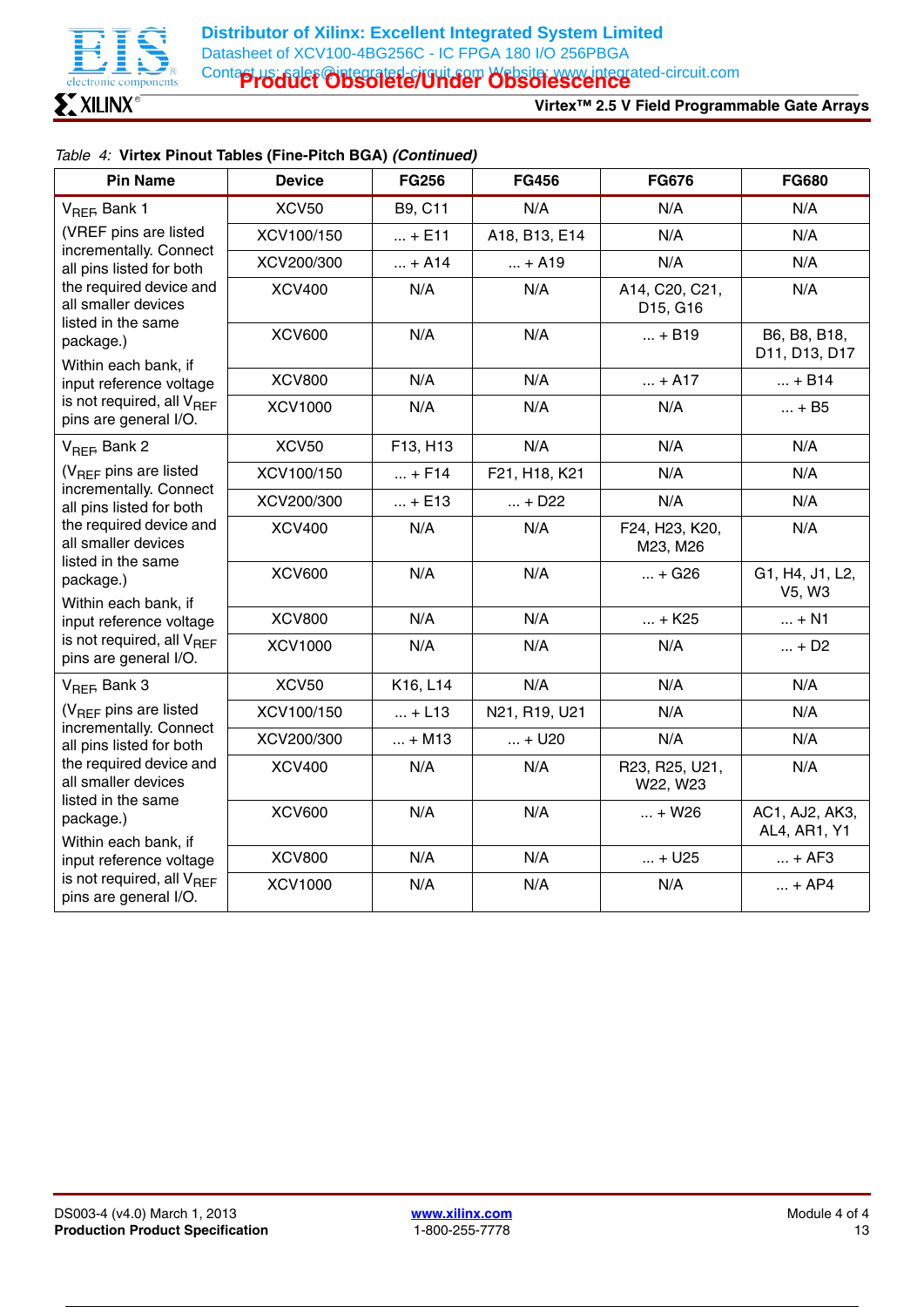*Table 4:* **Virtex Pinout Tables (Fine-Pitch BGA)** ***(Continued)***

| Pin Name | Device | FG256 | FG456 | FG676 | FG680 |
|---|---|---|---|---|---|
| $V_{REF}$, Bank 1 (VREF pins are listed incrementally. Connect all pins listed for both the required device and all smaller devices listed in the same package.) Within each bank, if input reference voltage is not required, all $V_{REF}$ pins are general I/O. | XCV50 | B9, C11 | N/A | N/A | N/A |
| | XCV100/150 | ... + E11 | A18, B13, E14 | N/A | N/A |
| | XCV200/300 | ... + A14 | ... + A19 | N/A | N/A |
| | XCV400 | N/A | N/A | A14, C20, C21, D15, G16 | N/A |
| | XCV600 | N/A | N/A | ... + B19 | B6, B8, B18, D11, D13, D17 |
| | XCV800 | N/A | N/A | ... + A17 | ... + B14 |
| | XCV1000 | N/A | N/A | N/A | ... + B5 |
| $V_{REF}$, Bank 2 ($V_{REF}$ pins are listed incrementally. Connect all pins listed for both the required device and all smaller devices listed in the same package.) Within each bank, if input reference voltage is not required, all $V_{REF}$ pins are general I/O. | XCV50 | F13, H13 | N/A | N/A | N/A |
| | XCV100/150 | ... + F14 | F21, H18, K21 | N/A | N/A |
| | XCV200/300 | ... + E13 | ... + D22 | N/A | N/A |
| | XCV400 | N/A | N/A | F24, H23, K20, M23, M26 | N/A |
| | XCV600 | N/A | N/A | ... + G26 | G1, H4, J1, L2, V5, W3 |
| | XCV800 | N/A | N/A | ... + K25 | ... + N1 |
| | XCV1000 | N/A | N/A | N/A | ... + D2 |
| $V_{REF}$, Bank 3 ($V_{REF}$ pins are listed incrementally. Connect all pins listed for both the required device and all smaller devices listed in the same package.) Within each bank, if input reference voltage is not required, all $V_{REF}$ pins are general I/O. | XCV50 | K16, L14 | N/A | N/A | N/A |
| | XCV100/150 | ... + L13 | N21, R19, U21 | N/A | N/A |
| | XCV200/300 | ... + M13 | ... + U20 | N/A | N/A |
| | XCV400 | N/A | N/A | R23, R25, U21, W22, W23 | N/A |
| | XCV600 | N/A | N/A | ... + W26 | AC1, AJ2, AK3, AL4, AR1, Y1 |
| | XCV800 | N/A | N/A | ... + U25 | ... + AF3 |
| | XCV1000 | N/A | N/A | N/A | ... + AP4 |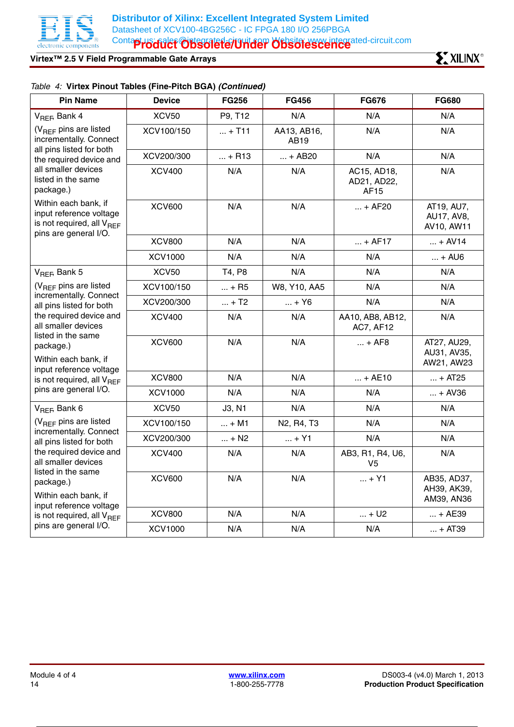*Table 4:* **Virtex Pinout Tables (Fine-Pitch BGA)** ***(Continued)***

| Pin Name | Device | FG256 | FG456 | FG676 | FG680 |
|---|---|---|---|---|---|
| $V_{REF}$, Bank 4 ($V_{REF}$ pins are listed incrementally. Connect all pins listed for both the required device and all smaller devices listed in the same package.) Within each bank, if input reference voltage is not required, all $V_{REF}$ pins are general I/O. | XCV50 | P9, T12 | N/A | N/A | N/A |
| | XCV100/150 | ... + T11 | AA13, AB16, AB19 | N/A | N/A |
| | XCV200/300 | ... + R13 | ... + AB20 | N/A | N/A |
| | XCV400 | N/A | N/A | AC15, AD18, AD21, AD22, AF15 | N/A |
| | XCV600 | N/A | N/A | ... + AF20 | AT19, AU7, AU17, AV8, AV10, AW11 |
| | XCV800 | N/A | N/A | ... + AF17 | ... + AV14 |
| | XCV1000 | N/A | N/A | N/A | ... + AU6 |
| $V_{REF}$, Bank 5 ($V_{REF}$ pins are listed incrementally. Connect all pins listed for both the required device and all smaller devices listed in the same package.) Within each bank, if input reference voltage is not required, all $V_{REF}$ pins are general I/O. | XCV50 | T4, P8 | N/A | N/A | N/A |
| | XCV100/150 | ... + R5 | W8, Y10, AA5 | N/A | N/A |
| | XCV200/300 | ... + T2 | ... + Y6 | N/A | N/A |
| | XCV400 | N/A | N/A | AA10, AB8, AB12, AC7, AF12 | N/A |
| | XCV600 | N/A | N/A | ... + AF8 | AT27, AU29, AU31, AV35, AW21, AW23 |
| | XCV800 | N/A | N/A | ... + AE10 | ... + AT25 |
| | XCV1000 | N/A | N/A | N/A | ... + AV36 |
| $V_{REF}$, Bank 6 ($V_{REF}$ pins are listed incrementally. Connect all pins listed for both the required device and all smaller devices listed in the same package.) Within each bank, if input reference voltage is not required, all $V_{REF}$ pins are general I/O. | XCV50 | J3, N1 | N/A | N/A | N/A |
| | XCV100/150 | ... + M1 | N2, R4, T3 | N/A | N/A |
| | XCV200/300 | ... + N2 | ... + Y1 | N/A | N/A |
| | XCV400 | N/A | N/A | AB3, R1, R4, U6, V5 | N/A |
| | XCV600 | N/A | N/A | ... + Y1 | AB35, AD37, AH39, AK39, AM39, AN36 |
| | XCV800 | N/A | N/A | ... + U2 | ... + AE39 |
| | XCV1000 | N/A | N/A | N/A | ... + AT39 |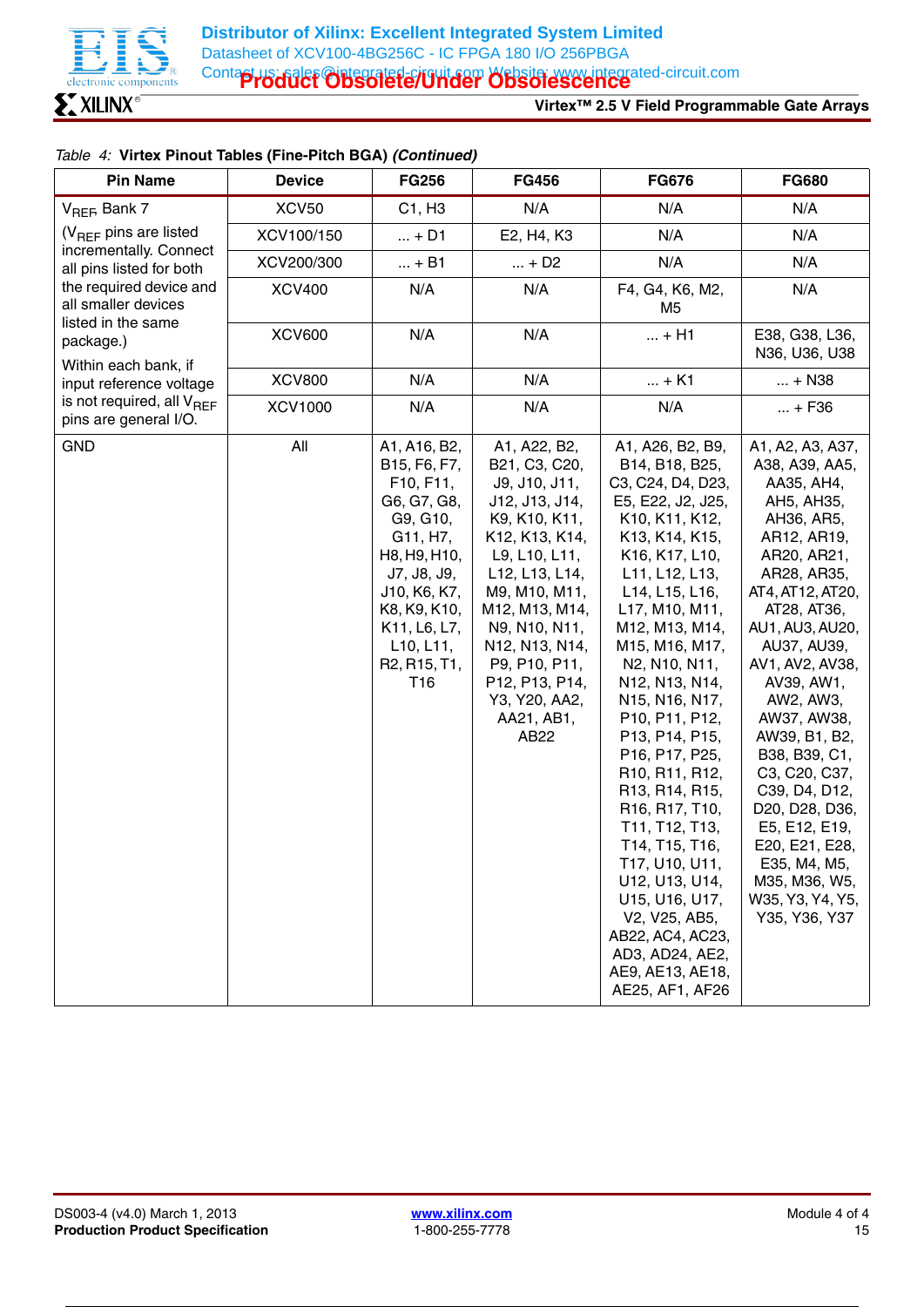Table 4: **Virtex Pinout Tables (Fine-Pitch BGA)** ***(Continued)***

| Pin Name | Device | FG256 | FG456 | FG676 | FG680 |
|---|---|---|---|---|---|
| $V_{REF}$ Bank 7 | XCV50 | C1, H3 | N/A | N/A | N/A |
| ($V_{REF}$ pins are listed incrementally. Connect all pins listed for both the required device and all smaller devices listed in the same package.) | XCV100/150 | ... + D1 | E2, H4, K3 | N/A | N/A |
| Within each bank, if input reference voltage is not required, all $V_{REF}$ pins are general I/O. | XCV200/300 | ... + B1 | ... + D2 | N/A | N/A |
| | XCV400 | N/A | N/A | F4, G4, K6, M2, M5 | N/A |
| | XCV600 | N/A | N/A | ... + H1 | E38, G38, L36, N36, U36, U38 |
| | XCV800 | N/A | N/A | ... + K1 | ... + N38 |
| | XCV1000 | N/A | N/A | N/A | ... + F36 |
| GND | All | A1, A16, B2, B15, F6, F7, F10, F11, G6, G7, G8, G9, G10, G11, H7, H8, H9, H10, J7, J8, J9, J10, K6, K7, K8, K9, K10, K11, L6, L7, L10, L11, R2, R15, T1, T16 | A1, A22, B2, B21, C3, C20, J9, J10, J11, J12, J13, J14, K9, K10, K11, K12, K13, K14, L9, L10, L11, L12, L13, L14, M9, M10, M11, M12, M13, M14, N9, N10, N11, N12, N13, N14, P9, P10, P11, P12, P13, P14, Y3, Y20, AA2, AA21, AB1, AB22 | A1, A26, B2, B9, B14, B18, B25, C3, C24, D4, D23, E5, E22, J2, J25, K10, K11, K12, K13, K14, K15, K16, K17, L10, L11, L12, L13, L14, L15, L16, L17, M10, M11, M12, M13, M14, M15, M16, M17, N2, N10, N11, N12, N13, N14, N15, N16, N17, P10, P11, P12, P13, P14, P15, P16, P17, P25, R10, R11, R12, R13, R14, R15, R16, R17, T10, T11, T12, T13, T14, T15, T16, T17, U10, U11, U12, U13, U14, U15, U16, U17, V2, V25, AB5, AB22, AC4, AC23, AD3, AD24, AE2, AE9, AE13, AE18, AE25, AF1, AF26 | A1, A2, A3, A37, A38, A39, AA5, AA35, AH4, AH5, AH35, AH36, AR5, AR12, AR19, AR20, AR21, AR28, AR35, AT4, AT12, AT20, AT28, AT36, AU1, AU3, AU20, AU37, AU39, AV1, AV2, AV38, AV39, AW1, AW2, AW3, AW37, AW38, AW39, B1, B2, B38, B39, C1, C3, C20, C37, C39, D4, D12, D20, D28, D36, E5, E12, E19, E20, E21, E28, E35, M4, M5, M35, M36, W5, W35, Y3, Y4, Y5, Y35, Y36, Y37 |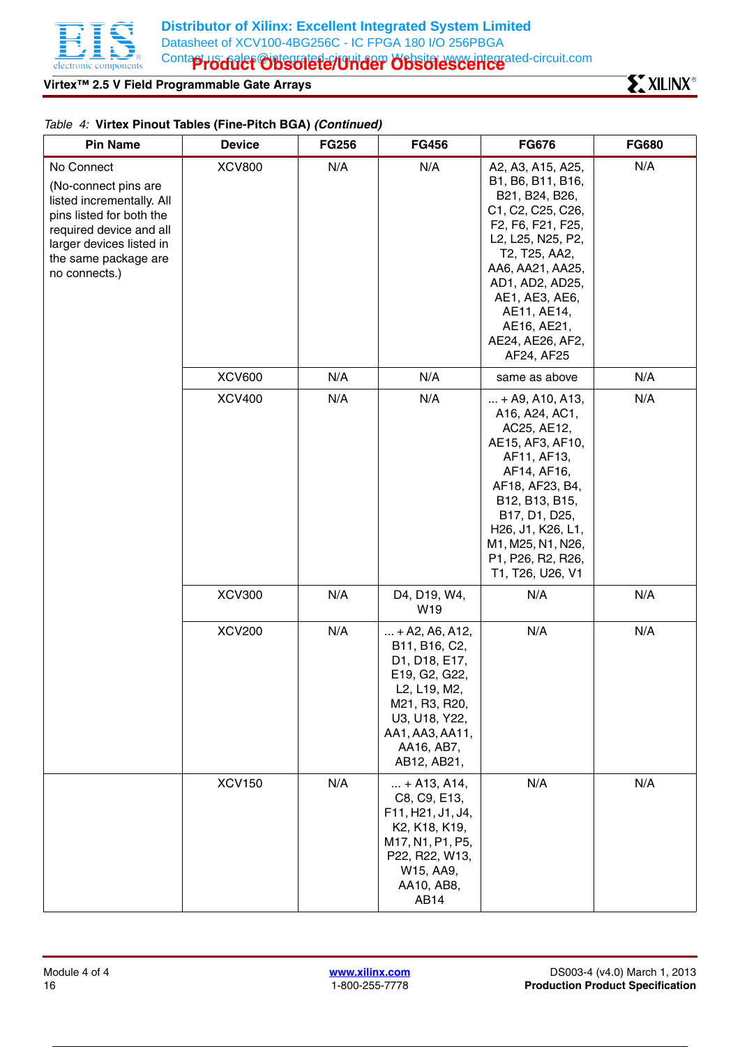*Table 4:* **Virtex Pinout Tables (Fine-Pitch BGA)** ***(Continued)***

| Pin Name | Device | FG256 | FG456 | FG676 | FG680 |
|---|---|---|---|---|---|
| No Connect (No-connect pins are listed incrementally. All pins listed for both the required device and all larger devices listed in the same package are no connects.) | XCV800 | N/A | N/A | A2, A3, A15, A25, B1, B6, B11, B16, B21, B24, B26, C1, C2, C25, C26, F2, F6, F21, F25, L2, L25, N25, P2, T2, T25, AA2, AA6, AA21, AA25, AD1, AD2, AD25, AE1, AE3, AE6, AE11, AE14, AE16, AE21, AE24, AE26, AF2, AF24, AF25 | N/A |
| | XCV600 | N/A | N/A | same as above | N/A |
| | XCV400 | N/A | N/A | ... + A9, A10, A13, A16, A24, AC1, AC25, AE12, AE15, AF3, AF10, AF11, AF13, AF14, AF16, AF18, AF23, B4, B12, B13, B15, B17, D1, D25, H26, J1, K26, L1, M1, M25, N1, N26, P1, P26, R2, R26, T1, T26, U26, V1 | N/A |
| | XCV300 | N/A | D4, D19, W4, W19 | N/A | N/A |
| | XCV200 | N/A | ... + A2, A6, A12, B11, B16, C2, D1, D18, E17, E19, G2, G22, L2, L19, M2, M21, R3, R20, U3, U18, Y22, AA1, AA3, AA11, AA16, AB7, AB12, AB21, | N/A | N/A |
| | XCV150 | N/A | ... + A13, A14, C8, C9, E13, F11, H21, J1, J4, K2, K18, K19, M17, N1, P1, P5, P22, R22, W13, W15, AA9, AA10, AB8, AB14 | N/A | N/A |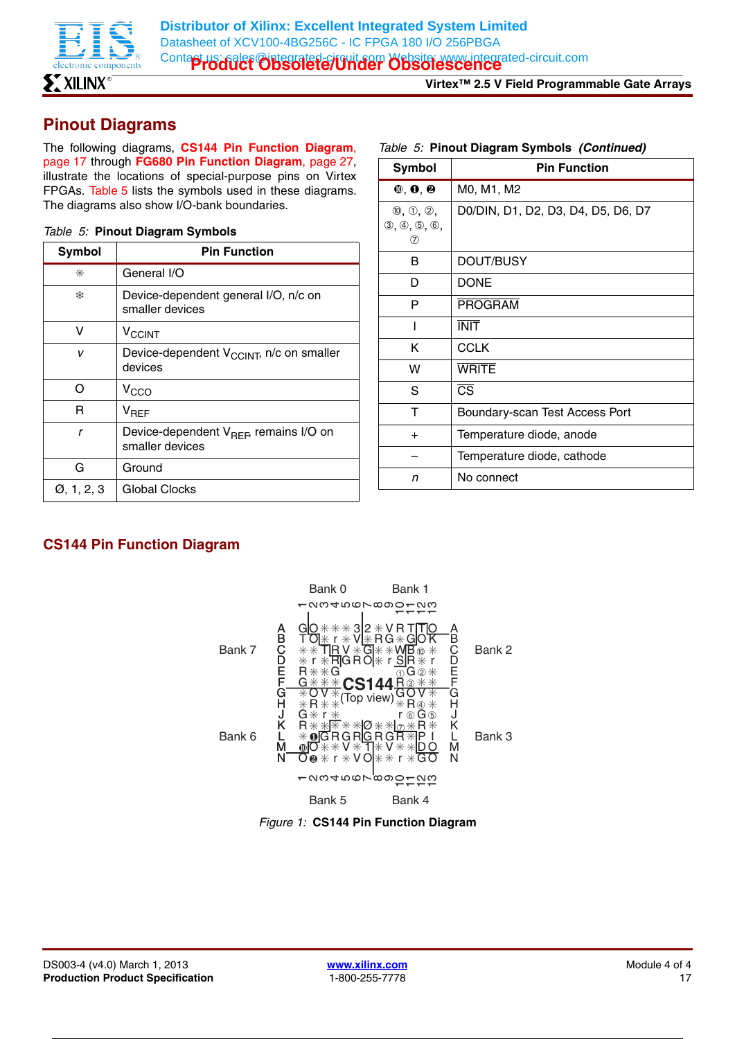# Pinout Diagrams

The following diagrams, CS144 Pin Function Diagram, page 17 through FG680 Pin Function Diagram, page 27, illustrate the locations of special-purpose pins on Virtex FPGAs. Table 5 lists the symbols used in these diagrams. The diagrams also show I/O-bank boundaries.

*Table 5:* **Pinout Diagram Symbols**

| Symbol | Pin Function |
|---|---|
| ✳ | General I/O |
| ❄ | Device-dependent general I/O, n/c on smaller devices |
| V | $V_{CCINT}$ |
| *v* | Device-dependent $V_{CCINT}$, n/c on smaller devices |
| O | $V_{CCO}$ |
| R | $V_{REF}$ |
| *r* | Device-dependent $V_{REF}$, remains I/O on smaller devices |
| G | Ground |
| Ø, 1, 2, 3 | Global Clocks |

*Table 5:* **Pinout Diagram Symbols** *(Continued)*

| Symbol | Pin Function |
|---|---|
| ⓿, ❶, ❷ | M0, M1, M2 |
| ⓪, ①, ②, ③, ④, ⑤, ⑥, ⑦ | D0/DIN, D1, D2, D3, D4, D5, D6, D7 |
| B | DOUT/BUSY |
| D | DONE |
| P | $\overline{\text{PROGRAM}}$ |
| I | $\overline{\text{INIT}}$ |
| K | CCLK |
| W | $\overline{\text{WRITE}}$ |
| S | $\overline{\text{CS}}$ |
| T | Boundary-scan Test Access Port |
| + | Temperature diode, anode |
| – | Temperature diode, cathode |
| *n* | No connect |

## CS144 Pin Function Diagram

```
                     Bank 0            Bank 1
                 1 2 3 4 5 6 7 8 9 10 11 12 13
             A   G O ✳ ✳ ✳ 3 2 ✳ V R T T O   A
             B   T O ✳ r ✳ V ✳ R G ✳ G O K   B
Bank 7       C   ✳ ✳ T R V ✳ G ✳ ✳ W B ⓪ ✳   C     Bank 2
             D   ✳ r ✳ R G R O ✳ r S R ✳ r   D
             E   R ✳ ✳ G             ① G ② ✳ E
             F   G ✳ ✳ ✳   CS144     R ③ ✳ ✳ F
             G   ✳ O V ✳ (Top view)  G O V ✳ G
             H   ✳ R ✳ ✳             ✳ R ④ ✳ H
             J   G ✳ r ✳             r ⑥ G ⑤ J
Bank 6       K   R ✳ ✳ ✳ ✳ ✳ Ø ✳ ✳ ⑦ ✳ R ✳   K     Bank 3
             L   ✳ ❶ G R G R G R G R ✳ P I   L
             M   ⓿ O ✳ ✳ V ✳ 1 ✳ V ✳ ✳ D O   M
             N   O ❷ ✳ r ✳ V O ✳ ✳ r ✳ G O   N
                 1 2 3 4 5 6 7 8 9 10 11 12 13
                     Bank 5            Bank 4
```

*Figure 1:* **CS144 Pin Function Diagram**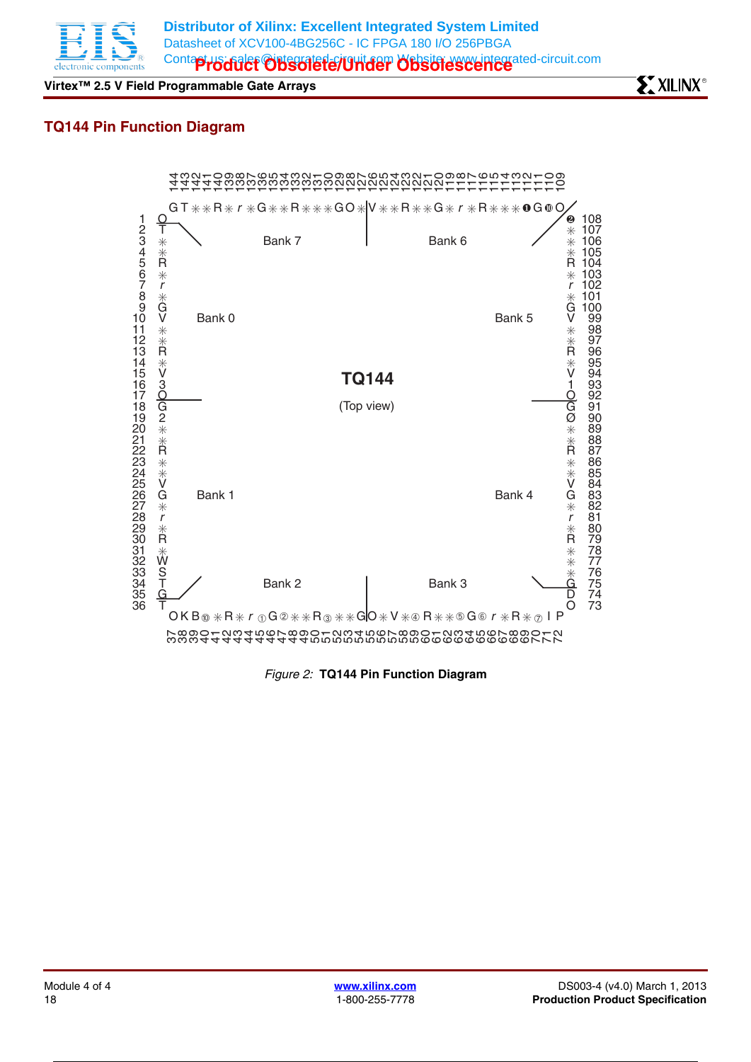## TQ144 Pin Function Diagram

Bank 7 Bank 6 Bank 0 Bank 5 TQ144 (Top view) Bank 1 Bank 4 Bank 2 Bank 3

*Figure 2:* **TQ144 Pin Function Diagram**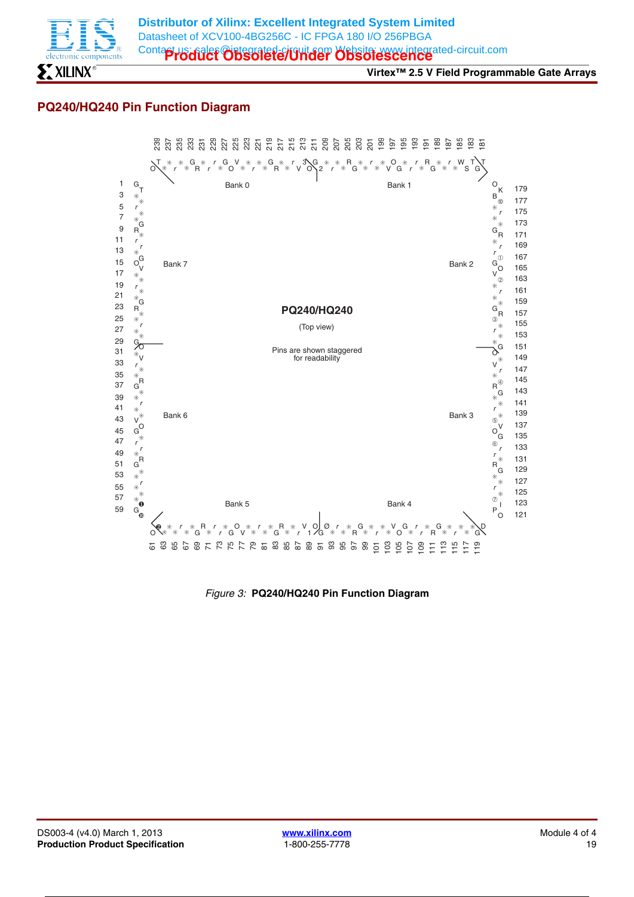## PQ240/HQ240 Pin Function Diagram

Figure 3: **PQ240/HQ240 Pin Function Diagram**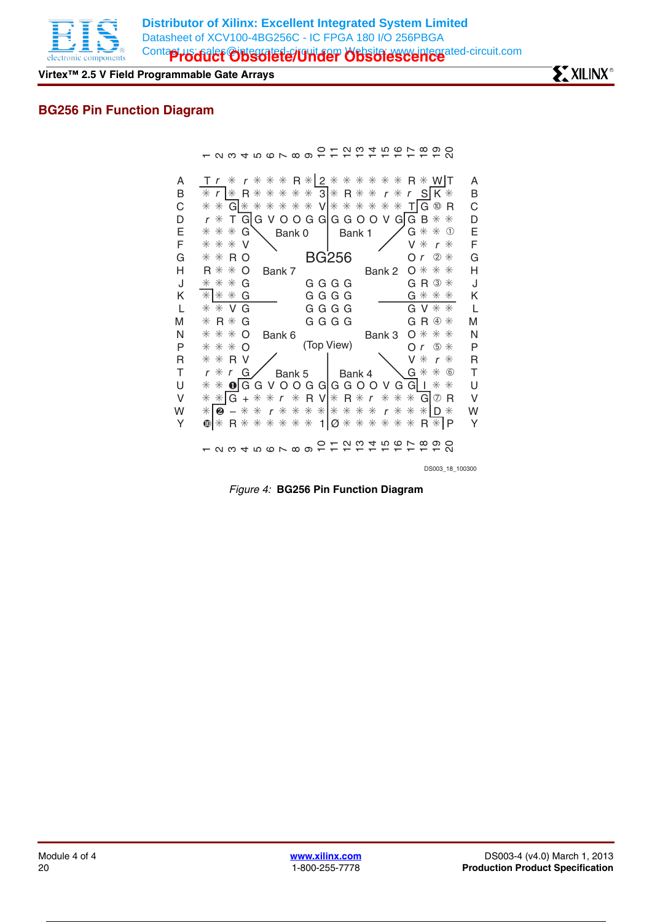## BG256 Pin Function Diagram

|   | 1 | 2 | 3 | 4 | 5 | 6 | 7 | 8 | 9 | 10 | 11 | 12 | 13 | 14 | 15 | 16 | 17 | 18 | 19 | 20 |   |
|---|---|---|---|---|---|---|---|---|---|---|---|---|---|---|---|---|---|---|---|---|---|
| A | T | r | ✳ | r | ✳ | ✳ | ✳ | R | ✳ | 2 | ✳ | ✳ | ✳ | ✳ | ✳ | ✳ | R | ✳ | W | T | A |
| B | ✳ | r | ✳ | R | ✳ | ✳ | ✳ | ✳ | ✳ | 3 | ✳ | R | ✳ | ✳ | r | ✳ | r | S | K | ✳ | B |
| C | ✳ | ✳ | G | ✳ | ✳ | ✳ | ✳ | ✳ | ✳ | V | ✳ | ✳ | ✳ | ✳ | ✳ | ✳ | T | G | ⑩ | R | C |
| D | r | ✳ | T | G | G | V | O | O | G | G | G | G | O | O | V | G | G | B | ✳ | ✳ | D |
| E | ✳ | ✳ | ✳ | G | | | | | | | | | | | | | G | ✳ | ✳ | ① | E |
| F | ✳ | ✳ | ✳ | V | | | | | | | | | | | | | V | ✳ | r | ✳ | F |
| G | ✳ | ✳ | R | O | | | | | | | | | | | | | O | r | ② | ✳ | G |
| H | R | ✳ | ✳ | O | | | | | | | | | | | | | O | ✳ | ✳ | ✳ | H |
| J | ✳ | ✳ | ✳ | G | | | | | G | G | G | G | | | | | G | R | ③ | ✳ | J |
| K | ✳ | ✳ | ✳ | G | | | | | G | G | G | G | | | | | G | ✳ | ✳ | ✳ | K |
| L | ✳ | ✳ | V | G | | | | | G | G | G | G | | | | | G | V | ✳ | ✳ | L |
| M | ✳ | R | ✳ | G | | | | | G | G | G | G | | | | | G | R | ④ | ✳ | M |
| N | ✳ | ✳ | ✳ | O | | | | | | | | | | | | | O | ✳ | ✳ | ✳ | N |
| P | ✳ | ✳ | ✳ | O | | | | | | | | | | | | | O | r | ⑤ | ✳ | P |
| R | ✳ | ✳ | R | V | | | | | | | | | | | | | V | ✳ | r | ✳ | R |
| T | r | ✳ | r | G | | | | | | | | | | | | | G | ✳ | ✳ | ⑥ | T |
| U | ✳ | ✳ | ❶ | G | G | V | O | O | G | G | G | G | O | O | V | G | G | I | ✳ | ✳ | U |
| V | ✳ | ✳ | G | + | ✳ | ✳ | r | ✳ | R | V | ✳ | R | ✳ | r | ✳ | ✳ | ✳ | G | ⑦ | R | V |
| W | ✳ | ❷ | – | ✳ | ✳ | r | ✳ | ✳ | ✳ | ✳ | ✳ | ✳ | ✳ | ✳ | r | ✳ | ✳ | ✳ | D | ✳ | W |
| Y | ❿ | ✳ | R | ✳ | ✳ | ✳ | ✳ | ✳ | ✳ | 1 | Ø | ✳ | ✳ | ✳ | ✳ | ✳ | ✳ | R | ✳ | P | Y |

BG256 (Top View) — Bank 0, Bank 1, Bank 2, Bank 3, Bank 4, Bank 5, Bank 6, Bank 7

DS003_18_100300

*Figure 4:* **BG256 Pin Function Diagram**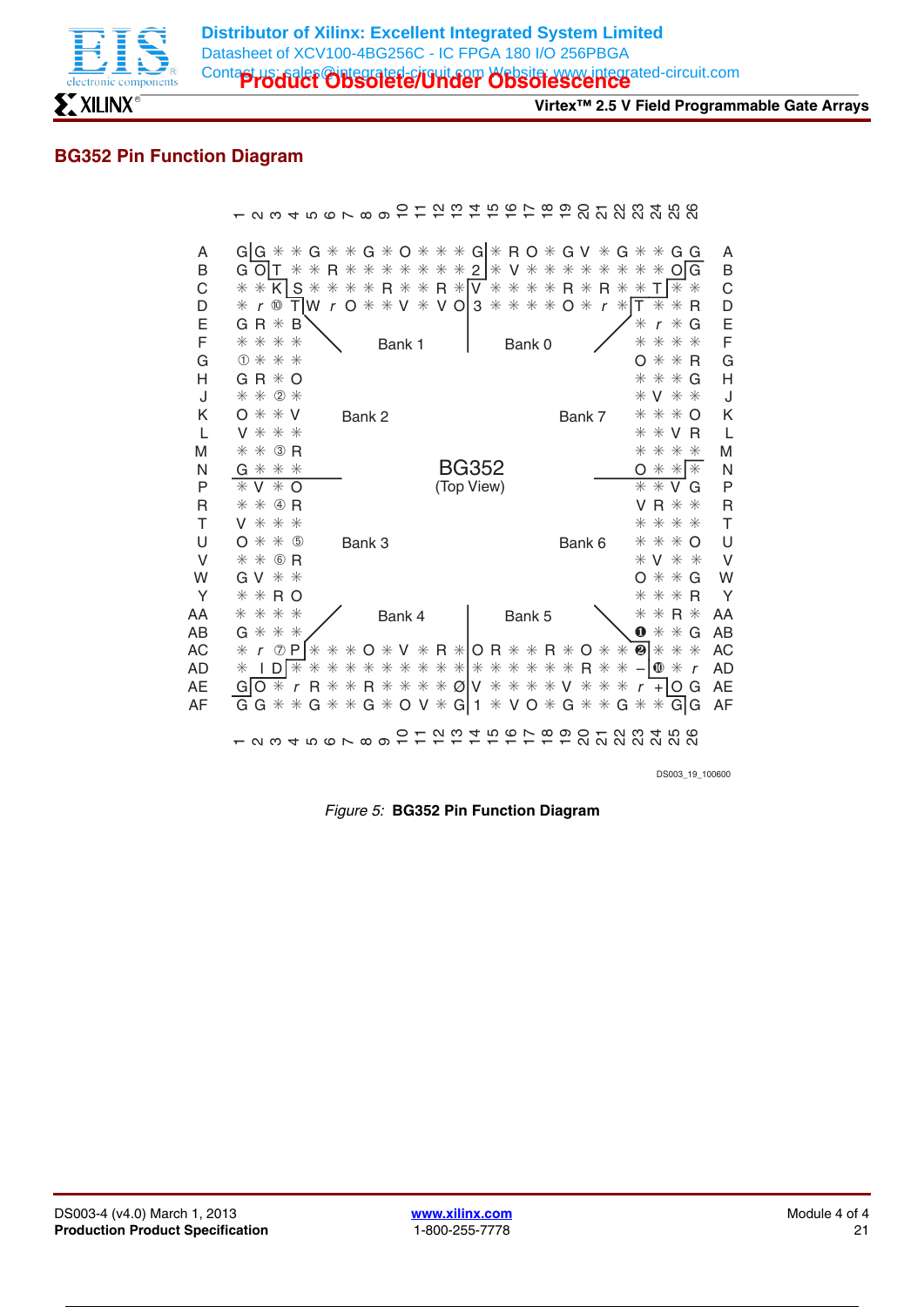Distributor of Xilinx: Excellent Integrated System Limited
Datasheet of XCV100-4BG256C - IC FPGA 180 I/O 256PBGA
Contact us: sales@integrated-circuit.com Website: www.integrated-circuit.com

**Product Obsolete/Under Obsolescence**

## BG352 Pin Function Diagram

```
     1 2 3 4 5 6 7 8 9 10 11 12 13 14 15 16 17 18 19 20 21 22 23 24 25 26

A    G|G * * G * * G * O * * * G|* R O * G V * G * * G G    A
B    G O|T * * R * * * * * * * 2|* V * * * * * * * * O|G    B
C    * * K|S * * * * R * * R *|V * * * * R * R * * T|* *    C
D    * r ⑩ T|W r O * * V * V O|3 * * * * O * r *|T * * R    D
E    G R * B                                        * r * G    E
F    * * * *        Bank 1        Bank 0             * * * *    F
G    ① * * *                                        O * * R    G
H    G R * O                                        * * * G    H
J    * * ② *                                        * V * *    J
K    O * * V        Bank 2                Bank 7     * * * O    K
L    V * * *                                        * * V R    L
M    * * ③ R                                        * * * *    M
N    G * * *                BG352                    O * *|*    N
P    * V * O              (Top View)                * * V G    P
R    * * ④ R                                        V R * *    R
T    V * * *                                        * * * *    T
U    O * * ⑤        Bank 3                Bank 6     * * * O    U
V    * * ⑥ R                                        * V * *    V
W    G V * *                                        O * * G    W
Y    * * R O                                        * * * R    Y
AA   * * * *        Bank 4        Bank 5             * * R *    AA
AB   G * * *                                        ❶ * * G    AB
AC   * r ⑦ P|* * * O * V * R *|O R * * R * O * * ❷|* * *    AC
AD   * I D|* * * * * * * * * *|* * * * * * R * * –|⑩ * r    AD
AE   G|O * r R * * * R * * * * Ø|V * * * * V * * * r +|O G    AE
AF   G G * * G * * G * O V * G|1 * V O * G * * G * * G|G    AF

     1 2 3 4 5 6 7 8 9 10 11 12 13 14 15 16 17 18 19 20 21 22 23 24 25 26
```

DS003_19_100600

*Figure 5:* **BG352 Pin Function Diagram**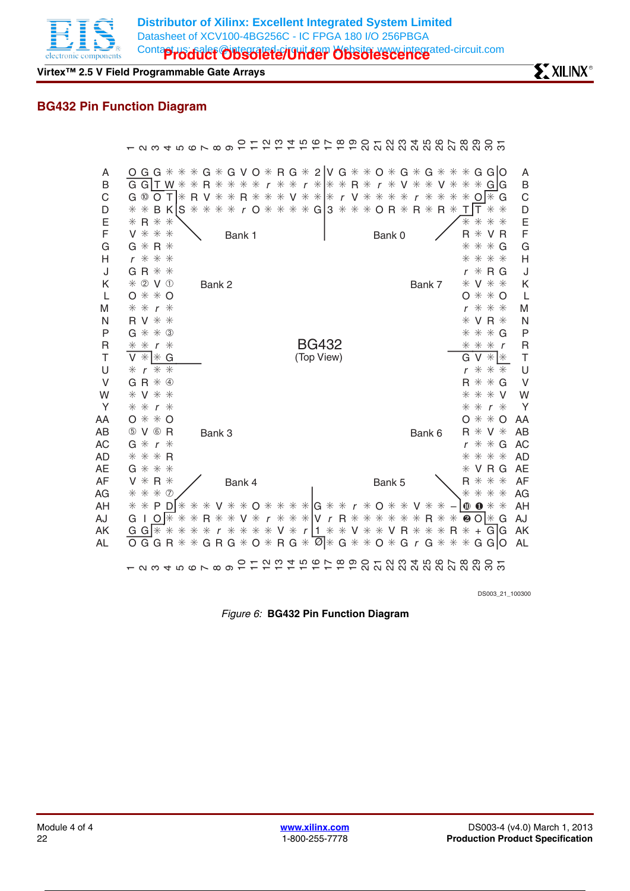## BG432 Pin Function Diagram

```
      1 2 3 4 5 6 7 8 9 10 11 12 13 14 15 16 17 18 19 20 21 22 23 24 25 26 27 28 29 30 31
  A   O G G * * * G * G V O * R G * 2 | V G * * O * G * G * * * G G | O   A
  B   G G | T W * * R * * * * r * * r * | * * R * r * V * * V * * * G | G   B
  C   G ⑩ O T | * R V * * R * * * V * * * | * r V * * * * r * * * * O | * G   C
  D   * * B K | S * * * * r O * * * * G | 3 * * * O R * R * R * T | T * *   D
  E   * R * *                                                       * * * *   E
  F   V * * *          Bank 1                  Bank 0               R * V R   F
  G   G * R *                                                       * * * G   G
  H   r * * *                                                       * * * *   H
  J   G R * *                                                       r * R G   J
  K   * ② V ①     Bank 2                                   Bank 7   * V * *   K
  L   O * * O                                                       O * * O   L
  M   * * r *                                                       r * * *   M
  N   R V * *                                                       * V R *   N
  P   G * * ③                                                       * * * G   P
  R   * * r *                      BG432                            * * * r   R
  T   V * | * G                   (Top View)                        G V * | *   T
  U   * r * *                                                       r * * *   U
  V   G R * ④                                                       R * * G   V
  W   * V * *                                                       * * * V   W
  Y   * * r *                                                       * * r *   Y
  AA  O * * O                                                       O * * O   AA
  AB  ⑤ V ⑥ R     Bank 3                                   Bank 6   R * V *   AB
  AC  G * r *                                                       r * * G   AC
  AD  * * * R                                                       * * * *   AD
  AE  G * * *                                                       * V R G   AE
  AF  V * R *          Bank 4                  Bank 5               R * * *   AF
  AG  * * * ⑦                                                       * * * *   AG
  AH  * * P D | * * * V * * O * * * * | G * * r * O * * V * * – | ⓾ ❶ * *   AH
  AJ  G I O | * * * R * * V * r * * * | V r R * * * * * * R * * ❷ O | * G   AJ
  AK  G G | * * * * * r * * * * V * r | 1 * * V * * V R * * * R * + G | G   AK
  AL  O G G R * * G R G * O * R G * Ø | * G * * O * G r G * * * G G | O   AL
      1 2 3 4 5 6 7 8 9 10 11 12 13 14 15 16 17 18 19 20 21 22 23 24 25 26 27 28 29 30 31
```

DS003_21_100300

*Figure 6:* **BG432 Pin Function Diagram**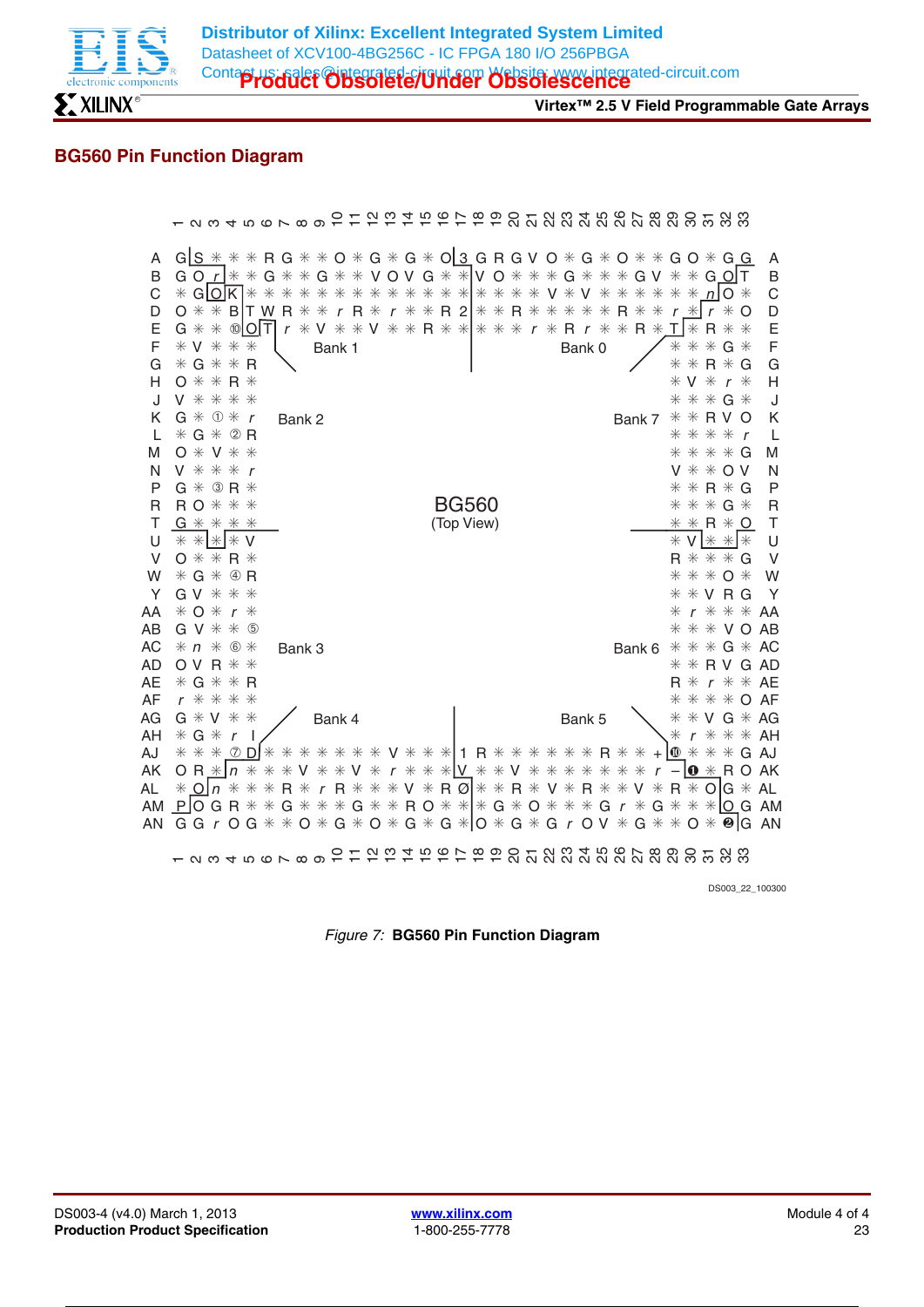## BG560 Pin Function Diagram

Figure 7: **BG560 Pin Function Diagram**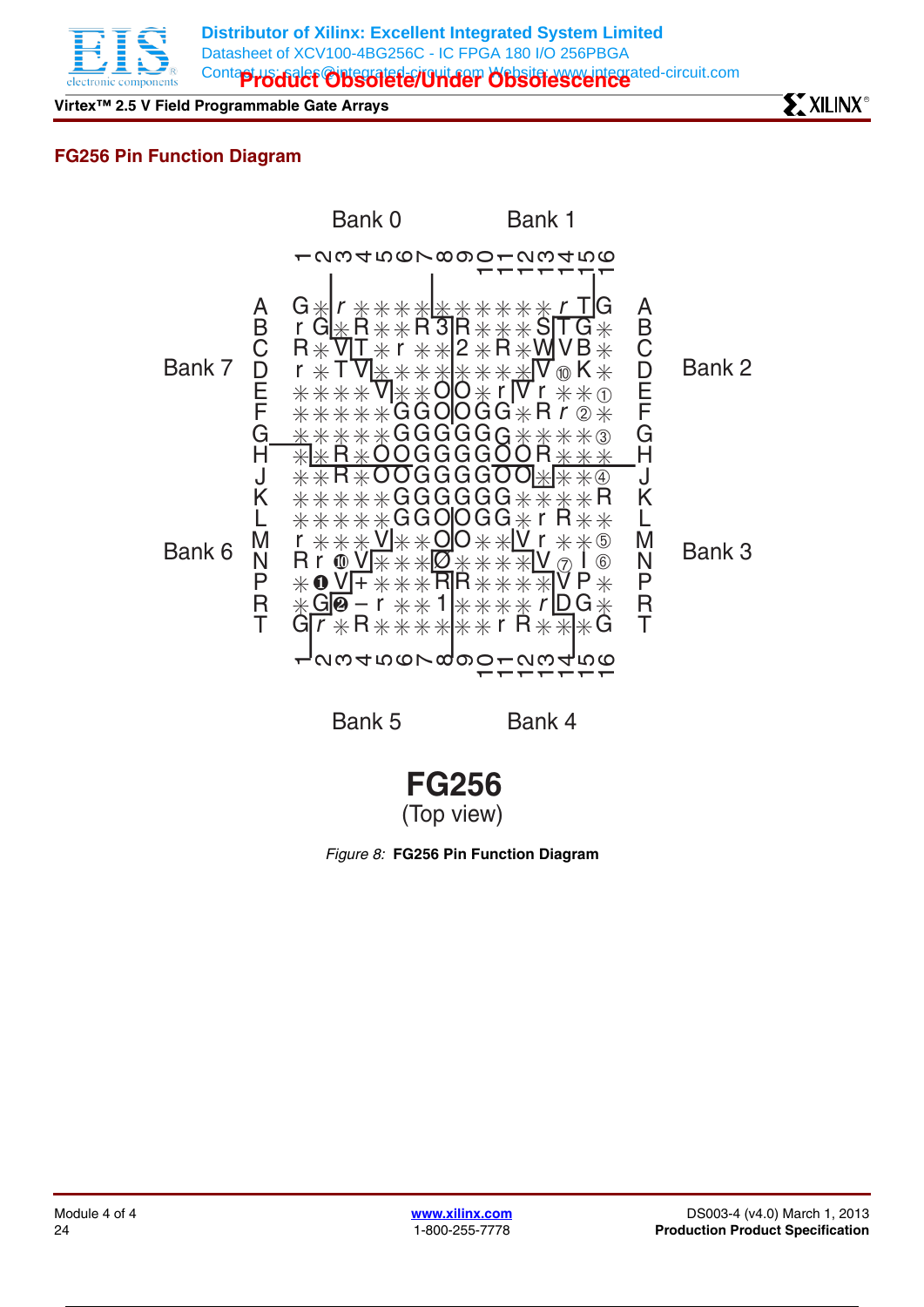## FG256 Pin Function Diagram

Bank 0 Bank 1

Bank 7 Bank 2

Bank 6 Bank 3

Bank 5 Bank 4

**FG256**

(Top view)

*Figure 8:* **FG256 Pin Function Diagram**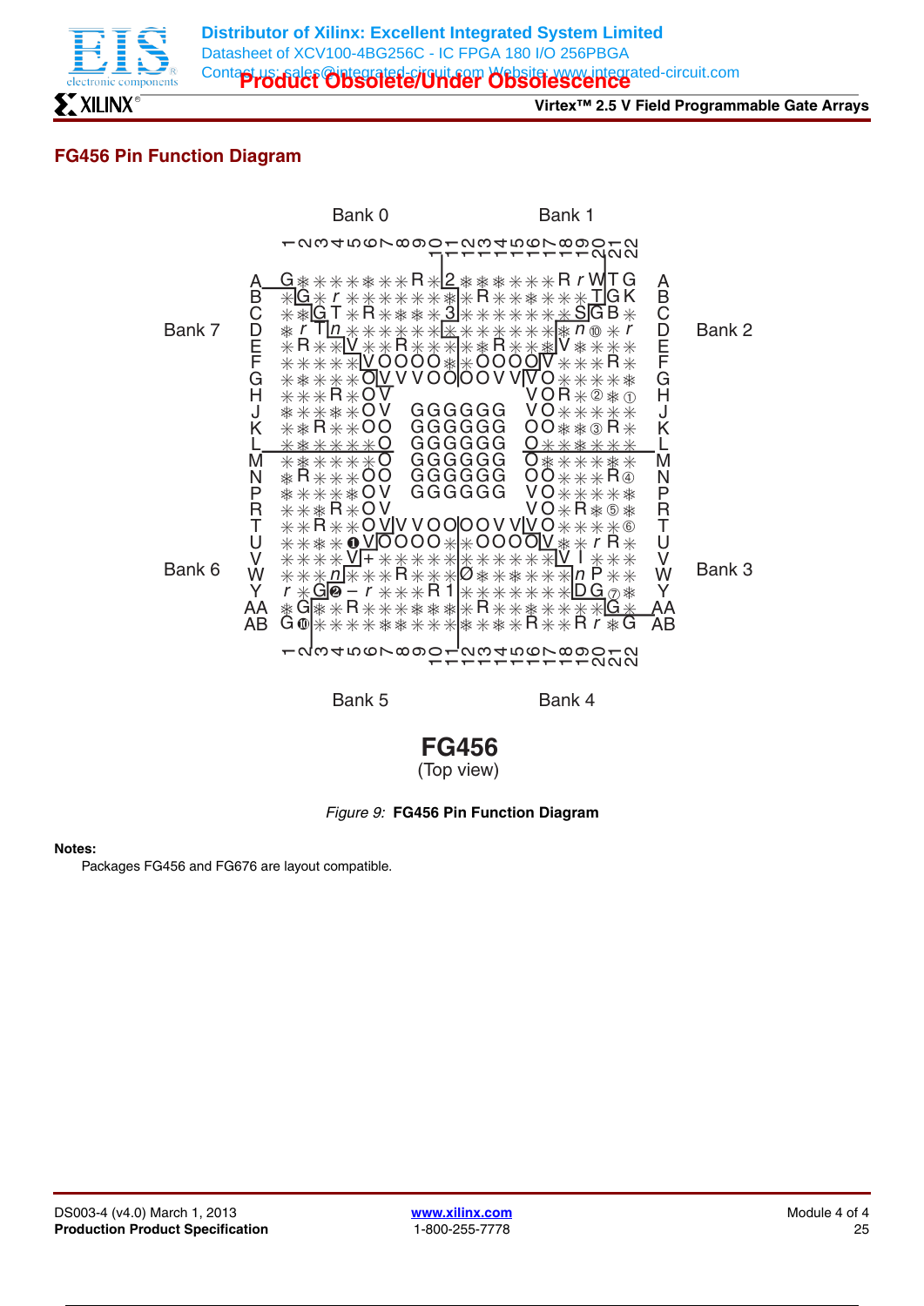## FG456 Pin Function Diagram

Bank 0 Bank 1

Bank 7 Bank 2

Bank 6 Bank 3

Bank 5 Bank 4

**FG456**
(Top view)

*Figure 9:* **FG456 Pin Function Diagram**

**Notes:**
Packages FG456 and FG676 are layout compatible.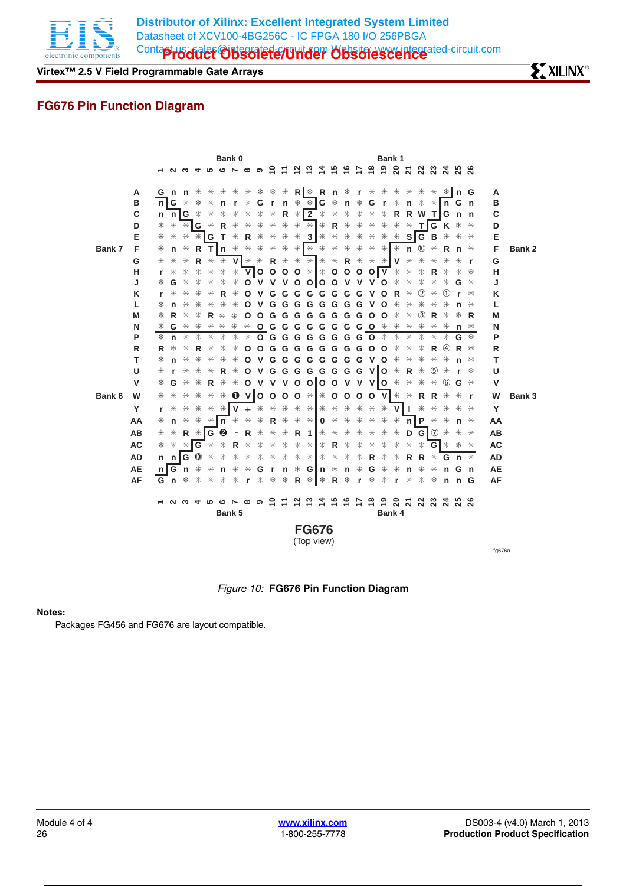## FG676 Pin Function Diagram

Figure 10: **FG676 Pin Function Diagram**

**Notes:**

Packages FG456 and FG676 are layout compatible.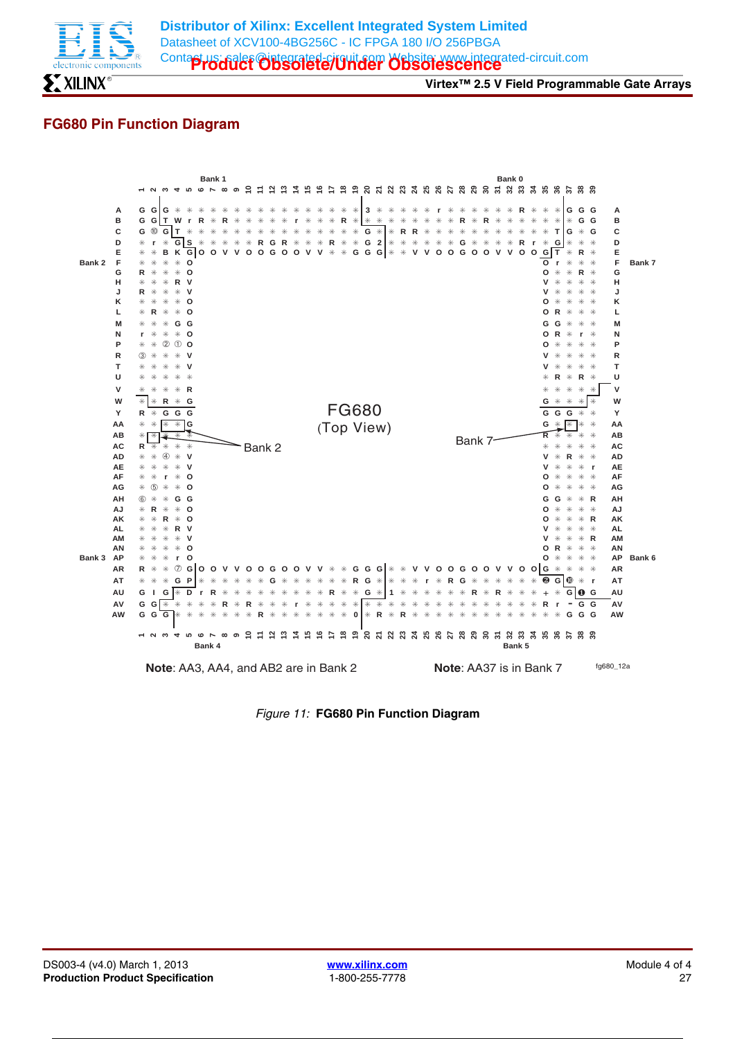**Product Obsolete/Under Obsolescence**

## FG680 Pin Function Diagram

FG680
(Top View)

Bank 0, Bank 1, Bank 2, Bank 3, Bank 4, Bank 5, Bank 6, Bank 7

**Note**: AA3, AA4, and AB2 are in Bank 2

**Note**: AA37 is in Bank 7

fg680_12a

*Figure 11:* **FG680 Pin Function Diagram**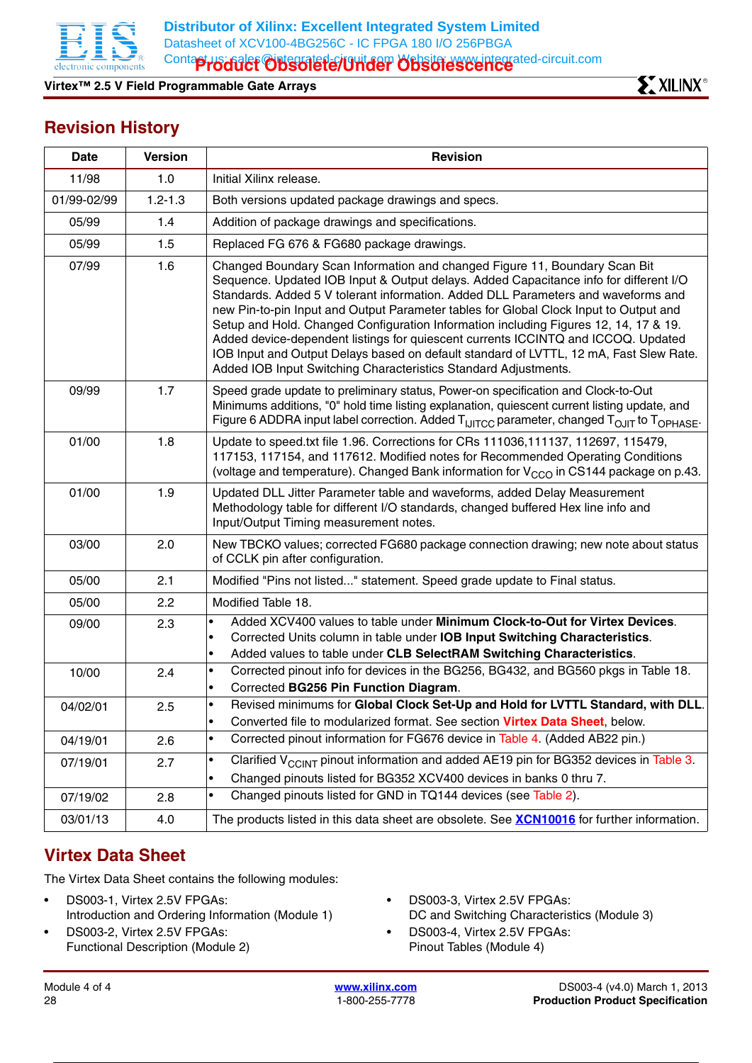## Revision History

| Date | Version | Revision |
|---|---|---|
| 11/98 | 1.0 | Initial Xilinx release. |
| 01/99-02/99 | 1.2-1.3 | Both versions updated package drawings and specs. |
| 05/99 | 1.4 | Addition of package drawings and specifications. |
| 05/99 | 1.5 | Replaced FG 676 & FG680 package drawings. |
| 07/99 | 1.6 | Changed Boundary Scan Information and changed Figure 11, Boundary Scan Bit Sequence. Updated IOB Input & Output delays. Added Capacitance info for different I/O Standards. Added 5 V tolerant information. Added DLL Parameters and waveforms and new Pin-to-pin Input and Output Parameter tables for Global Clock Input to Output and Setup and Hold. Changed Configuration Information including Figures 12, 14, 17 & 19. Added device-dependent listings for quiescent currents ICCINTQ and ICCOQ. Updated IOB Input and Output Delays based on default standard of LVTTL, 12 mA, Fast Slew Rate. Added IOB Input Switching Characteristics Standard Adjustments. |
| 09/99 | 1.7 | Speed grade update to preliminary status, Power-on specification and Clock-to-Out Minimums additions, "0" hold time listing explanation, quiescent current listing update, and Figure 6 ADDRA input label correction. Added $T_{IJITCC}$ parameter, changed $T_{OJIT}$ to $T_{OPHASE}$. |
| 01/00 | 1.8 | Update to speed.txt file 1.96. Corrections for CRs 111036,111137, 112697, 115479, 117153, 117154, and 117612. Modified notes for Recommended Operating Conditions (voltage and temperature). Changed Bank information for $V_{CCO}$ in CS144 package on p.43. |
| 01/00 | 1.9 | Updated DLL Jitter Parameter table and waveforms, added Delay Measurement Methodology table for different I/O standards, changed buffered Hex line info and Input/Output Timing measurement notes. |
| 03/00 | 2.0 | New TBCKO values; corrected FG680 package connection drawing; new note about status of CCLK pin after configuration. |
| 05/00 | 2.1 | Modified "Pins not listed..." statement. Speed grade update to Final status. |
| 05/00 | 2.2 | Modified Table 18. |
| 09/00 | 2.3 | • Added XCV400 values to table under **Minimum Clock-to-Out for Virtex Devices**.<br>• Corrected Units column in table under **IOB Input Switching Characteristics**.<br>• Added values to table under **CLB SelectRAM Switching Characteristics**. |
| 10/00 | 2.4 | • Corrected pinout info for devices in the BG256, BG432, and BG560 pkgs in Table 18.<br>• Corrected **BG256 Pin Function Diagram**. |
| 04/02/01 | 2.5 | • Revised minimums for **Global Clock Set-Up and Hold for LVTTL Standard, with DLL**.<br>• Converted file to modularized format. See section **Virtex Data Sheet**, below. |
| 04/19/01 | 2.6 | • Corrected pinout information for FG676 device in Table 4. (Added AB22 pin.) |
| 07/19/01 | 2.7 | • Clarified $V_{CCINT}$ pinout information and added AE19 pin for BG352 devices in Table 3.<br>• Changed pinouts listed for BG352 XCV400 devices in banks 0 thru 7. |
| 07/19/02 | 2.8 | • Changed pinouts listed for GND in TQ144 devices (see Table 2). |
| 03/01/13 | 4.0 | The products listed in this data sheet are obsolete. See **XCN10016** for further information. |

## Virtex Data Sheet

The Virtex Data Sheet contains the following modules:

- DS003-1, Virtex 2.5V FPGAs: Introduction and Ordering Information (Module 1)
- DS003-2, Virtex 2.5V FPGAs: Functional Description (Module 2)
- DS003-3, Virtex 2.5V FPGAs: DC and Switching Characteristics (Module 3)
- DS003-4, Virtex 2.5V FPGAs: Pinout Tables (Module 4)